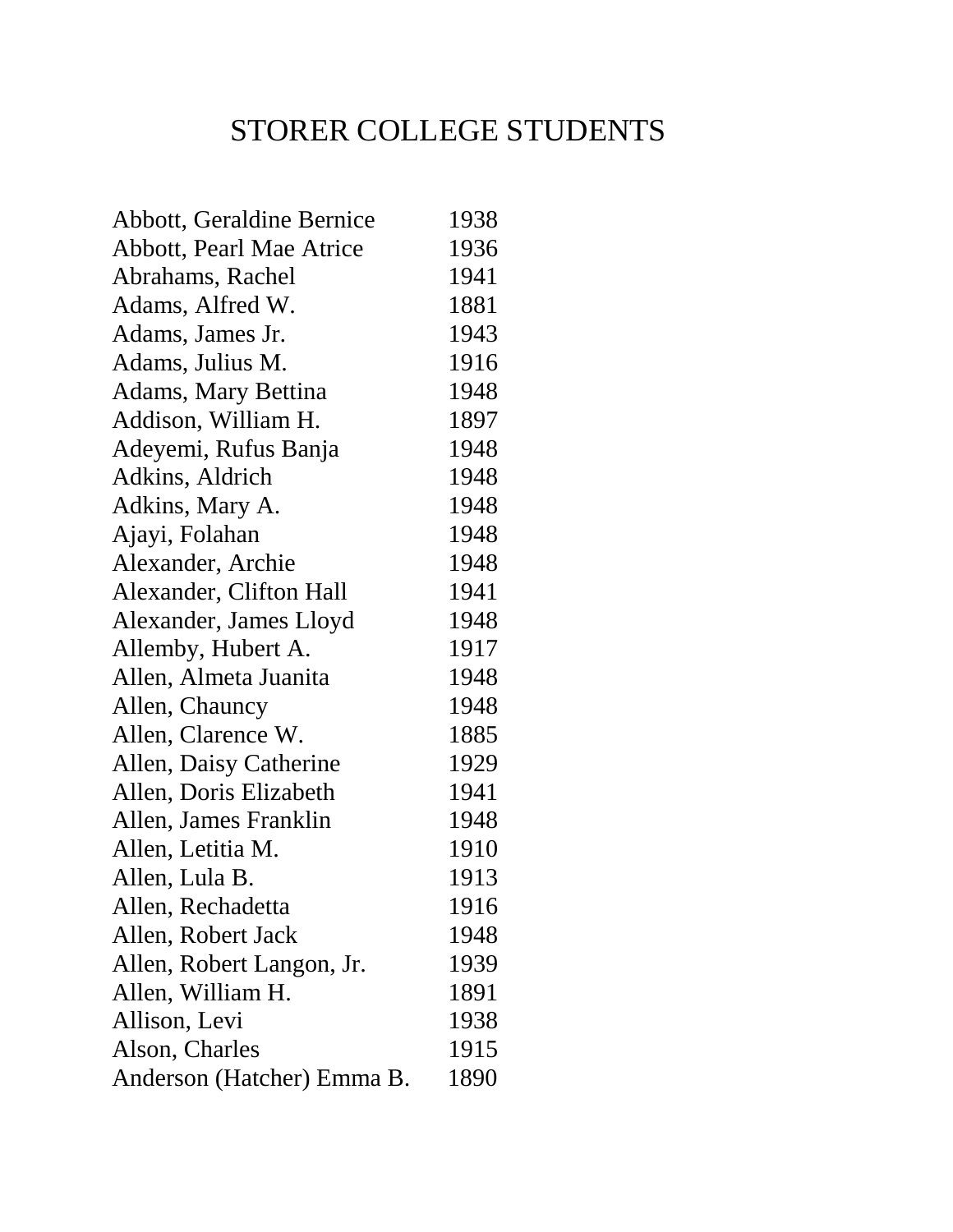# STORER COLLEGE STUDENTS

| | |
|---|---|
| Abbott, Geraldine Bernice | 1938 |
| Abbott, Pearl Mae Atrice | 1936 |
| Abrahams, Rachel | 1941 |
| Adams, Alfred W. | 1881 |
| Adams, James Jr. | 1943 |
| Adams, Julius M. | 1916 |
| Adams, Mary Bettina | 1948 |
| Addison, William H. | 1897 |
| Adeyemi, Rufus Banja | 1948 |
| Adkins, Aldrich | 1948 |
| Adkins, Mary A. | 1948 |
| Ajayi, Folahan | 1948 |
| Alexander, Archie | 1948 |
| Alexander, Clifton Hall | 1941 |
| Alexander, James Lloyd | 1948 |
| Allemby, Hubert A. | 1917 |
| Allen, Almeta Juanita | 1948 |
| Allen, Chauncy | 1948 |
| Allen, Clarence W. | 1885 |
| Allen, Daisy Catherine | 1929 |
| Allen, Doris Elizabeth | 1941 |
| Allen, James Franklin | 1948 |
| Allen, Letitia M. | 1910 |
| Allen, Lula B. | 1913 |
| Allen, Rechadetta | 1916 |
| Allen, Robert Jack | 1948 |
| Allen, Robert Langon, Jr. | 1939 |
| Allen, William H. | 1891 |
| Allison, Levi | 1938 |
| Alson, Charles | 1915 |
| Anderson (Hatcher) Emma B. | 1890 |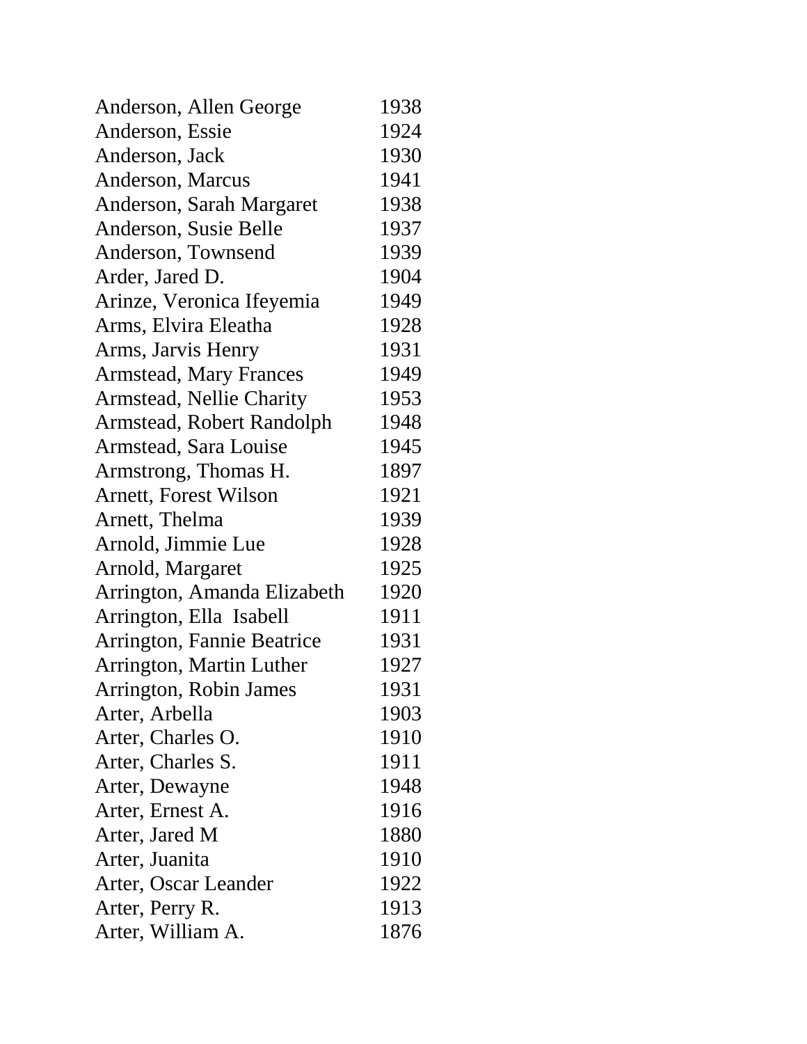| | |
|---|---|
| Anderson, Allen George | 1938 |
| Anderson, Essie | 1924 |
| Anderson, Jack | 1930 |
| Anderson, Marcus | 1941 |
| Anderson, Sarah Margaret | 1938 |
| Anderson, Susie Belle | 1937 |
| Anderson, Townsend | 1939 |
| Arder, Jared D. | 1904 |
| Arinze, Veronica Ifeyemia | 1949 |
| Arms, Elvira Eleatha | 1928 |
| Arms, Jarvis Henry | 1931 |
| Armstead, Mary Frances | 1949 |
| Armstead, Nellie Charity | 1953 |
| Armstead, Robert Randolph | 1948 |
| Armstead, Sara Louise | 1945 |
| Armstrong, Thomas H. | 1897 |
| Arnett, Forest Wilson | 1921 |
| Arnett, Thelma | 1939 |
| Arnold, Jimmie Lue | 1928 |
| Arnold, Margaret | 1925 |
| Arrington, Amanda Elizabeth | 1920 |
| Arrington, Ella Isabell | 1911 |
| Arrington, Fannie Beatrice | 1931 |
| Arrington, Martin Luther | 1927 |
| Arrington, Robin James | 1931 |
| Arter, Arbella | 1903 |
| Arter, Charles O. | 1910 |
| Arter, Charles S. | 1911 |
| Arter, Dewayne | 1948 |
| Arter, Ernest A. | 1916 |
| Arter, Jared M | 1880 |
| Arter, Juanita | 1910 |
| Arter, Oscar Leander | 1922 |
| Arter, Perry R. | 1913 |
| Arter, William A. | 1876 |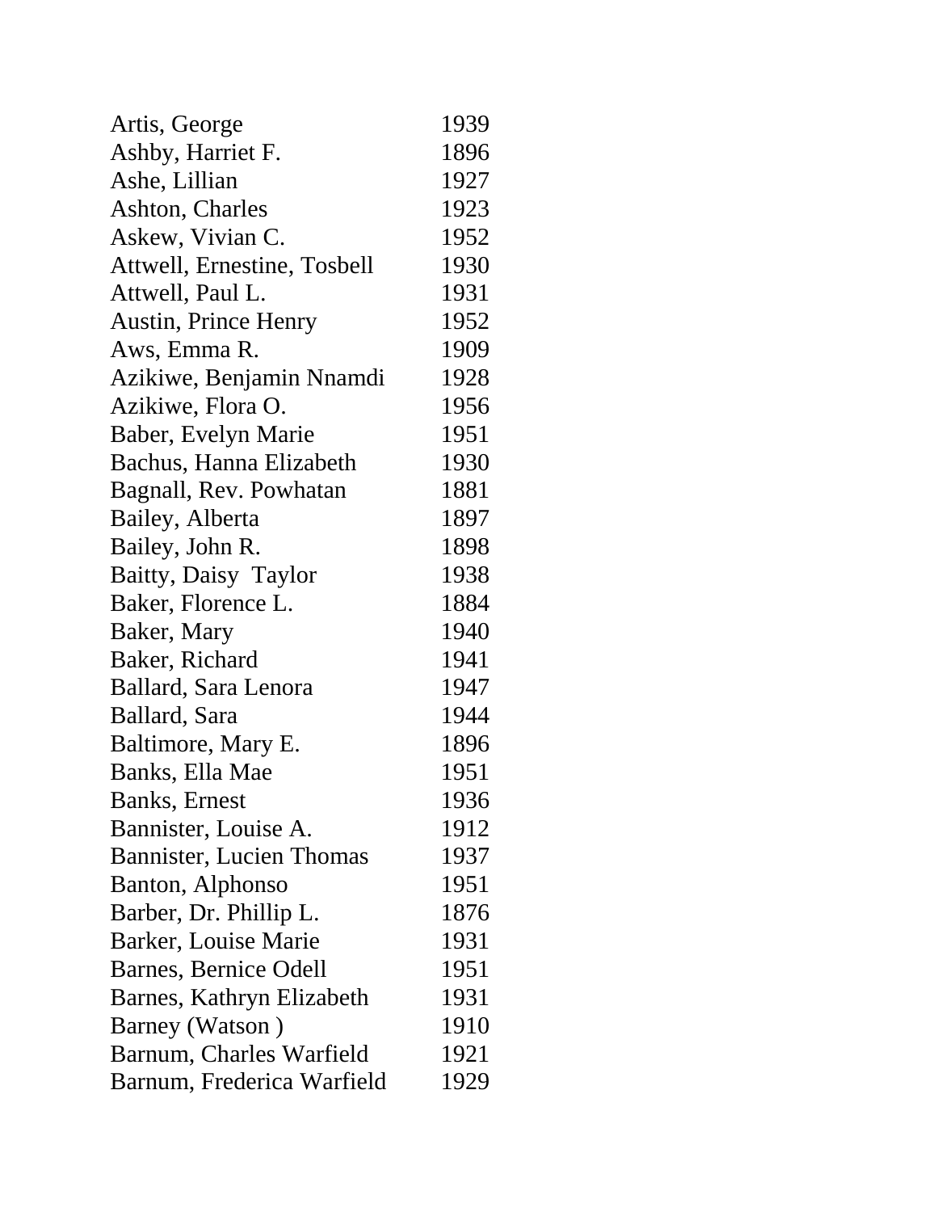| | |
|---|---|
| Artis, George | 1939 |
| Ashby, Harriet F. | 1896 |
| Ashe, Lillian | 1927 |
| Ashton, Charles | 1923 |
| Askew, Vivian C. | 1952 |
| Attwell, Ernestine, Tosbell | 1930 |
| Attwell, Paul L. | 1931 |
| Austin, Prince Henry | 1952 |
| Aws, Emma R. | 1909 |
| Azikiwe, Benjamin Nnamdi | 1928 |
| Azikiwe, Flora O. | 1956 |
| Baber, Evelyn Marie | 1951 |
| Bachus, Hanna Elizabeth | 1930 |
| Bagnall, Rev. Powhatan | 1881 |
| Bailey, Alberta | 1897 |
| Bailey, John R. | 1898 |
| Baitty, Daisy Taylor | 1938 |
| Baker, Florence L. | 1884 |
| Baker, Mary | 1940 |
| Baker, Richard | 1941 |
| Ballard, Sara Lenora | 1947 |
| Ballard, Sara | 1944 |
| Baltimore, Mary E. | 1896 |
| Banks, Ella Mae | 1951 |
| Banks, Ernest | 1936 |
| Bannister, Louise A. | 1912 |
| Bannister, Lucien Thomas | 1937 |
| Banton, Alphonso | 1951 |
| Barber, Dr. Phillip L. | 1876 |
| Barker, Louise Marie | 1931 |
| Barnes, Bernice Odell | 1951 |
| Barnes, Kathryn Elizabeth | 1931 |
| Barney (Watson ) | 1910 |
| Barnum, Charles Warfield | 1921 |
| Barnum, Frederica Warfield | 1929 |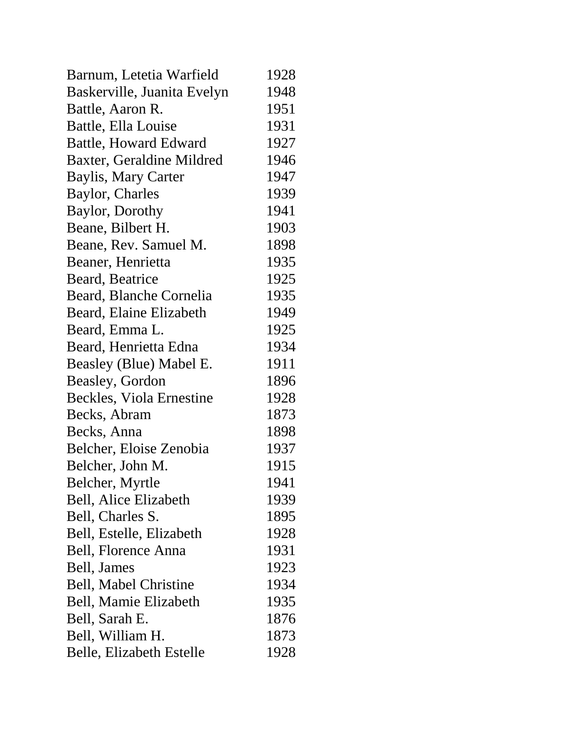| | |
|---|---|
| Barnum, Letetia Warfield | 1928 |
| Baskerville, Juanita Evelyn | 1948 |
| Battle, Aaron R. | 1951 |
| Battle, Ella Louise | 1931 |
| Battle, Howard Edward | 1927 |
| Baxter, Geraldine Mildred | 1946 |
| Baylis, Mary Carter | 1947 |
| Baylor, Charles | 1939 |
| Baylor, Dorothy | 1941 |
| Beane, Bilbert H. | 1903 |
| Beane, Rev. Samuel M. | 1898 |
| Beaner, Henrietta | 1935 |
| Beard, Beatrice | 1925 |
| Beard, Blanche Cornelia | 1935 |
| Beard, Elaine Elizabeth | 1949 |
| Beard, Emma L. | 1925 |
| Beard, Henrietta Edna | 1934 |
| Beasley (Blue) Mabel E. | 1911 |
| Beasley, Gordon | 1896 |
| Beckles, Viola Ernestine | 1928 |
| Becks, Abram | 1873 |
| Becks, Anna | 1898 |
| Belcher, Eloise Zenobia | 1937 |
| Belcher, John M. | 1915 |
| Belcher, Myrtle | 1941 |
| Bell, Alice Elizabeth | 1939 |
| Bell, Charles S. | 1895 |
| Bell, Estelle, Elizabeth | 1928 |
| Bell, Florence Anna | 1931 |
| Bell, James | 1923 |
| Bell, Mabel Christine | 1934 |
| Bell, Mamie Elizabeth | 1935 |
| Bell, Sarah E. | 1876 |
| Bell, William H. | 1873 |
| Belle, Elizabeth Estelle | 1928 |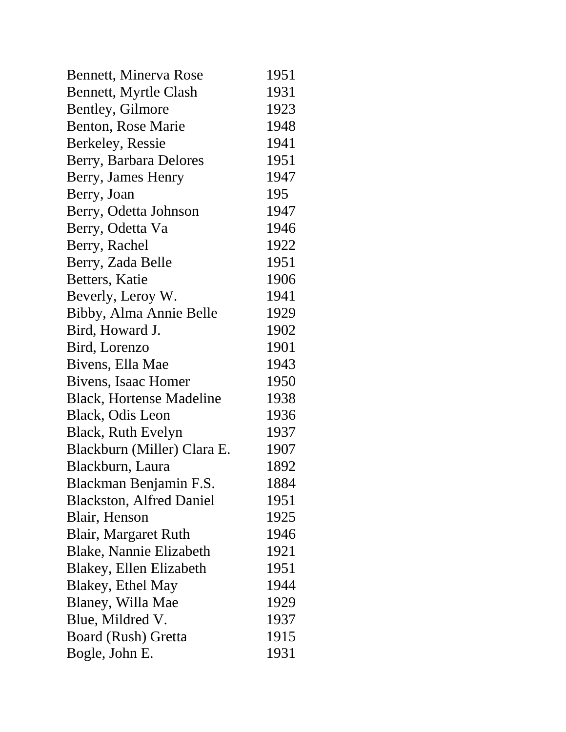| | |
|---|---|
| Bennett, Minerva Rose | 1951 |
| Bennett, Myrtle Clash | 1931 |
| Bentley, Gilmore | 1923 |
| Benton, Rose Marie | 1948 |
| Berkeley, Ressie | 1941 |
| Berry, Barbara Delores | 1951 |
| Berry, James Henry | 1947 |
| Berry, Joan | 195 |
| Berry, Odetta Johnson | 1947 |
| Berry, Odetta Va | 1946 |
| Berry, Rachel | 1922 |
| Berry, Zada Belle | 1951 |
| Betters, Katie | 1906 |
| Beverly, Leroy W. | 1941 |
| Bibby, Alma Annie Belle | 1929 |
| Bird, Howard J. | 1902 |
| Bird, Lorenzo | 1901 |
| Bivens, Ella Mae | 1943 |
| Bivens, Isaac Homer | 1950 |
| Black, Hortense Madeline | 1938 |
| Black, Odis Leon | 1936 |
| Black, Ruth Evelyn | 1937 |
| Blackburn (Miller) Clara E. | 1907 |
| Blackburn, Laura | 1892 |
| Blackman Benjamin F.S. | 1884 |
| Blackston, Alfred Daniel | 1951 |
| Blair, Henson | 1925 |
| Blair, Margaret Ruth | 1946 |
| Blake, Nannie Elizabeth | 1921 |
| Blakey, Ellen Elizabeth | 1951 |
| Blakey, Ethel May | 1944 |
| Blaney, Willa Mae | 1929 |
| Blue, Mildred V. | 1937 |
| Board (Rush) Gretta | 1915 |
| Bogle, John E. | 1931 |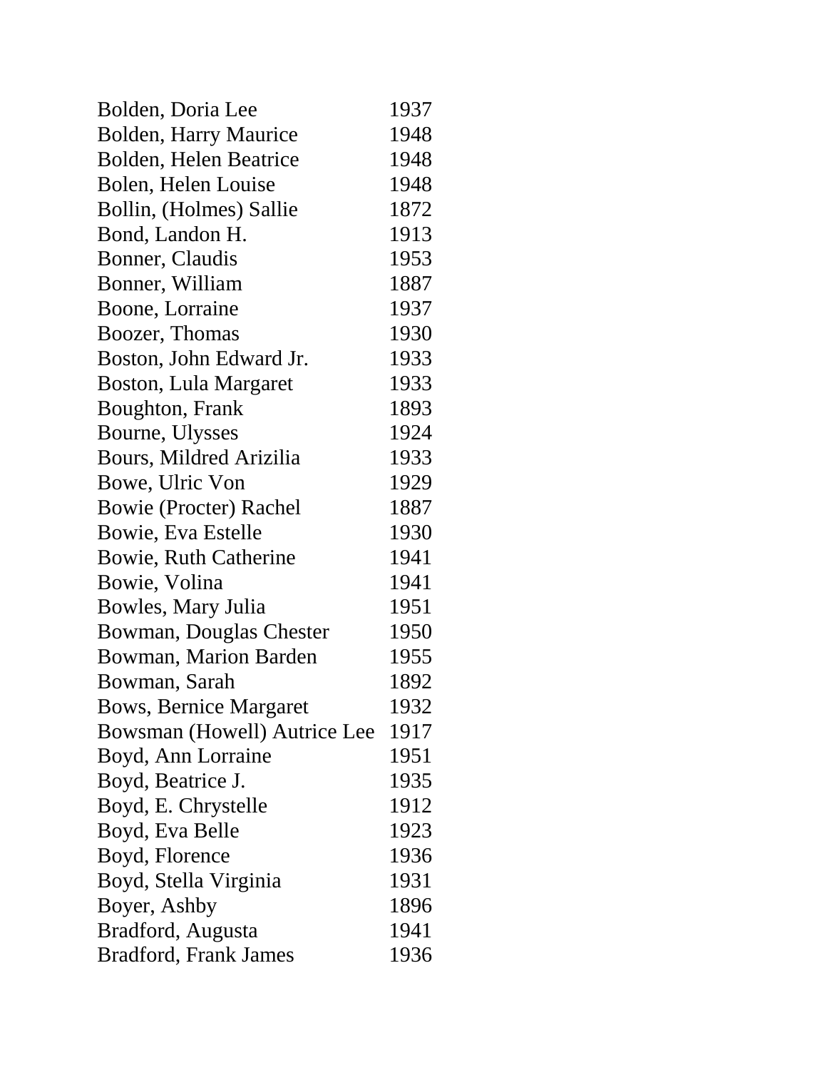| | |
|---|---|
| Bolden, Doria Lee | 1937 |
| Bolden, Harry Maurice | 1948 |
| Bolden, Helen Beatrice | 1948 |
| Bolen, Helen Louise | 1948 |
| Bollin, (Holmes) Sallie | 1872 |
| Bond, Landon H. | 1913 |
| Bonner, Claudis | 1953 |
| Bonner, William | 1887 |
| Boone, Lorraine | 1937 |
| Boozer, Thomas | 1930 |
| Boston, John Edward Jr. | 1933 |
| Boston, Lula Margaret | 1933 |
| Boughton, Frank | 1893 |
| Bourne, Ulysses | 1924 |
| Bours, Mildred Arizilia | 1933 |
| Bowe, Ulric Von | 1929 |
| Bowie (Procter) Rachel | 1887 |
| Bowie, Eva Estelle | 1930 |
| Bowie, Ruth Catherine | 1941 |
| Bowie, Volina | 1941 |
| Bowles, Mary Julia | 1951 |
| Bowman, Douglas Chester | 1950 |
| Bowman, Marion Barden | 1955 |
| Bowman, Sarah | 1892 |
| Bows, Bernice Margaret | 1932 |
| Bowsman (Howell) Autrice Lee | 1917 |
| Boyd, Ann Lorraine | 1951 |
| Boyd, Beatrice J. | 1935 |
| Boyd, E. Chrystelle | 1912 |
| Boyd, Eva Belle | 1923 |
| Boyd, Florence | 1936 |
| Boyd, Stella Virginia | 1931 |
| Boyer, Ashby | 1896 |
| Bradford, Augusta | 1941 |
| Bradford, Frank James | 1936 |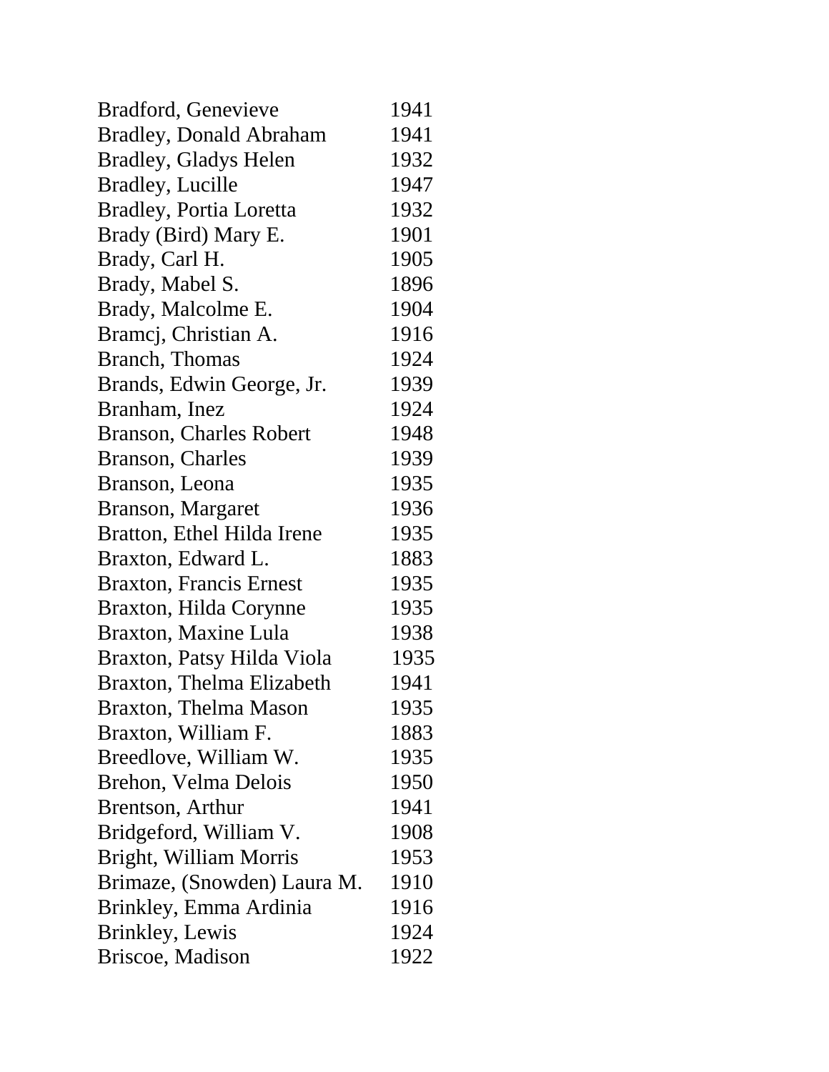| | |
|---|---|
| Bradford, Genevieve | 1941 |
| Bradley, Donald Abraham | 1941 |
| Bradley, Gladys Helen | 1932 |
| Bradley, Lucille | 1947 |
| Bradley, Portia Loretta | 1932 |
| Brady (Bird) Mary E. | 1901 |
| Brady, Carl H. | 1905 |
| Brady, Mabel S. | 1896 |
| Brady, Malcolme E. | 1904 |
| Bramcj, Christian A. | 1916 |
| Branch, Thomas | 1924 |
| Brands, Edwin George, Jr. | 1939 |
| Branham, Inez | 1924 |
| Branson, Charles Robert | 1948 |
| Branson, Charles | 1939 |
| Branson, Leona | 1935 |
| Branson, Margaret | 1936 |
| Bratton, Ethel Hilda Irene | 1935 |
| Braxton, Edward L. | 1883 |
| Braxton, Francis Ernest | 1935 |
| Braxton, Hilda Corynne | 1935 |
| Braxton, Maxine Lula | 1938 |
| Braxton, Patsy Hilda Viola | 1935 |
| Braxton, Thelma Elizabeth | 1941 |
| Braxton, Thelma Mason | 1935 |
| Braxton, William F. | 1883 |
| Breedlove, William W. | 1935 |
| Brehon, Velma Delois | 1950 |
| Brentson, Arthur | 1941 |
| Bridgeford, William V. | 1908 |
| Bright, William Morris | 1953 |
| Brimaze, (Snowden) Laura M. | 1910 |
| Brinkley, Emma Ardinia | 1916 |
| Brinkley, Lewis | 1924 |
| Briscoe, Madison | 1922 |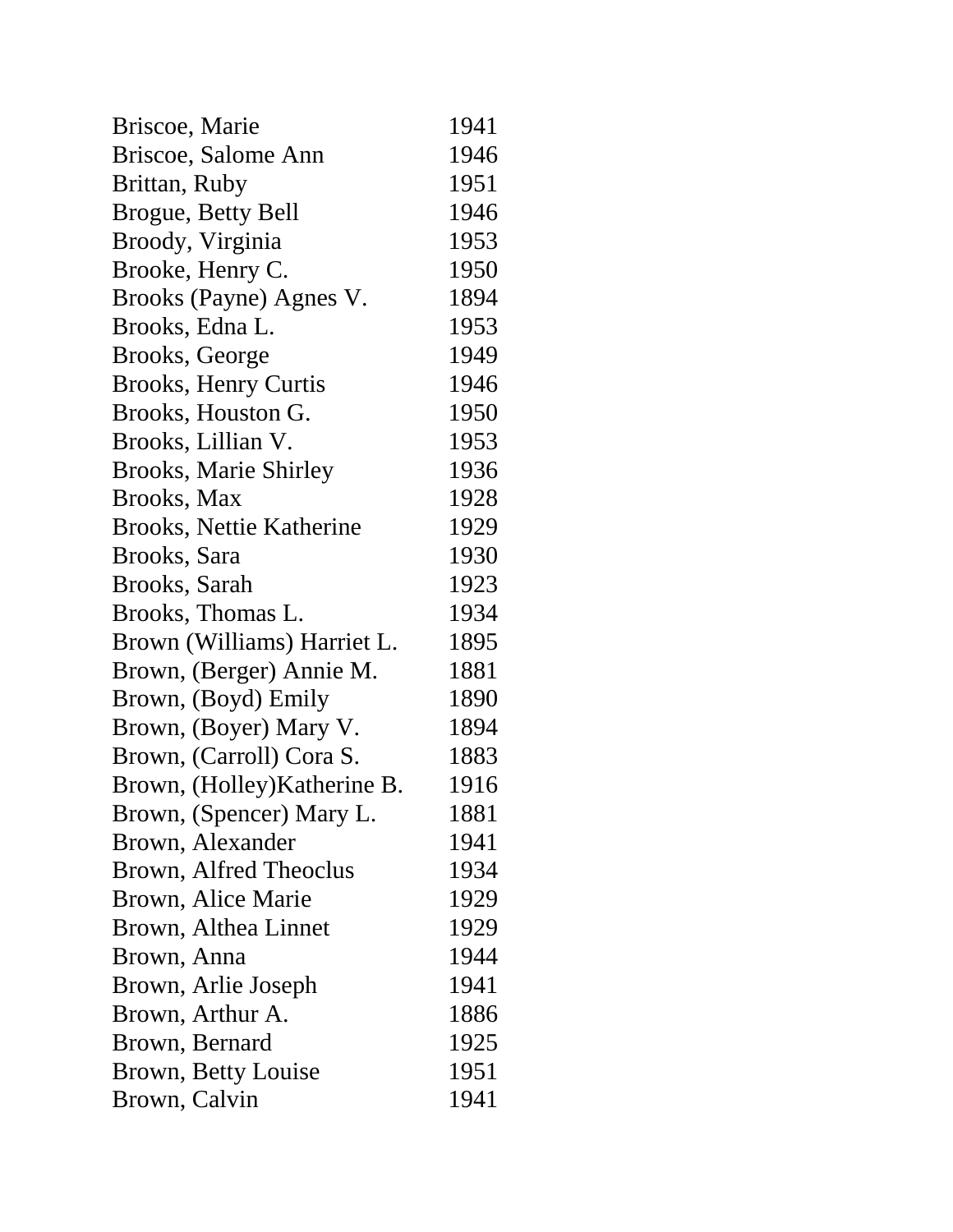| | |
|---|---|
| Briscoe, Marie | 1941 |
| Briscoe, Salome Ann | 1946 |
| Brittan, Ruby | 1951 |
| Brogue, Betty Bell | 1946 |
| Broody, Virginia | 1953 |
| Brooke, Henry C. | 1950 |
| Brooks (Payne) Agnes V. | 1894 |
| Brooks, Edna L. | 1953 |
| Brooks, George | 1949 |
| Brooks, Henry Curtis | 1946 |
| Brooks, Houston G. | 1950 |
| Brooks, Lillian V. | 1953 |
| Brooks, Marie Shirley | 1936 |
| Brooks, Max | 1928 |
| Brooks, Nettie Katherine | 1929 |
| Brooks, Sara | 1930 |
| Brooks, Sarah | 1923 |
| Brooks, Thomas L. | 1934 |
| Brown (Williams) Harriet L. | 1895 |
| Brown, (Berger) Annie M. | 1881 |
| Brown, (Boyd) Emily | 1890 |
| Brown, (Boyer) Mary V. | 1894 |
| Brown, (Carroll) Cora S. | 1883 |
| Brown, (Holley)Katherine B. | 1916 |
| Brown, (Spencer) Mary L. | 1881 |
| Brown, Alexander | 1941 |
| Brown, Alfred Theoclus | 1934 |
| Brown, Alice Marie | 1929 |
| Brown, Althea Linnet | 1929 |
| Brown, Anna | 1944 |
| Brown, Arlie Joseph | 1941 |
| Brown, Arthur A. | 1886 |
| Brown, Bernard | 1925 |
| Brown, Betty Louise | 1951 |
| Brown, Calvin | 1941 |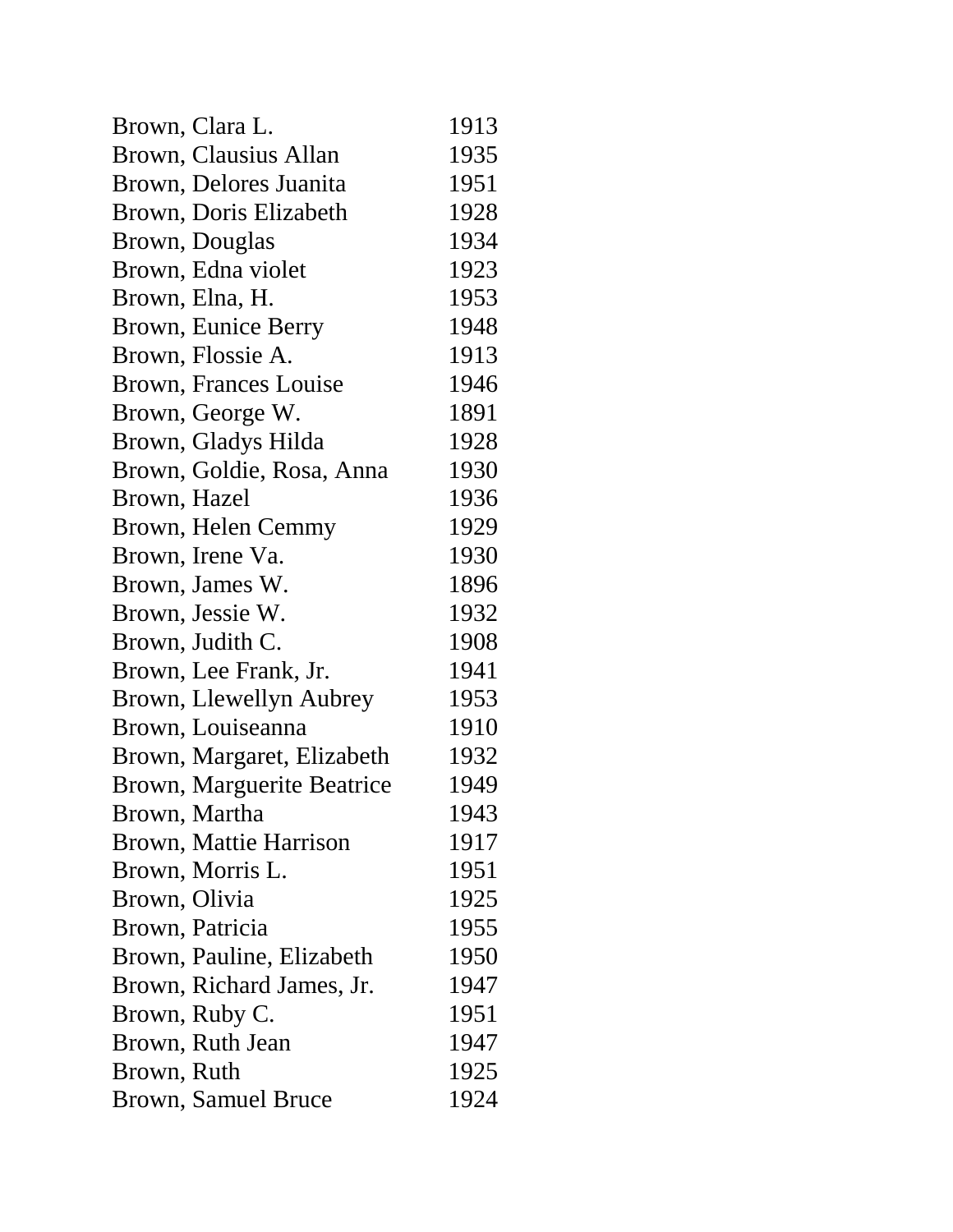| | |
|---|---|
| Brown, Clara L. | 1913 |
| Brown, Clausius Allan | 1935 |
| Brown, Delores Juanita | 1951 |
| Brown, Doris Elizabeth | 1928 |
| Brown, Douglas | 1934 |
| Brown, Edna violet | 1923 |
| Brown, Elna, H. | 1953 |
| Brown, Eunice Berry | 1948 |
| Brown, Flossie A. | 1913 |
| Brown, Frances Louise | 1946 |
| Brown, George W. | 1891 |
| Brown, Gladys Hilda | 1928 |
| Brown, Goldie, Rosa, Anna | 1930 |
| Brown, Hazel | 1936 |
| Brown, Helen Cemmy | 1929 |
| Brown, Irene Va. | 1930 |
| Brown, James W. | 1896 |
| Brown, Jessie W. | 1932 |
| Brown, Judith C. | 1908 |
| Brown, Lee Frank, Jr. | 1941 |
| Brown, Llewellyn Aubrey | 1953 |
| Brown, Louiseanna | 1910 |
| Brown, Margaret, Elizabeth | 1932 |
| Brown, Marguerite Beatrice | 1949 |
| Brown, Martha | 1943 |
| Brown, Mattie Harrison | 1917 |
| Brown, Morris L. | 1951 |
| Brown, Olivia | 1925 |
| Brown, Patricia | 1955 |
| Brown, Pauline, Elizabeth | 1950 |
| Brown, Richard James, Jr. | 1947 |
| Brown, Ruby C. | 1951 |
| Brown, Ruth Jean | 1947 |
| Brown, Ruth | 1925 |
| Brown, Samuel Bruce | 1924 |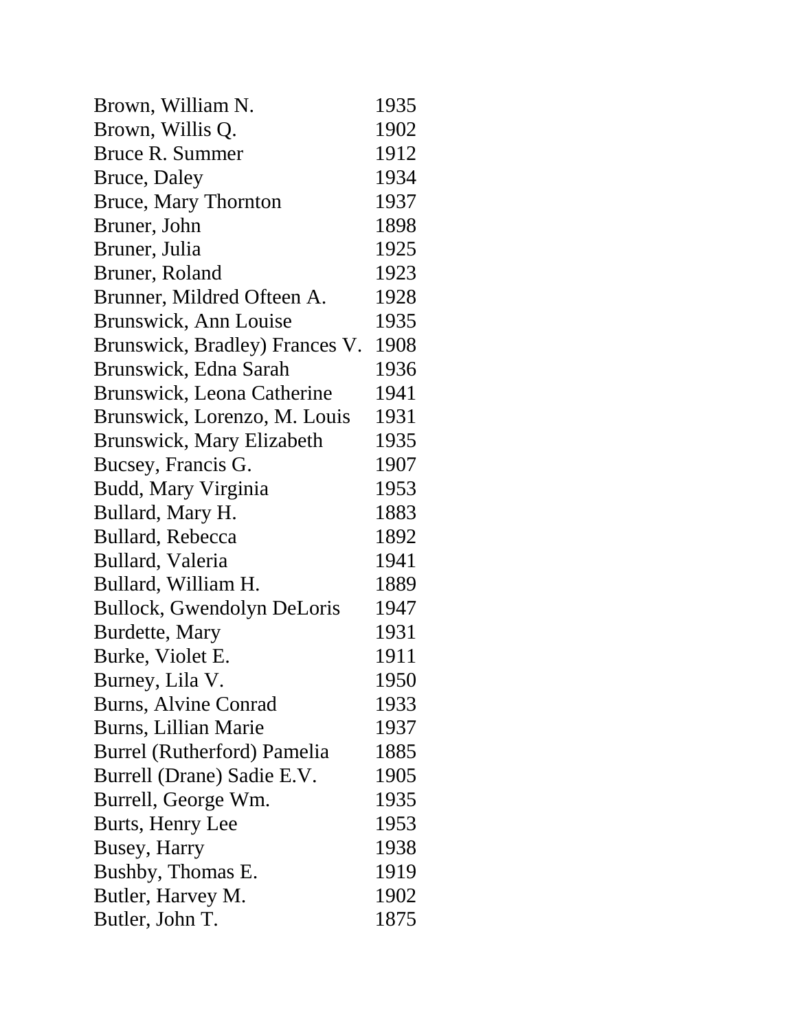| | |
|---|---|
| Brown, William N. | 1935 |
| Brown, Willis Q. | 1902 |
| Bruce R. Summer | 1912 |
| Bruce, Daley | 1934 |
| Bruce, Mary Thornton | 1937 |
| Bruner, John | 1898 |
| Bruner, Julia | 1925 |
| Bruner, Roland | 1923 |
| Brunner, Mildred Ofteen A. | 1928 |
| Brunswick, Ann Louise | 1935 |
| Brunswick, Bradley) Frances V. | 1908 |
| Brunswick, Edna Sarah | 1936 |
| Brunswick, Leona Catherine | 1941 |
| Brunswick, Lorenzo, M. Louis | 1931 |
| Brunswick, Mary Elizabeth | 1935 |
| Bucsey, Francis G. | 1907 |
| Budd, Mary Virginia | 1953 |
| Bullard, Mary H. | 1883 |
| Bullard, Rebecca | 1892 |
| Bullard, Valeria | 1941 |
| Bullard, William H. | 1889 |
| Bullock, Gwendolyn DeLoris | 1947 |
| Burdette, Mary | 1931 |
| Burke, Violet E. | 1911 |
| Burney, Lila V. | 1950 |
| Burns, Alvine Conrad | 1933 |
| Burns, Lillian Marie | 1937 |
| Burrel (Rutherford) Pamelia | 1885 |
| Burrell (Drane) Sadie E.V. | 1905 |
| Burrell, George Wm. | 1935 |
| Burts, Henry Lee | 1953 |
| Busey, Harry | 1938 |
| Bushby, Thomas E. | 1919 |
| Butler, Harvey M. | 1902 |
| Butler, John T. | 1875 |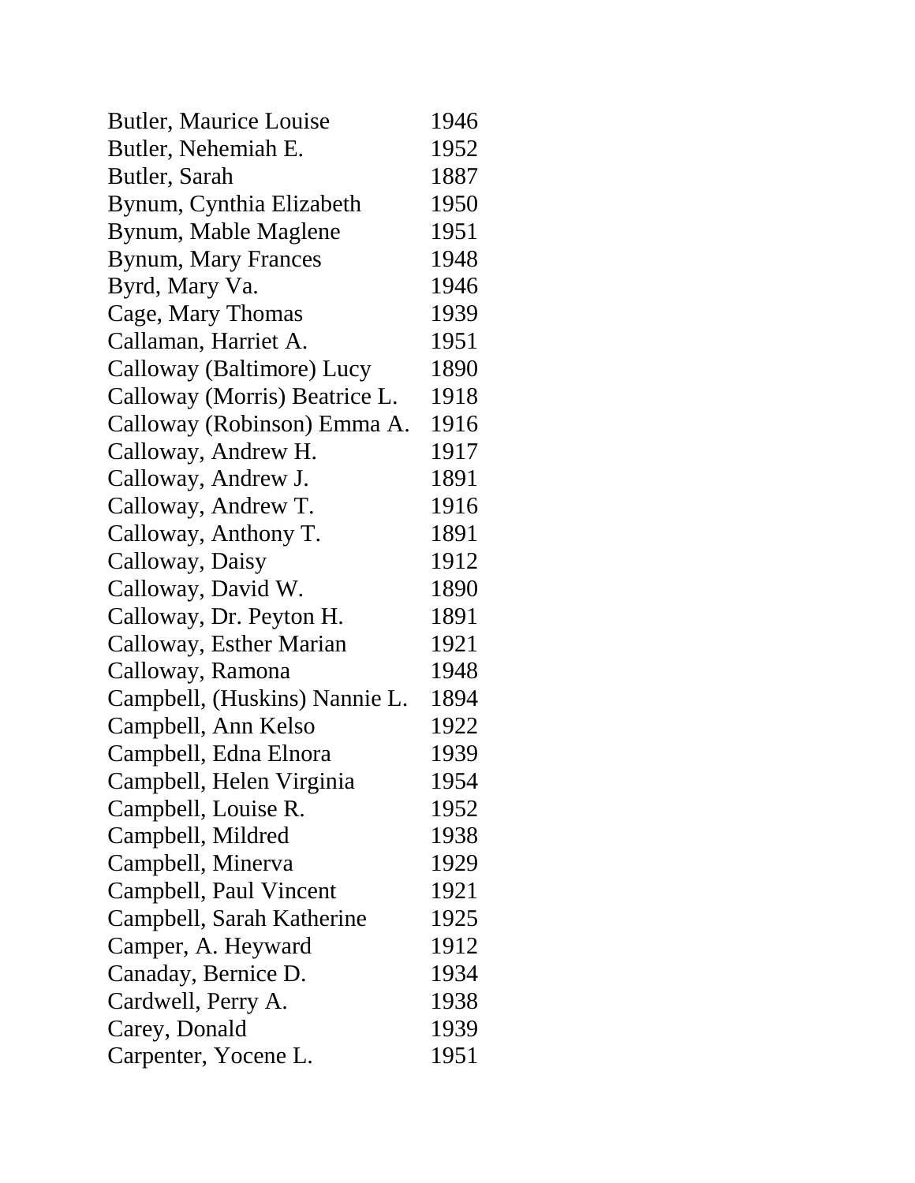| | |
|---|---|
| Butler, Maurice Louise | 1946 |
| Butler, Nehemiah E. | 1952 |
| Butler, Sarah | 1887 |
| Bynum, Cynthia Elizabeth | 1950 |
| Bynum, Mable Maglene | 1951 |
| Bynum, Mary Frances | 1948 |
| Byrd, Mary Va. | 1946 |
| Cage, Mary Thomas | 1939 |
| Callaman, Harriet A. | 1951 |
| Calloway (Baltimore) Lucy | 1890 |
| Calloway (Morris) Beatrice L. | 1918 |
| Calloway (Robinson) Emma A. | 1916 |
| Calloway, Andrew H. | 1917 |
| Calloway, Andrew J. | 1891 |
| Calloway, Andrew T. | 1916 |
| Calloway, Anthony T. | 1891 |
| Calloway, Daisy | 1912 |
| Calloway, David W. | 1890 |
| Calloway, Dr. Peyton H. | 1891 |
| Calloway, Esther Marian | 1921 |
| Calloway, Ramona | 1948 |
| Campbell, (Huskins) Nannie L. | 1894 |
| Campbell, Ann Kelso | 1922 |
| Campbell, Edna Elnora | 1939 |
| Campbell, Helen Virginia | 1954 |
| Campbell, Louise R. | 1952 |
| Campbell, Mildred | 1938 |
| Campbell, Minerva | 1929 |
| Campbell, Paul Vincent | 1921 |
| Campbell, Sarah Katherine | 1925 |
| Camper, A. Heyward | 1912 |
| Canaday, Bernice D. | 1934 |
| Cardwell, Perry A. | 1938 |
| Carey, Donald | 1939 |
| Carpenter, Yocene L. | 1951 |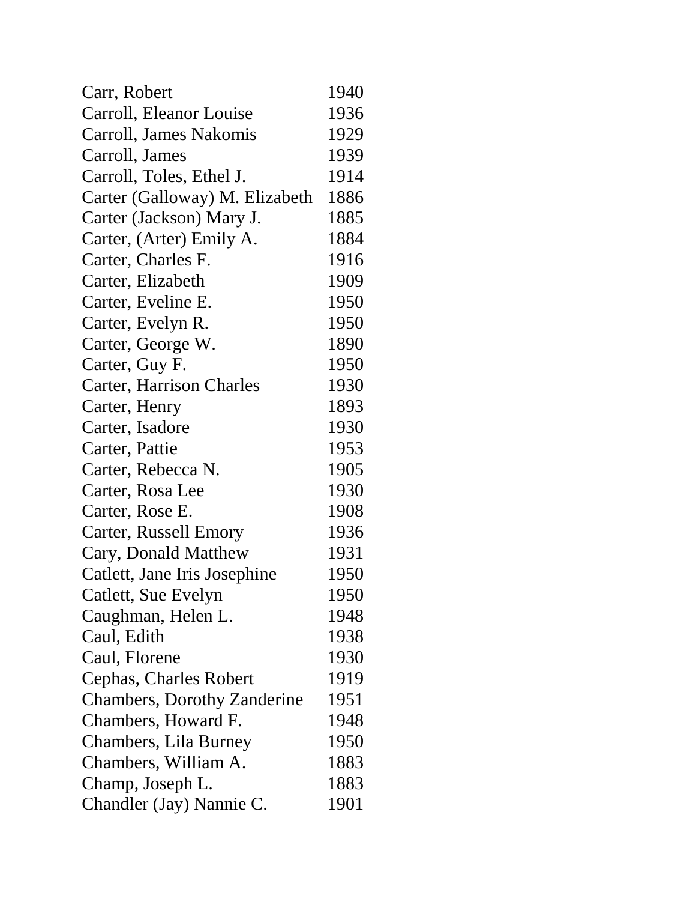| | |
|---|---|
| Carr, Robert | 1940 |
| Carroll, Eleanor Louise | 1936 |
| Carroll, James Nakomis | 1929 |
| Carroll, James | 1939 |
| Carroll, Toles, Ethel J. | 1914 |
| Carter (Galloway) M. Elizabeth | 1886 |
| Carter (Jackson) Mary J. | 1885 |
| Carter, (Arter) Emily A. | 1884 |
| Carter, Charles F. | 1916 |
| Carter, Elizabeth | 1909 |
| Carter, Eveline E. | 1950 |
| Carter, Evelyn R. | 1950 |
| Carter, George W. | 1890 |
| Carter, Guy F. | 1950 |
| Carter, Harrison Charles | 1930 |
| Carter, Henry | 1893 |
| Carter, Isadore | 1930 |
| Carter, Pattie | 1953 |
| Carter, Rebecca N. | 1905 |
| Carter, Rosa Lee | 1930 |
| Carter, Rose E. | 1908 |
| Carter, Russell Emory | 1936 |
| Cary, Donald Matthew | 1931 |
| Catlett, Jane Iris Josephine | 1950 |
| Catlett, Sue Evelyn | 1950 |
| Caughman, Helen L. | 1948 |
| Caul, Edith | 1938 |
| Caul, Florene | 1930 |
| Cephas, Charles Robert | 1919 |
| Chambers, Dorothy Zanderine | 1951 |
| Chambers, Howard F. | 1948 |
| Chambers, Lila Burney | 1950 |
| Chambers, William A. | 1883 |
| Champ, Joseph L. | 1883 |
| Chandler (Jay) Nannie C. | 1901 |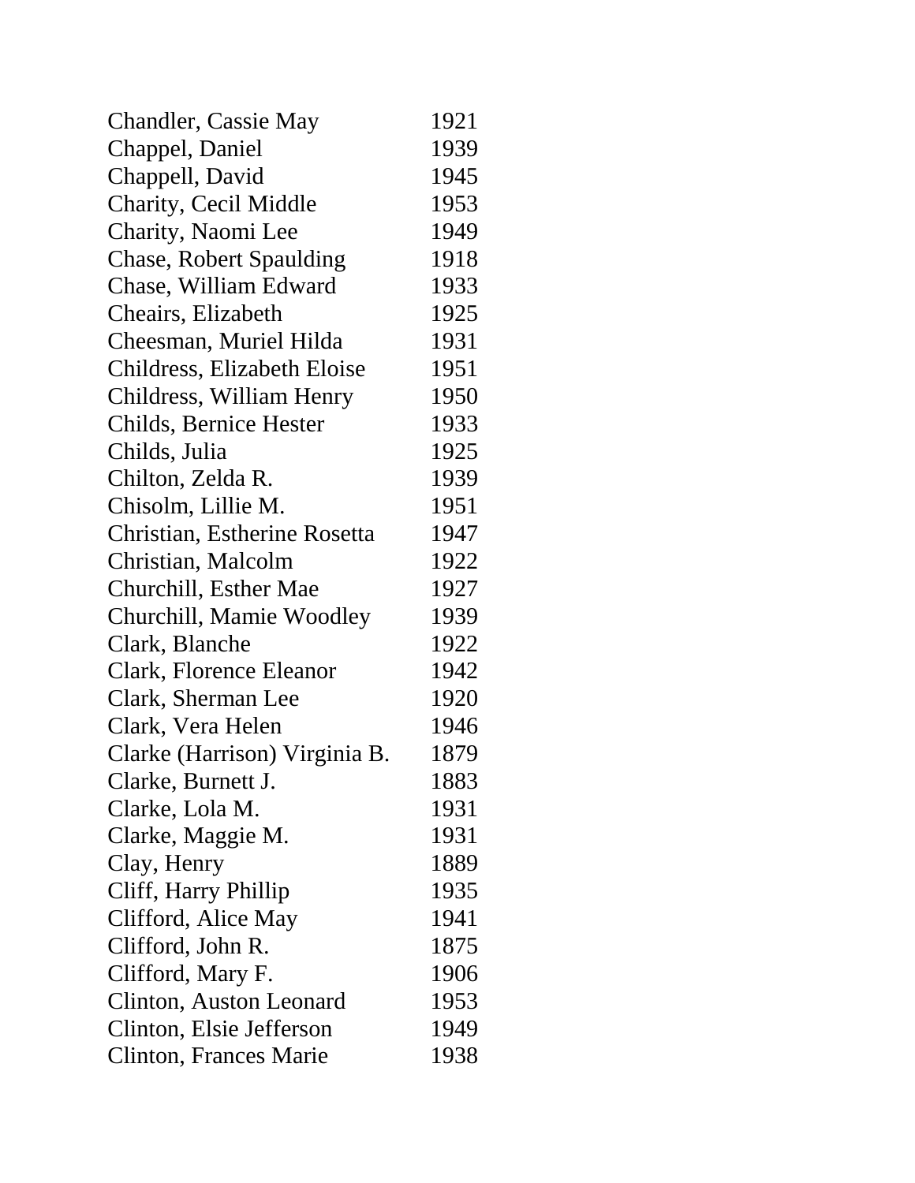| | |
|---|---|
| Chandler, Cassie May | 1921 |
| Chappel, Daniel | 1939 |
| Chappell, David | 1945 |
| Charity, Cecil Middle | 1953 |
| Charity, Naomi Lee | 1949 |
| Chase, Robert Spaulding | 1918 |
| Chase, William Edward | 1933 |
| Cheairs, Elizabeth | 1925 |
| Cheesman, Muriel Hilda | 1931 |
| Childress, Elizabeth Eloise | 1951 |
| Childress, William Henry | 1950 |
| Childs, Bernice Hester | 1933 |
| Childs, Julia | 1925 |
| Chilton, Zelda R. | 1939 |
| Chisolm, Lillie M. | 1951 |
| Christian, Estherine Rosetta | 1947 |
| Christian, Malcolm | 1922 |
| Churchill, Esther Mae | 1927 |
| Churchill, Mamie Woodley | 1939 |
| Clark, Blanche | 1922 |
| Clark, Florence Eleanor | 1942 |
| Clark, Sherman Lee | 1920 |
| Clark, Vera Helen | 1946 |
| Clarke (Harrison) Virginia B. | 1879 |
| Clarke, Burnett J. | 1883 |
| Clarke, Lola M. | 1931 |
| Clarke, Maggie M. | 1931 |
| Clay, Henry | 1889 |
| Cliff, Harry Phillip | 1935 |
| Clifford, Alice May | 1941 |
| Clifford, John R. | 1875 |
| Clifford, Mary F. | 1906 |
| Clinton, Auston Leonard | 1953 |
| Clinton, Elsie Jefferson | 1949 |
| Clinton, Frances Marie | 1938 |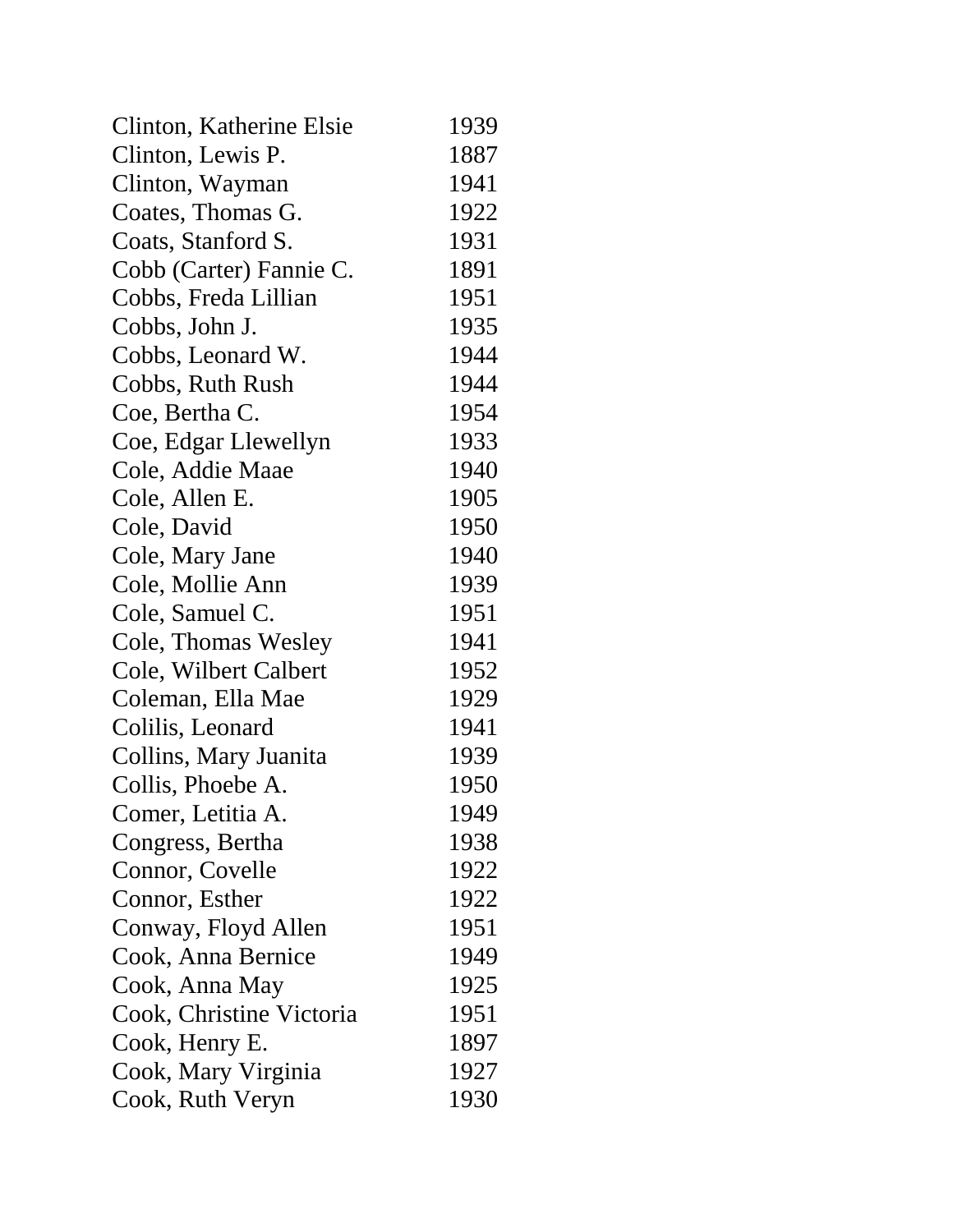| | |
|---|---|
| Clinton, Katherine Elsie | 1939 |
| Clinton, Lewis P. | 1887 |
| Clinton, Wayman | 1941 |
| Coates, Thomas G. | 1922 |
| Coats, Stanford S. | 1931 |
| Cobb (Carter) Fannie C. | 1891 |
| Cobbs, Freda Lillian | 1951 |
| Cobbs, John J. | 1935 |
| Cobbs, Leonard W. | 1944 |
| Cobbs, Ruth Rush | 1944 |
| Coe, Bertha C. | 1954 |
| Coe, Edgar Llewellyn | 1933 |
| Cole, Addie Maae | 1940 |
| Cole, Allen E. | 1905 |
| Cole, David | 1950 |
| Cole, Mary Jane | 1940 |
| Cole, Mollie Ann | 1939 |
| Cole, Samuel C. | 1951 |
| Cole, Thomas Wesley | 1941 |
| Cole, Wilbert Calbert | 1952 |
| Coleman, Ella Mae | 1929 |
| Colilis, Leonard | 1941 |
| Collins, Mary Juanita | 1939 |
| Collis, Phoebe A. | 1950 |
| Comer, Letitia A. | 1949 |
| Congress, Bertha | 1938 |
| Connor, Covelle | 1922 |
| Connor, Esther | 1922 |
| Conway, Floyd Allen | 1951 |
| Cook, Anna Bernice | 1949 |
| Cook, Anna May | 1925 |
| Cook, Christine Victoria | 1951 |
| Cook, Henry E. | 1897 |
| Cook, Mary Virginia | 1927 |
| Cook, Ruth Veryn | 1930 |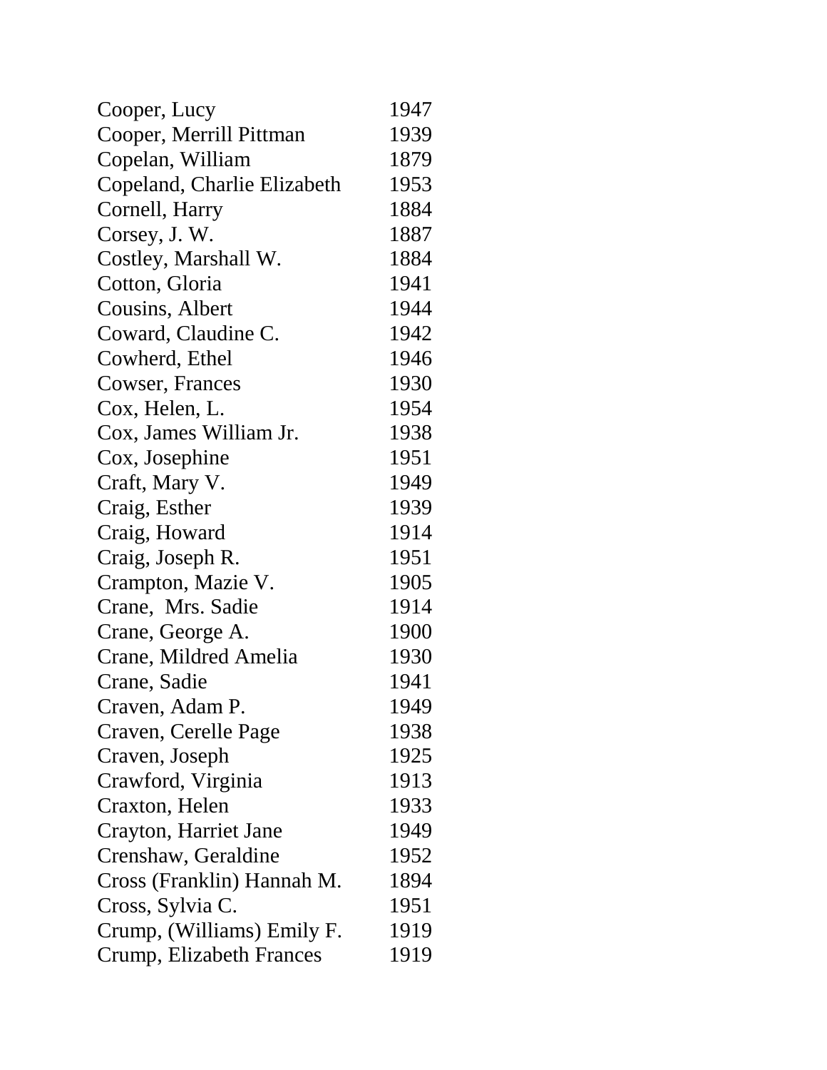| | |
|---|---|
| Cooper, Lucy | 1947 |
| Cooper, Merrill Pittman | 1939 |
| Copelan, William | 1879 |
| Copeland, Charlie Elizabeth | 1953 |
| Cornell, Harry | 1884 |
| Corsey, J. W. | 1887 |
| Costley, Marshall W. | 1884 |
| Cotton, Gloria | 1941 |
| Cousins, Albert | 1944 |
| Coward, Claudine C. | 1942 |
| Cowherd, Ethel | 1946 |
| Cowser, Frances | 1930 |
| Cox, Helen, L. | 1954 |
| Cox, James William Jr. | 1938 |
| Cox, Josephine | 1951 |
| Craft, Mary V. | 1949 |
| Craig, Esther | 1939 |
| Craig, Howard | 1914 |
| Craig, Joseph R. | 1951 |
| Crampton, Mazie V. | 1905 |
| Crane,  Mrs. Sadie | 1914 |
| Crane, George A. | 1900 |
| Crane, Mildred Amelia | 1930 |
| Crane, Sadie | 1941 |
| Craven, Adam P. | 1949 |
| Craven, Cerelle Page | 1938 |
| Craven, Joseph | 1925 |
| Crawford, Virginia | 1913 |
| Craxton, Helen | 1933 |
| Crayton, Harriet Jane | 1949 |
| Crenshaw, Geraldine | 1952 |
| Cross (Franklin) Hannah M. | 1894 |
| Cross, Sylvia C. | 1951 |
| Crump, (Williams) Emily F. | 1919 |
| Crump, Elizabeth Frances | 1919 |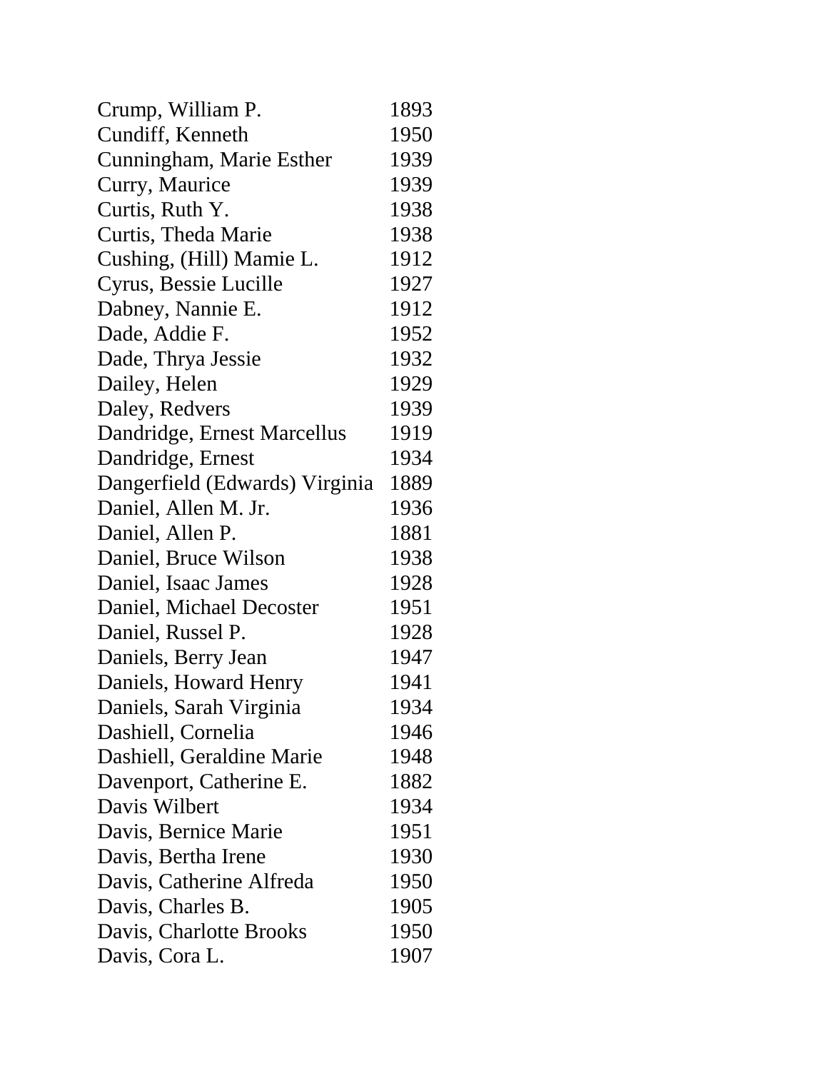| | |
|---|---|
| Crump, William P. | 1893 |
| Cundiff, Kenneth | 1950 |
| Cunningham, Marie Esther | 1939 |
| Curry, Maurice | 1939 |
| Curtis, Ruth Y. | 1938 |
| Curtis, Theda Marie | 1938 |
| Cushing, (Hill) Mamie L. | 1912 |
| Cyrus, Bessie Lucille | 1927 |
| Dabney, Nannie E. | 1912 |
| Dade, Addie F. | 1952 |
| Dade, Thrya Jessie | 1932 |
| Dailey, Helen | 1929 |
| Daley, Redvers | 1939 |
| Dandridge, Ernest Marcellus | 1919 |
| Dandridge, Ernest | 1934 |
| Dangerfield (Edwards) Virginia | 1889 |
| Daniel, Allen M. Jr. | 1936 |
| Daniel, Allen P. | 1881 |
| Daniel, Bruce Wilson | 1938 |
| Daniel, Isaac James | 1928 |
| Daniel, Michael Decoster | 1951 |
| Daniel, Russel P. | 1928 |
| Daniels, Berry Jean | 1947 |
| Daniels, Howard Henry | 1941 |
| Daniels, Sarah Virginia | 1934 |
| Dashiell, Cornelia | 1946 |
| Dashiell, Geraldine Marie | 1948 |
| Davenport, Catherine E. | 1882 |
| Davis Wilbert | 1934 |
| Davis, Bernice Marie | 1951 |
| Davis, Bertha Irene | 1930 |
| Davis, Catherine Alfreda | 1950 |
| Davis, Charles B. | 1905 |
| Davis, Charlotte Brooks | 1950 |
| Davis, Cora L. | 1907 |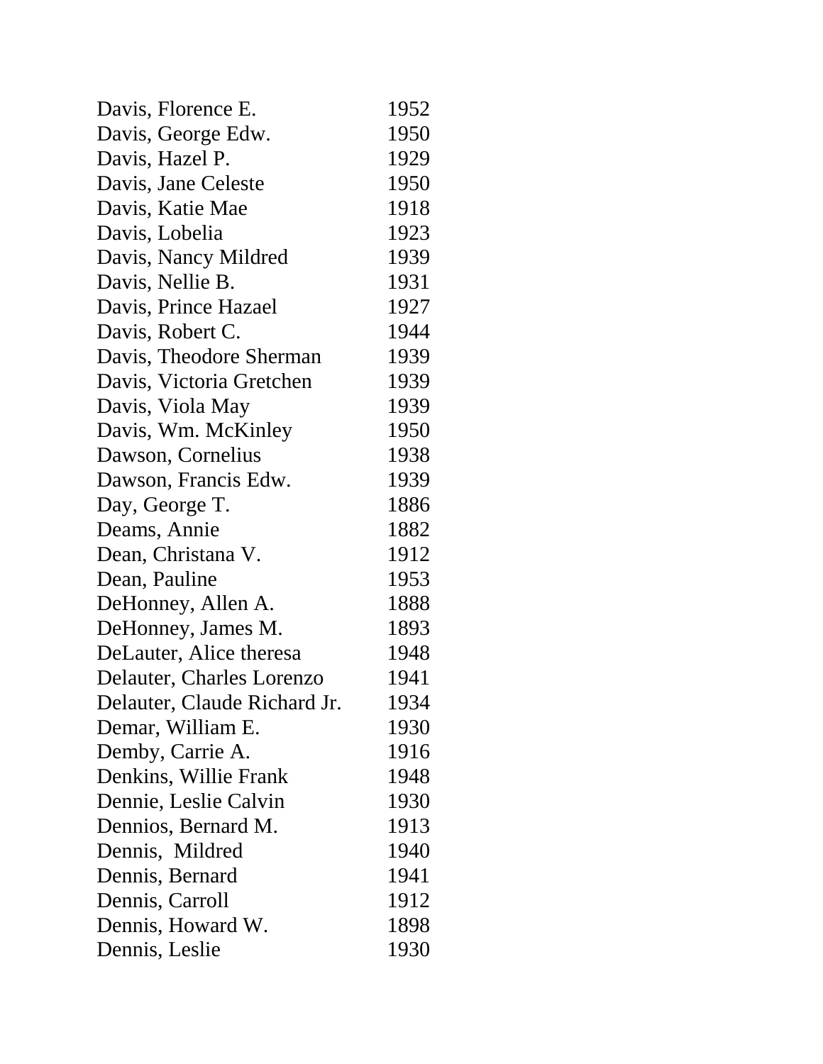| | |
|---|---|
| Davis, Florence E. | 1952 |
| Davis, George Edw. | 1950 |
| Davis, Hazel P. | 1929 |
| Davis, Jane Celeste | 1950 |
| Davis, Katie Mae | 1918 |
| Davis, Lobelia | 1923 |
| Davis, Nancy Mildred | 1939 |
| Davis, Nellie B. | 1931 |
| Davis, Prince Hazael | 1927 |
| Davis, Robert C. | 1944 |
| Davis, Theodore Sherman | 1939 |
| Davis, Victoria Gretchen | 1939 |
| Davis, Viola May | 1939 |
| Davis, Wm. McKinley | 1950 |
| Dawson, Cornelius | 1938 |
| Dawson, Francis Edw. | 1939 |
| Day, George T. | 1886 |
| Deams, Annie | 1882 |
| Dean, Christana V. | 1912 |
| Dean, Pauline | 1953 |
| DeHonney, Allen A. | 1888 |
| DeHonney, James M. | 1893 |
| DeLauter, Alice theresa | 1948 |
| Delauter, Charles Lorenzo | 1941 |
| Delauter, Claude Richard Jr. | 1934 |
| Demar, William E. | 1930 |
| Demby, Carrie A. | 1916 |
| Denkins, Willie Frank | 1948 |
| Dennie, Leslie Calvin | 1930 |
| Dennios, Bernard M. | 1913 |
| Dennis, Mildred | 1940 |
| Dennis, Bernard | 1941 |
| Dennis, Carroll | 1912 |
| Dennis, Howard W. | 1898 |
| Dennis, Leslie | 1930 |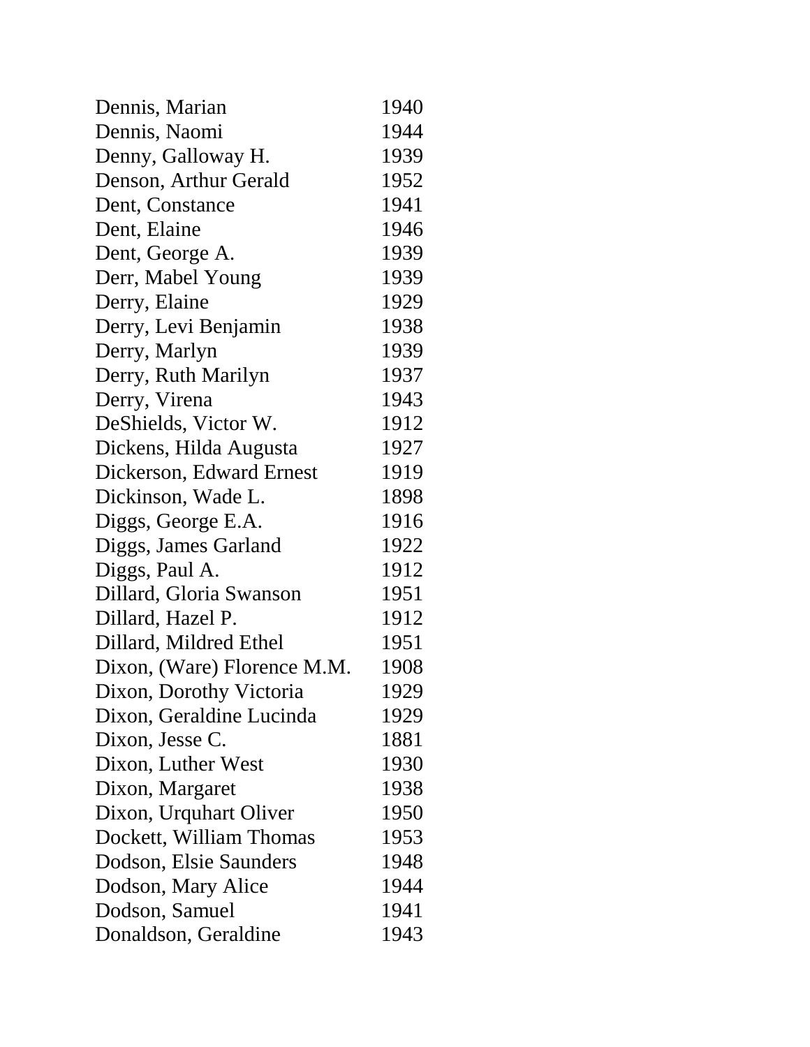| | |
|---|---|
| Dennis, Marian | 1940 |
| Dennis, Naomi | 1944 |
| Denny, Galloway H. | 1939 |
| Denson, Arthur Gerald | 1952 |
| Dent, Constance | 1941 |
| Dent, Elaine | 1946 |
| Dent, George A. | 1939 |
| Derr, Mabel Young | 1939 |
| Derry, Elaine | 1929 |
| Derry, Levi Benjamin | 1938 |
| Derry, Marlyn | 1939 |
| Derry, Ruth Marilyn | 1937 |
| Derry, Virena | 1943 |
| DeShields, Victor W. | 1912 |
| Dickens, Hilda Augusta | 1927 |
| Dickerson, Edward Ernest | 1919 |
| Dickinson, Wade L. | 1898 |
| Diggs, George E.A. | 1916 |
| Diggs, James Garland | 1922 |
| Diggs, Paul A. | 1912 |
| Dillard, Gloria Swanson | 1951 |
| Dillard, Hazel P. | 1912 |
| Dillard, Mildred Ethel | 1951 |
| Dixon, (Ware) Florence M.M. | 1908 |
| Dixon, Dorothy Victoria | 1929 |
| Dixon, Geraldine Lucinda | 1929 |
| Dixon, Jesse C. | 1881 |
| Dixon, Luther West | 1930 |
| Dixon, Margaret | 1938 |
| Dixon, Urquhart Oliver | 1950 |
| Dockett, William Thomas | 1953 |
| Dodson, Elsie Saunders | 1948 |
| Dodson, Mary Alice | 1944 |
| Dodson, Samuel | 1941 |
| Donaldson, Geraldine | 1943 |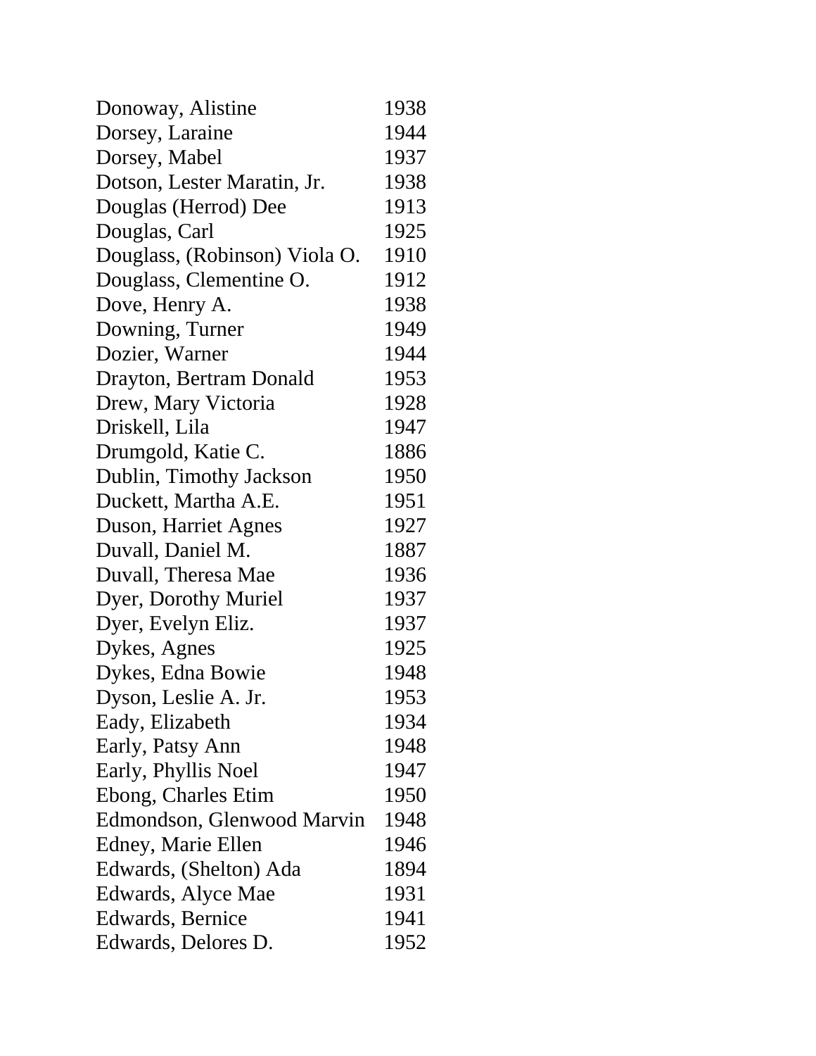| | |
|---|---|
| Donoway, Alistine | 1938 |
| Dorsey, Laraine | 1944 |
| Dorsey, Mabel | 1937 |
| Dotson, Lester Maratin, Jr. | 1938 |
| Douglas (Herrod) Dee | 1913 |
| Douglas, Carl | 1925 |
| Douglass, (Robinson) Viola O. | 1910 |
| Douglass, Clementine O. | 1912 |
| Dove, Henry A. | 1938 |
| Downing, Turner | 1949 |
| Dozier, Warner | 1944 |
| Drayton, Bertram Donald | 1953 |
| Drew, Mary Victoria | 1928 |
| Driskell, Lila | 1947 |
| Drumgold, Katie C. | 1886 |
| Dublin, Timothy Jackson | 1950 |
| Duckett, Martha A.E. | 1951 |
| Duson, Harriet Agnes | 1927 |
| Duvall, Daniel M. | 1887 |
| Duvall, Theresa Mae | 1936 |
| Dyer, Dorothy Muriel | 1937 |
| Dyer, Evelyn Eliz. | 1937 |
| Dykes, Agnes | 1925 |
| Dykes, Edna Bowie | 1948 |
| Dyson, Leslie A. Jr. | 1953 |
| Eady, Elizabeth | 1934 |
| Early, Patsy Ann | 1948 |
| Early, Phyllis Noel | 1947 |
| Ebong, Charles Etim | 1950 |
| Edmondson, Glenwood Marvin | 1948 |
| Edney, Marie Ellen | 1946 |
| Edwards, (Shelton) Ada | 1894 |
| Edwards, Alyce Mae | 1931 |
| Edwards, Bernice | 1941 |
| Edwards, Delores D. | 1952 |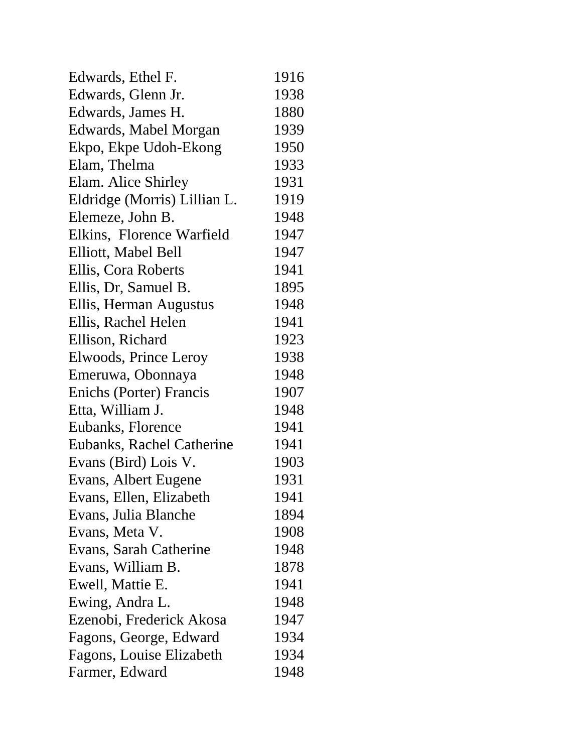| | |
|---|---|
| Edwards, Ethel F. | 1916 |
| Edwards, Glenn Jr. | 1938 |
| Edwards, James H. | 1880 |
| Edwards, Mabel Morgan | 1939 |
| Ekpo, Ekpe Udoh-Ekong | 1950 |
| Elam, Thelma | 1933 |
| Elam. Alice Shirley | 1931 |
| Eldridge (Morris) Lillian L. | 1919 |
| Elemeze, John B. | 1948 |
| Elkins,  Florence Warfield | 1947 |
| Elliott, Mabel Bell | 1947 |
| Ellis, Cora Roberts | 1941 |
| Ellis, Dr, Samuel B. | 1895 |
| Ellis, Herman Augustus | 1948 |
| Ellis, Rachel Helen | 1941 |
| Ellison, Richard | 1923 |
| Elwoods, Prince Leroy | 1938 |
| Emeruwa, Obonnaya | 1948 |
| Enichs (Porter) Francis | 1907 |
| Etta, William J. | 1948 |
| Eubanks, Florence | 1941 |
| Eubanks, Rachel Catherine | 1941 |
| Evans (Bird) Lois V. | 1903 |
| Evans, Albert Eugene | 1931 |
| Evans, Ellen, Elizabeth | 1941 |
| Evans, Julia Blanche | 1894 |
| Evans, Meta V. | 1908 |
| Evans, Sarah Catherine | 1948 |
| Evans, William B. | 1878 |
| Ewell, Mattie E. | 1941 |
| Ewing, Andra L. | 1948 |
| Ezenobi, Frederick Akosa | 1947 |
| Fagons, George, Edward | 1934 |
| Fagons, Louise Elizabeth | 1934 |
| Farmer, Edward | 1948 |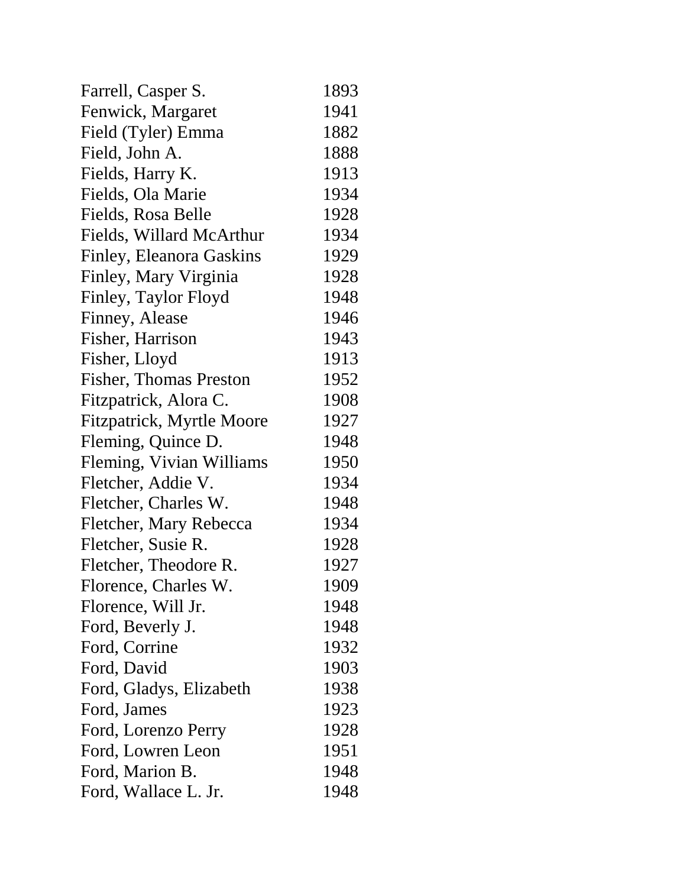| | |
|---|---|
| Farrell, Casper S. | 1893 |
| Fenwick, Margaret | 1941 |
| Field (Tyler) Emma | 1882 |
| Field, John A. | 1888 |
| Fields, Harry K. | 1913 |
| Fields, Ola Marie | 1934 |
| Fields, Rosa Belle | 1928 |
| Fields, Willard McArthur | 1934 |
| Finley, Eleanora Gaskins | 1929 |
| Finley, Mary Virginia | 1928 |
| Finley, Taylor Floyd | 1948 |
| Finney, Alease | 1946 |
| Fisher, Harrison | 1943 |
| Fisher, Lloyd | 1913 |
| Fisher, Thomas Preston | 1952 |
| Fitzpatrick, Alora C. | 1908 |
| Fitzpatrick, Myrtle Moore | 1927 |
| Fleming, Quince D. | 1948 |
| Fleming, Vivian Williams | 1950 |
| Fletcher, Addie V. | 1934 |
| Fletcher, Charles W. | 1948 |
| Fletcher, Mary Rebecca | 1934 |
| Fletcher, Susie R. | 1928 |
| Fletcher, Theodore R. | 1927 |
| Florence, Charles W. | 1909 |
| Florence, Will Jr. | 1948 |
| Ford, Beverly J. | 1948 |
| Ford, Corrine | 1932 |
| Ford, David | 1903 |
| Ford, Gladys, Elizabeth | 1938 |
| Ford, James | 1923 |
| Ford, Lorenzo Perry | 1928 |
| Ford, Lowren Leon | 1951 |
| Ford, Marion B. | 1948 |
| Ford, Wallace L. Jr. | 1948 |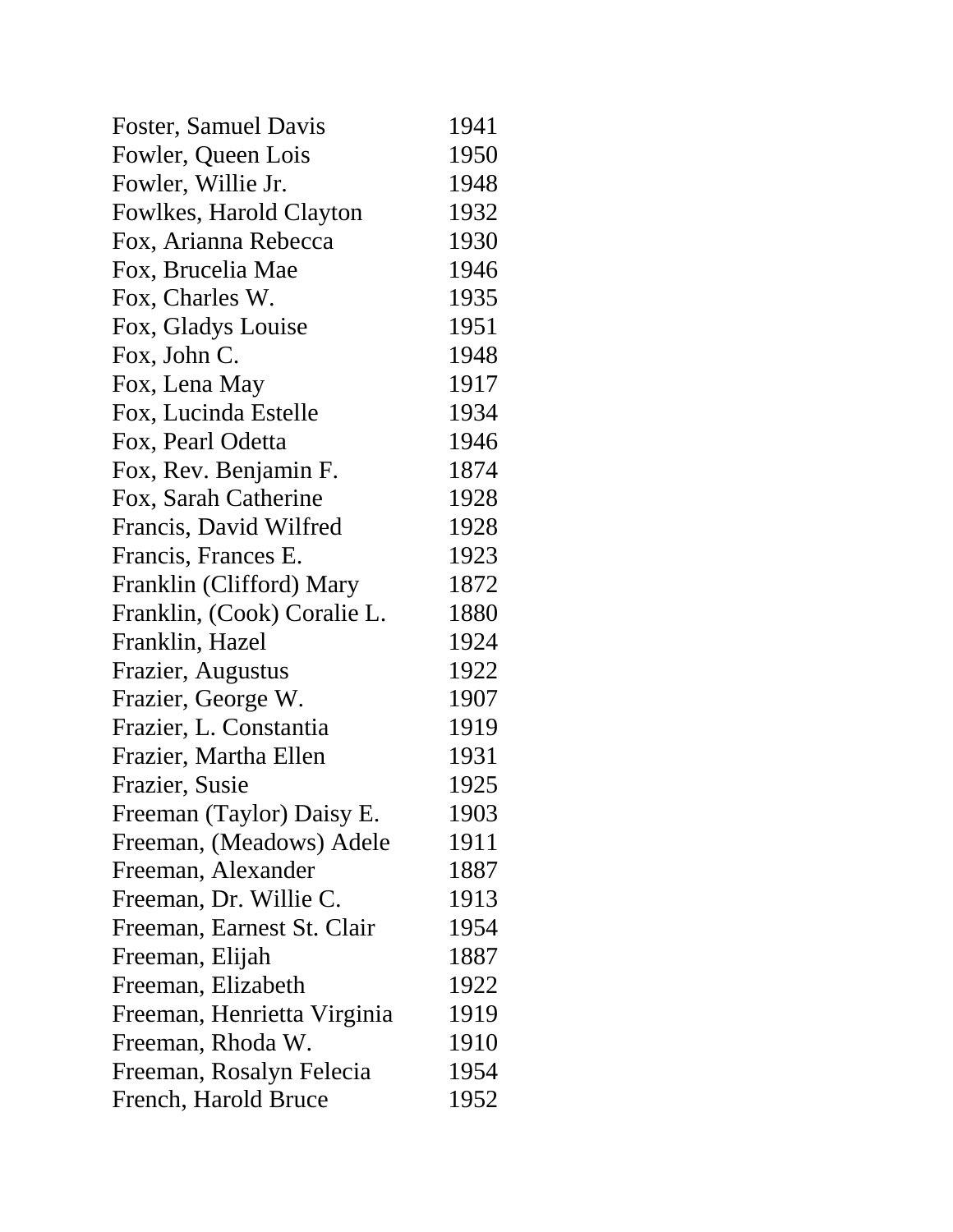| | |
|---|---|
| Foster, Samuel Davis | 1941 |
| Fowler, Queen Lois | 1950 |
| Fowler, Willie Jr. | 1948 |
| Fowlkes, Harold Clayton | 1932 |
| Fox, Arianna Rebecca | 1930 |
| Fox, Brucelia Mae | 1946 |
| Fox, Charles W. | 1935 |
| Fox, Gladys Louise | 1951 |
| Fox, John C. | 1948 |
| Fox, Lena May | 1917 |
| Fox, Lucinda Estelle | 1934 |
| Fox, Pearl Odetta | 1946 |
| Fox, Rev. Benjamin F. | 1874 |
| Fox, Sarah Catherine | 1928 |
| Francis, David Wilfred | 1928 |
| Francis, Frances E. | 1923 |
| Franklin (Clifford) Mary | 1872 |
| Franklin, (Cook) Coralie L. | 1880 |
| Franklin, Hazel | 1924 |
| Frazier, Augustus | 1922 |
| Frazier, George W. | 1907 |
| Frazier, L. Constantia | 1919 |
| Frazier, Martha Ellen | 1931 |
| Frazier, Susie | 1925 |
| Freeman (Taylor) Daisy E. | 1903 |
| Freeman, (Meadows) Adele | 1911 |
| Freeman, Alexander | 1887 |
| Freeman, Dr. Willie C. | 1913 |
| Freeman, Earnest St. Clair | 1954 |
| Freeman, Elijah | 1887 |
| Freeman, Elizabeth | 1922 |
| Freeman, Henrietta Virginia | 1919 |
| Freeman, Rhoda W. | 1910 |
| Freeman, Rosalyn Felecia | 1954 |
| French, Harold Bruce | 1952 |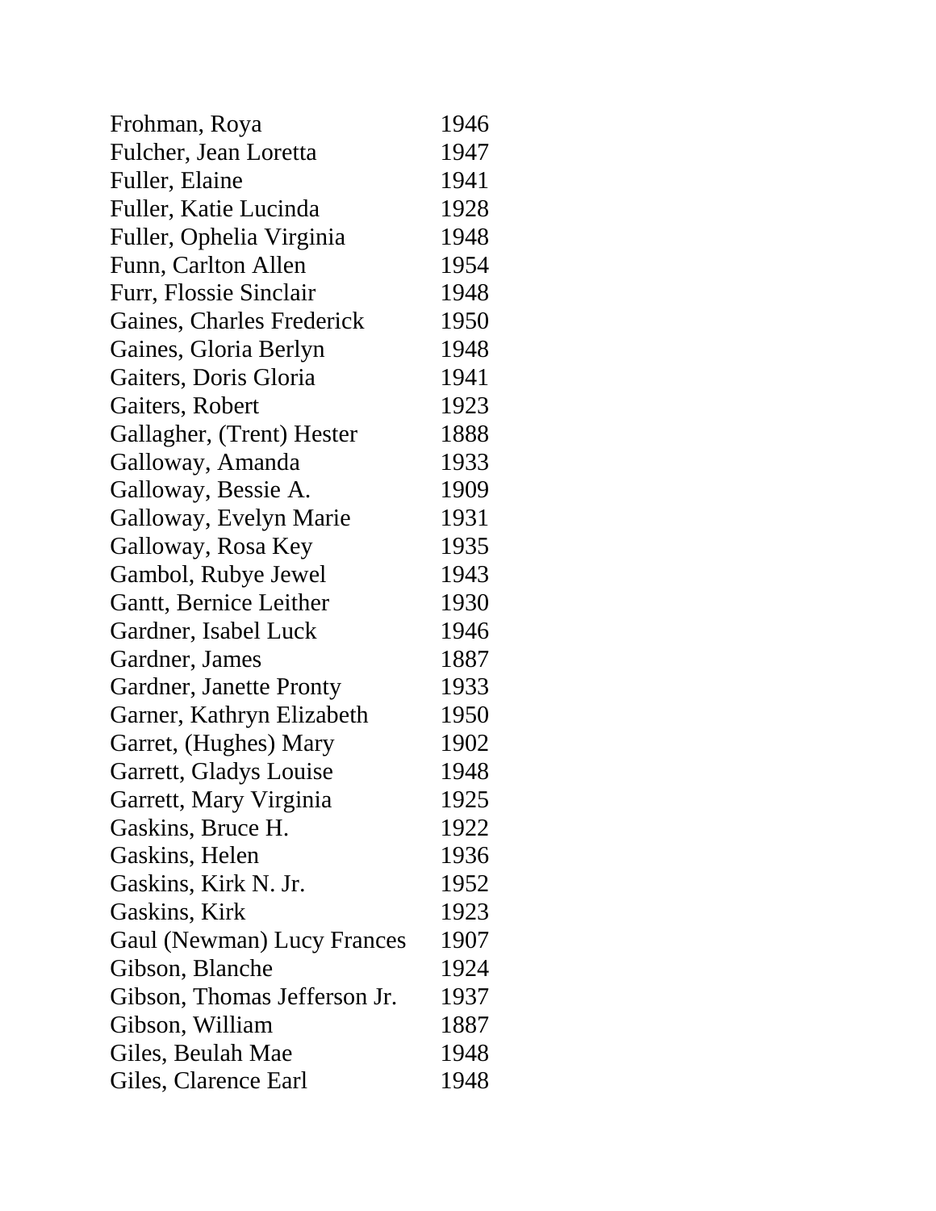| | |
|---|---|
| Frohman, Roya | 1946 |
| Fulcher, Jean Loretta | 1947 |
| Fuller, Elaine | 1941 |
| Fuller, Katie Lucinda | 1928 |
| Fuller, Ophelia Virginia | 1948 |
| Funn, Carlton Allen | 1954 |
| Furr, Flossie Sinclair | 1948 |
| Gaines, Charles Frederick | 1950 |
| Gaines, Gloria Berlyn | 1948 |
| Gaiters, Doris Gloria | 1941 |
| Gaiters, Robert | 1923 |
| Gallagher, (Trent) Hester | 1888 |
| Galloway, Amanda | 1933 |
| Galloway, Bessie A. | 1909 |
| Galloway, Evelyn Marie | 1931 |
| Galloway, Rosa Key | 1935 |
| Gambol, Rubye Jewel | 1943 |
| Gantt, Bernice Leither | 1930 |
| Gardner, Isabel Luck | 1946 |
| Gardner, James | 1887 |
| Gardner, Janette Pronty | 1933 |
| Garner, Kathryn Elizabeth | 1950 |
| Garret, (Hughes) Mary | 1902 |
| Garrett, Gladys Louise | 1948 |
| Garrett, Mary Virginia | 1925 |
| Gaskins, Bruce H. | 1922 |
| Gaskins, Helen | 1936 |
| Gaskins, Kirk N. Jr. | 1952 |
| Gaskins, Kirk | 1923 |
| Gaul (Newman) Lucy Frances | 1907 |
| Gibson, Blanche | 1924 |
| Gibson, Thomas Jefferson Jr. | 1937 |
| Gibson, William | 1887 |
| Giles, Beulah Mae | 1948 |
| Giles, Clarence Earl | 1948 |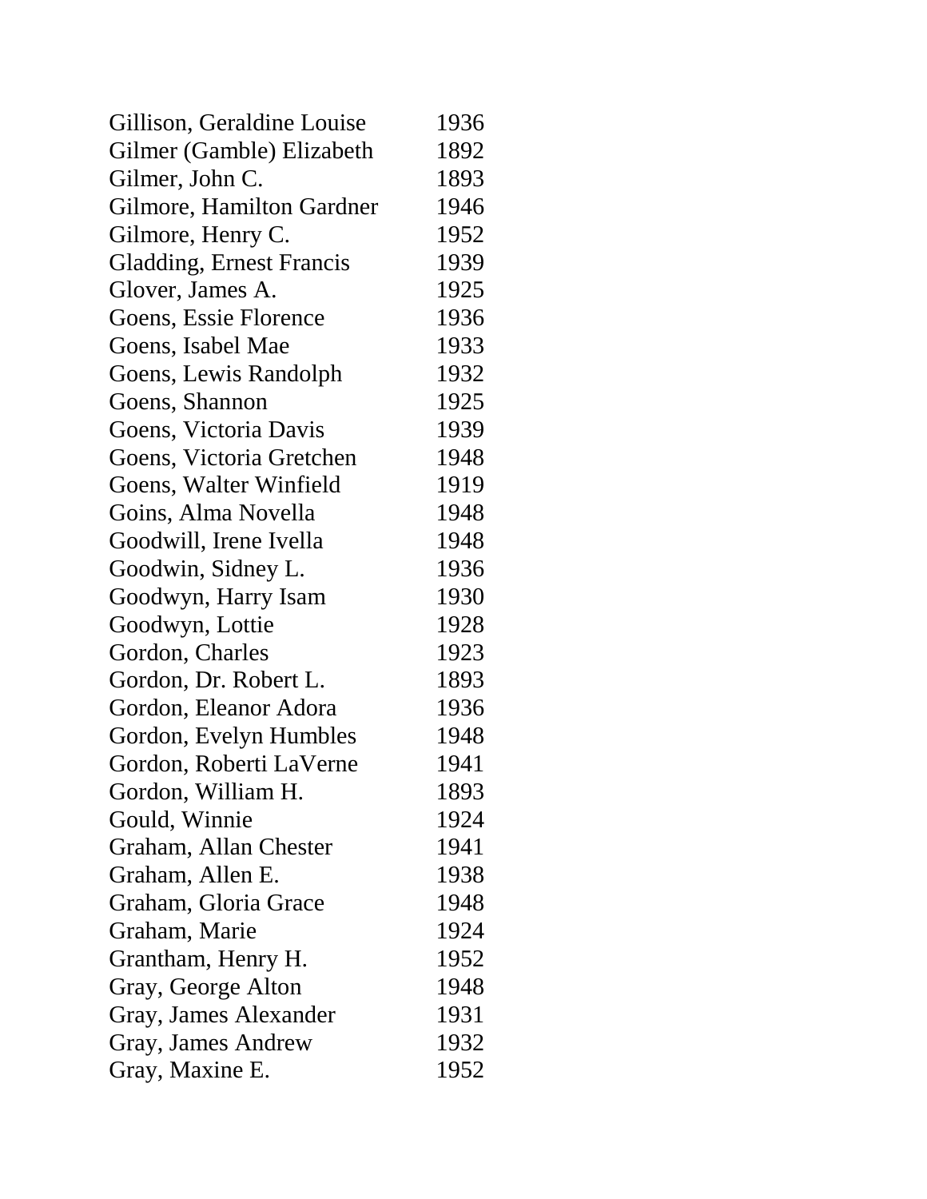| | |
|---|---|
| Gillison, Geraldine Louise | 1936 |
| Gilmer (Gamble) Elizabeth | 1892 |
| Gilmer, John C. | 1893 |
| Gilmore, Hamilton Gardner | 1946 |
| Gilmore, Henry C. | 1952 |
| Gladding, Ernest Francis | 1939 |
| Glover, James A. | 1925 |
| Goens, Essie Florence | 1936 |
| Goens, Isabel Mae | 1933 |
| Goens, Lewis Randolph | 1932 |
| Goens, Shannon | 1925 |
| Goens, Victoria Davis | 1939 |
| Goens, Victoria Gretchen | 1948 |
| Goens, Walter Winfield | 1919 |
| Goins, Alma Novella | 1948 |
| Goodwill, Irene Ivella | 1948 |
| Goodwin, Sidney L. | 1936 |
| Goodwyn, Harry Isam | 1930 |
| Goodwyn, Lottie | 1928 |
| Gordon, Charles | 1923 |
| Gordon, Dr. Robert L. | 1893 |
| Gordon, Eleanor Adora | 1936 |
| Gordon, Evelyn Humbles | 1948 |
| Gordon, Roberti LaVerne | 1941 |
| Gordon, William H. | 1893 |
| Gould, Winnie | 1924 |
| Graham, Allan Chester | 1941 |
| Graham, Allen E. | 1938 |
| Graham, Gloria Grace | 1948 |
| Graham, Marie | 1924 |
| Grantham, Henry H. | 1952 |
| Gray, George Alton | 1948 |
| Gray, James Alexander | 1931 |
| Gray, James Andrew | 1932 |
| Gray, Maxine E. | 1952 |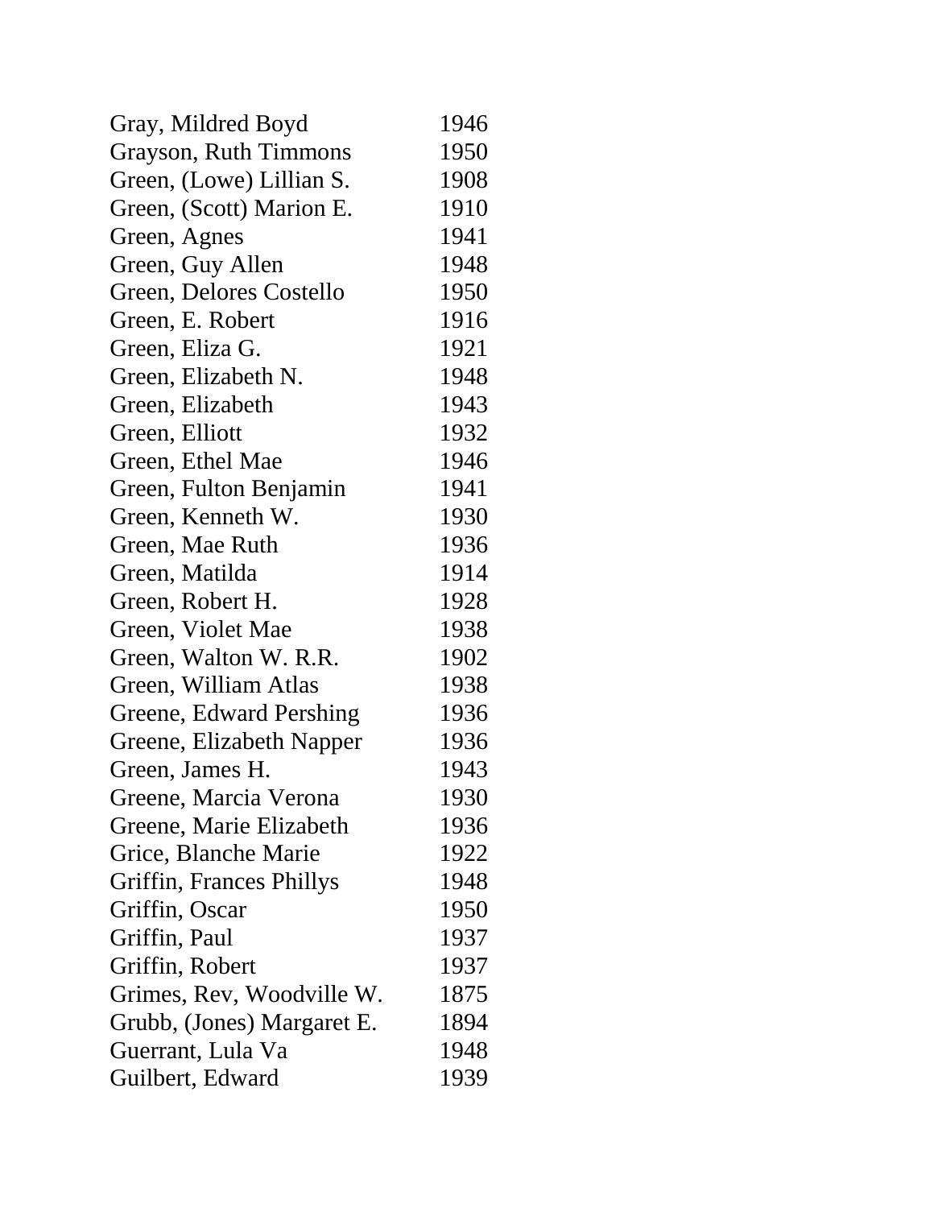| | |
|---|---|
| Gray, Mildred Boyd | 1946 |
| Grayson, Ruth Timmons | 1950 |
| Green, (Lowe) Lillian S. | 1908 |
| Green, (Scott) Marion E. | 1910 |
| Green, Agnes | 1941 |
| Green, Guy Allen | 1948 |
| Green, Delores Costello | 1950 |
| Green, E. Robert | 1916 |
| Green, Eliza G. | 1921 |
| Green, Elizabeth N. | 1948 |
| Green, Elizabeth | 1943 |
| Green, Elliott | 1932 |
| Green, Ethel Mae | 1946 |
| Green, Fulton Benjamin | 1941 |
| Green, Kenneth W. | 1930 |
| Green, Mae Ruth | 1936 |
| Green, Matilda | 1914 |
| Green, Robert H. | 1928 |
| Green, Violet Mae | 1938 |
| Green, Walton W. R.R. | 1902 |
| Green, William Atlas | 1938 |
| Greene, Edward Pershing | 1936 |
| Greene, Elizabeth Napper | 1936 |
| Green, James H. | 1943 |
| Greene, Marcia Verona | 1930 |
| Greene, Marie Elizabeth | 1936 |
| Grice, Blanche Marie | 1922 |
| Griffin, Frances Phillys | 1948 |
| Griffin, Oscar | 1950 |
| Griffin, Paul | 1937 |
| Griffin, Robert | 1937 |
| Grimes, Rev, Woodville W. | 1875 |
| Grubb, (Jones) Margaret E. | 1894 |
| Guerrant, Lula Va | 1948 |
| Guilbert, Edward | 1939 |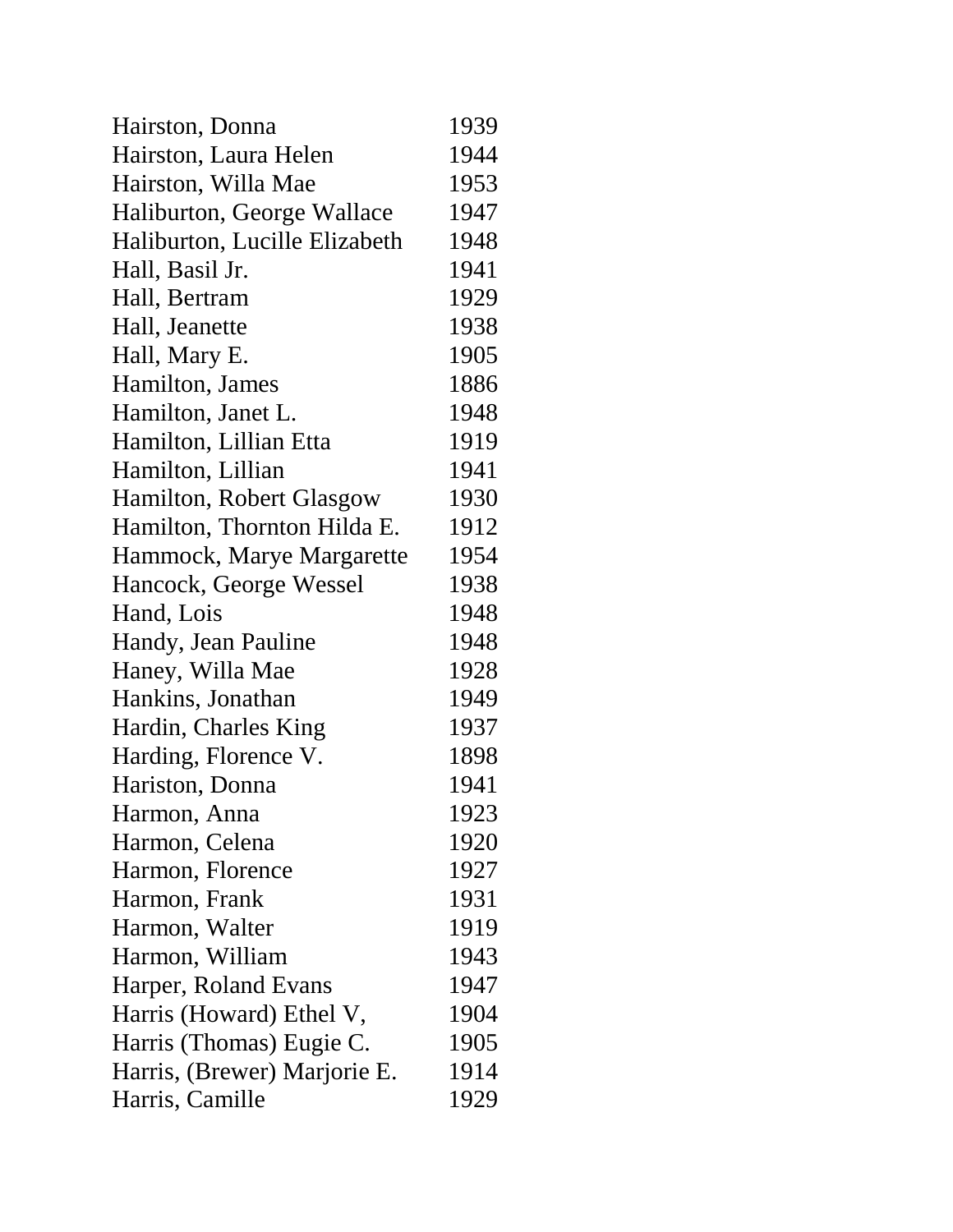| | |
|---|---|
| Hairston, Donna | 1939 |
| Hairston, Laura Helen | 1944 |
| Hairston, Willa Mae | 1953 |
| Haliburton, George Wallace | 1947 |
| Haliburton, Lucille Elizabeth | 1948 |
| Hall, Basil Jr. | 1941 |
| Hall, Bertram | 1929 |
| Hall, Jeanette | 1938 |
| Hall, Mary E. | 1905 |
| Hamilton, James | 1886 |
| Hamilton, Janet L. | 1948 |
| Hamilton, Lillian Etta | 1919 |
| Hamilton, Lillian | 1941 |
| Hamilton, Robert Glasgow | 1930 |
| Hamilton, Thornton Hilda E. | 1912 |
| Hammock, Marye Margarette | 1954 |
| Hancock, George Wessel | 1938 |
| Hand, Lois | 1948 |
| Handy, Jean Pauline | 1948 |
| Haney, Willa Mae | 1928 |
| Hankins, Jonathan | 1949 |
| Hardin, Charles King | 1937 |
| Harding, Florence V. | 1898 |
| Hariston, Donna | 1941 |
| Harmon, Anna | 1923 |
| Harmon, Celena | 1920 |
| Harmon, Florence | 1927 |
| Harmon, Frank | 1931 |
| Harmon, Walter | 1919 |
| Harmon, William | 1943 |
| Harper, Roland Evans | 1947 |
| Harris (Howard) Ethel V, | 1904 |
| Harris (Thomas) Eugie C. | 1905 |
| Harris, (Brewer) Marjorie E. | 1914 |
| Harris, Camille | 1929 |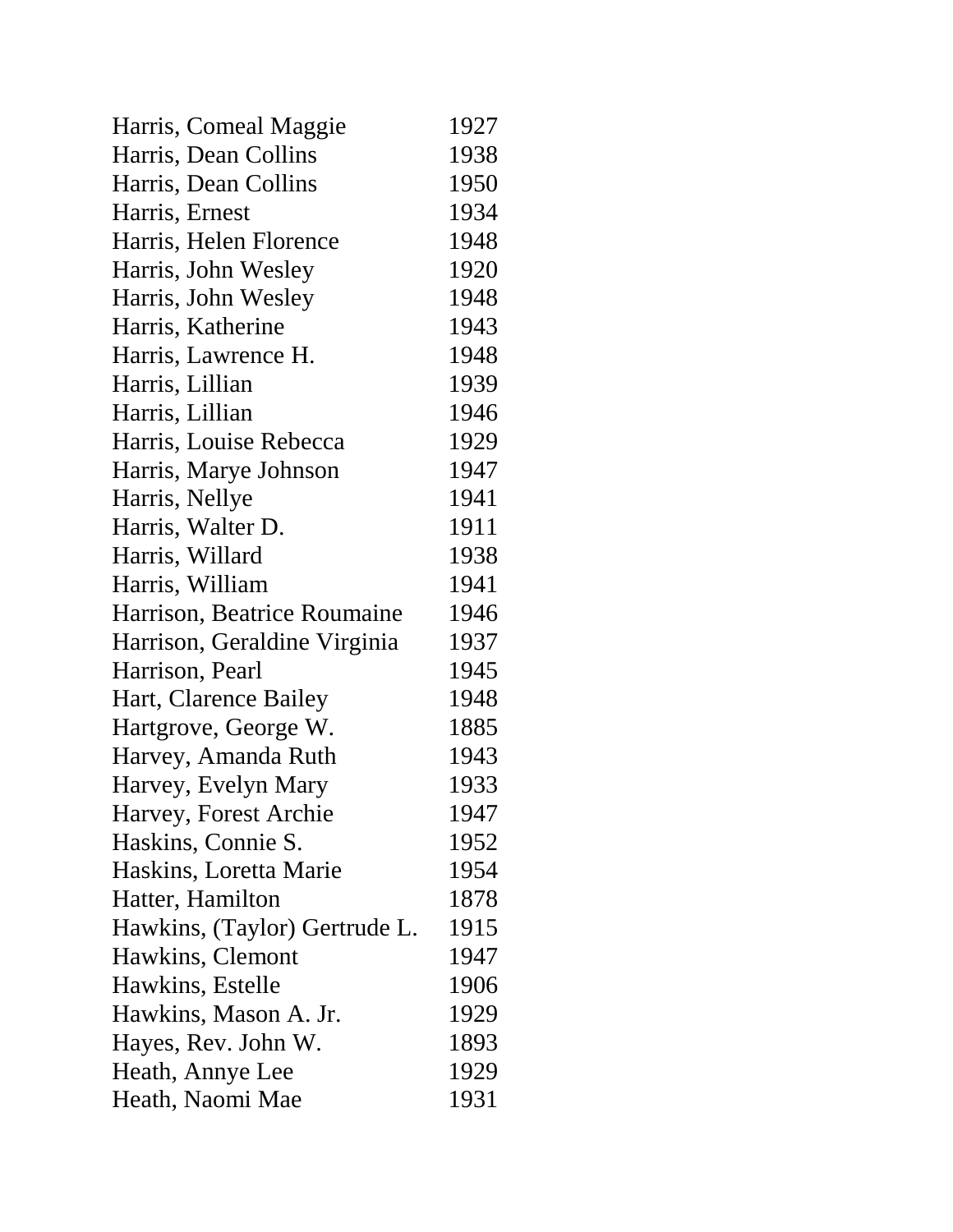| | |
|---|---|
| Harris, Comeal Maggie | 1927 |
| Harris, Dean Collins | 1938 |
| Harris, Dean Collins | 1950 |
| Harris, Ernest | 1934 |
| Harris, Helen Florence | 1948 |
| Harris, John Wesley | 1920 |
| Harris, John Wesley | 1948 |
| Harris, Katherine | 1943 |
| Harris, Lawrence H. | 1948 |
| Harris, Lillian | 1939 |
| Harris, Lillian | 1946 |
| Harris, Louise Rebecca | 1929 |
| Harris, Marye Johnson | 1947 |
| Harris, Nellye | 1941 |
| Harris, Walter D. | 1911 |
| Harris, Willard | 1938 |
| Harris, William | 1941 |
| Harrison, Beatrice Roumaine | 1946 |
| Harrison, Geraldine Virginia | 1937 |
| Harrison, Pearl | 1945 |
| Hart, Clarence Bailey | 1948 |
| Hartgrove, George W. | 1885 |
| Harvey, Amanda Ruth | 1943 |
| Harvey, Evelyn Mary | 1933 |
| Harvey, Forest Archie | 1947 |
| Haskins, Connie S. | 1952 |
| Haskins, Loretta Marie | 1954 |
| Hatter, Hamilton | 1878 |
| Hawkins, (Taylor) Gertrude L. | 1915 |
| Hawkins, Clemont | 1947 |
| Hawkins, Estelle | 1906 |
| Hawkins, Mason A. Jr. | 1929 |
| Hayes, Rev. John W. | 1893 |
| Heath, Annye Lee | 1929 |
| Heath, Naomi Mae | 1931 |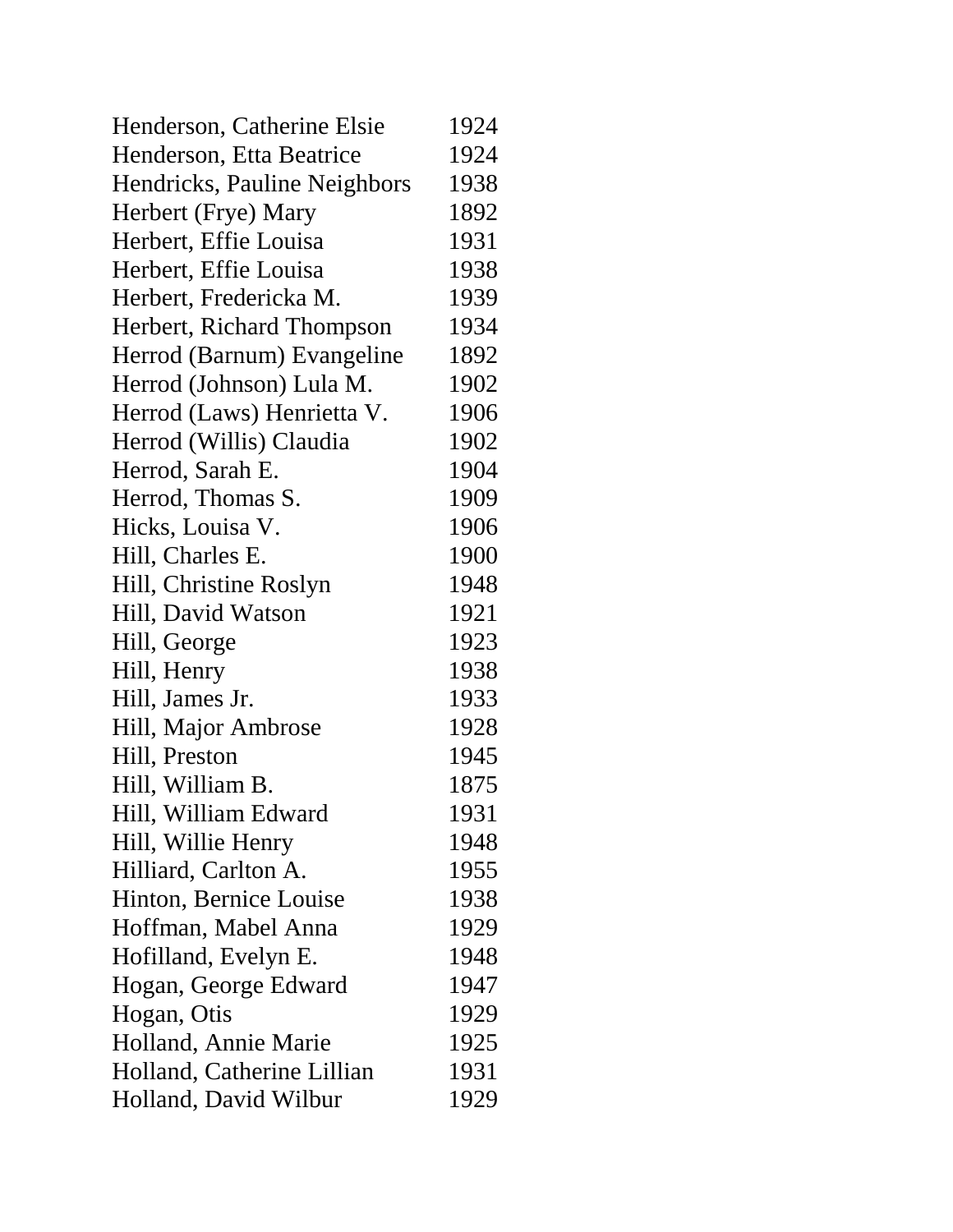| | |
|---|---|
| Henderson, Catherine Elsie | 1924 |
| Henderson, Etta Beatrice | 1924 |
| Hendricks, Pauline Neighbors | 1938 |
| Herbert (Frye) Mary | 1892 |
| Herbert, Effie Louisa | 1931 |
| Herbert, Effie Louisa | 1938 |
| Herbert, Fredericka M. | 1939 |
| Herbert, Richard Thompson | 1934 |
| Herrod (Barnum) Evangeline | 1892 |
| Herrod (Johnson) Lula M. | 1902 |
| Herrod (Laws) Henrietta V. | 1906 |
| Herrod (Willis) Claudia | 1902 |
| Herrod, Sarah E. | 1904 |
| Herrod, Thomas S. | 1909 |
| Hicks, Louisa V. | 1906 |
| Hill, Charles E. | 1900 |
| Hill, Christine Roslyn | 1948 |
| Hill, David Watson | 1921 |
| Hill, George | 1923 |
| Hill, Henry | 1938 |
| Hill, James Jr. | 1933 |
| Hill, Major Ambrose | 1928 |
| Hill, Preston | 1945 |
| Hill, William B. | 1875 |
| Hill, William Edward | 1931 |
| Hill, Willie Henry | 1948 |
| Hilliard, Carlton A. | 1955 |
| Hinton, Bernice Louise | 1938 |
| Hoffman, Mabel Anna | 1929 |
| Hofilland, Evelyn E. | 1948 |
| Hogan, George Edward | 1947 |
| Hogan, Otis | 1929 |
| Holland, Annie Marie | 1925 |
| Holland, Catherine Lillian | 1931 |
| Holland, David Wilbur | 1929 |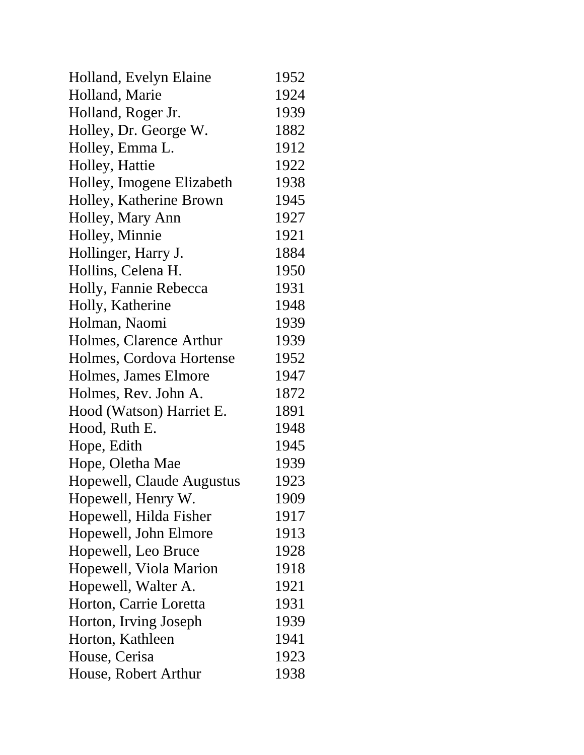| | |
|---|---|
| Holland, Evelyn Elaine | 1952 |
| Holland, Marie | 1924 |
| Holland, Roger Jr. | 1939 |
| Holley, Dr. George W. | 1882 |
| Holley, Emma L. | 1912 |
| Holley, Hattie | 1922 |
| Holley, Imogene Elizabeth | 1938 |
| Holley, Katherine Brown | 1945 |
| Holley, Mary Ann | 1927 |
| Holley, Minnie | 1921 |
| Hollinger, Harry J. | 1884 |
| Hollins, Celena H. | 1950 |
| Holly, Fannie Rebecca | 1931 |
| Holly, Katherine | 1948 |
| Holman, Naomi | 1939 |
| Holmes, Clarence Arthur | 1939 |
| Holmes, Cordova Hortense | 1952 |
| Holmes, James Elmore | 1947 |
| Holmes, Rev. John A. | 1872 |
| Hood (Watson) Harriet E. | 1891 |
| Hood, Ruth E. | 1948 |
| Hope, Edith | 1945 |
| Hope, Oletha Mae | 1939 |
| Hopewell, Claude Augustus | 1923 |
| Hopewell, Henry W. | 1909 |
| Hopewell, Hilda Fisher | 1917 |
| Hopewell, John Elmore | 1913 |
| Hopewell, Leo Bruce | 1928 |
| Hopewell, Viola Marion | 1918 |
| Hopewell, Walter A. | 1921 |
| Horton, Carrie Loretta | 1931 |
| Horton, Irving Joseph | 1939 |
| Horton, Kathleen | 1941 |
| House, Cerisa | 1923 |
| House, Robert Arthur | 1938 |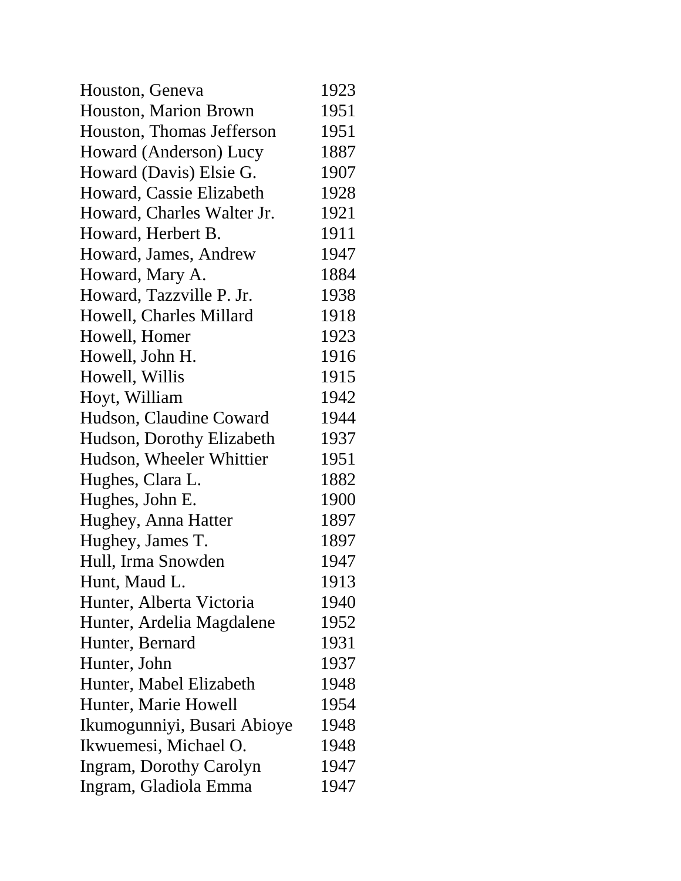| | |
|---|---|
| Houston, Geneva | 1923 |
| Houston, Marion Brown | 1951 |
| Houston, Thomas Jefferson | 1951 |
| Howard (Anderson) Lucy | 1887 |
| Howard (Davis) Elsie G. | 1907 |
| Howard, Cassie Elizabeth | 1928 |
| Howard, Charles Walter Jr. | 1921 |
| Howard, Herbert B. | 1911 |
| Howard, James, Andrew | 1947 |
| Howard, Mary A. | 1884 |
| Howard, Tazzville P. Jr. | 1938 |
| Howell, Charles Millard | 1918 |
| Howell, Homer | 1923 |
| Howell, John H. | 1916 |
| Howell, Willis | 1915 |
| Hoyt, William | 1942 |
| Hudson, Claudine Coward | 1944 |
| Hudson, Dorothy Elizabeth | 1937 |
| Hudson, Wheeler Whittier | 1951 |
| Hughes, Clara L. | 1882 |
| Hughes, John E. | 1900 |
| Hughey, Anna Hatter | 1897 |
| Hughey, James T. | 1897 |
| Hull, Irma Snowden | 1947 |
| Hunt, Maud L. | 1913 |
| Hunter, Alberta Victoria | 1940 |
| Hunter, Ardelia Magdalene | 1952 |
| Hunter, Bernard | 1931 |
| Hunter, John | 1937 |
| Hunter, Mabel Elizabeth | 1948 |
| Hunter, Marie Howell | 1954 |
| Ikumogunniyi, Busari Abioye | 1948 |
| Ikwuemesi, Michael O. | 1948 |
| Ingram, Dorothy Carolyn | 1947 |
| Ingram, Gladiola Emma | 1947 |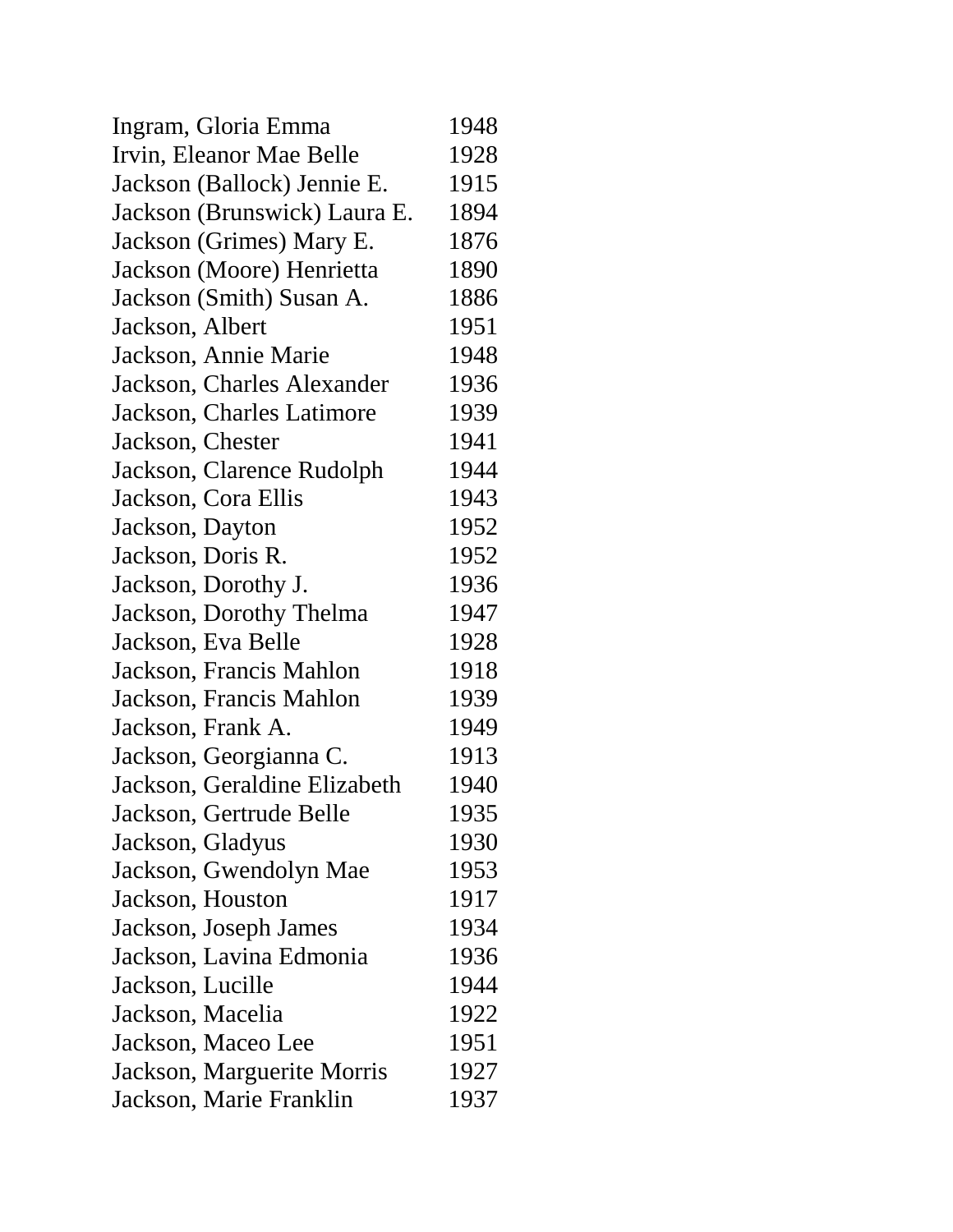| | |
|---|---|
| Ingram, Gloria Emma | 1948 |
| Irvin, Eleanor Mae Belle | 1928 |
| Jackson (Ballock) Jennie E. | 1915 |
| Jackson (Brunswick) Laura E. | 1894 |
| Jackson (Grimes) Mary E. | 1876 |
| Jackson (Moore) Henrietta | 1890 |
| Jackson (Smith) Susan A. | 1886 |
| Jackson, Albert | 1951 |
| Jackson, Annie Marie | 1948 |
| Jackson, Charles Alexander | 1936 |
| Jackson, Charles Latimore | 1939 |
| Jackson, Chester | 1941 |
| Jackson, Clarence Rudolph | 1944 |
| Jackson, Cora Ellis | 1943 |
| Jackson, Dayton | 1952 |
| Jackson, Doris R. | 1952 |
| Jackson, Dorothy J. | 1936 |
| Jackson, Dorothy Thelma | 1947 |
| Jackson, Eva Belle | 1928 |
| Jackson, Francis Mahlon | 1918 |
| Jackson, Francis Mahlon | 1939 |
| Jackson, Frank A. | 1949 |
| Jackson, Georgianna C. | 1913 |
| Jackson, Geraldine Elizabeth | 1940 |
| Jackson, Gertrude Belle | 1935 |
| Jackson, Gladyus | 1930 |
| Jackson, Gwendolyn Mae | 1953 |
| Jackson, Houston | 1917 |
| Jackson, Joseph James | 1934 |
| Jackson, Lavina Edmonia | 1936 |
| Jackson, Lucille | 1944 |
| Jackson, Macelia | 1922 |
| Jackson, Maceo Lee | 1951 |
| Jackson, Marguerite Morris | 1927 |
| Jackson, Marie Franklin | 1937 |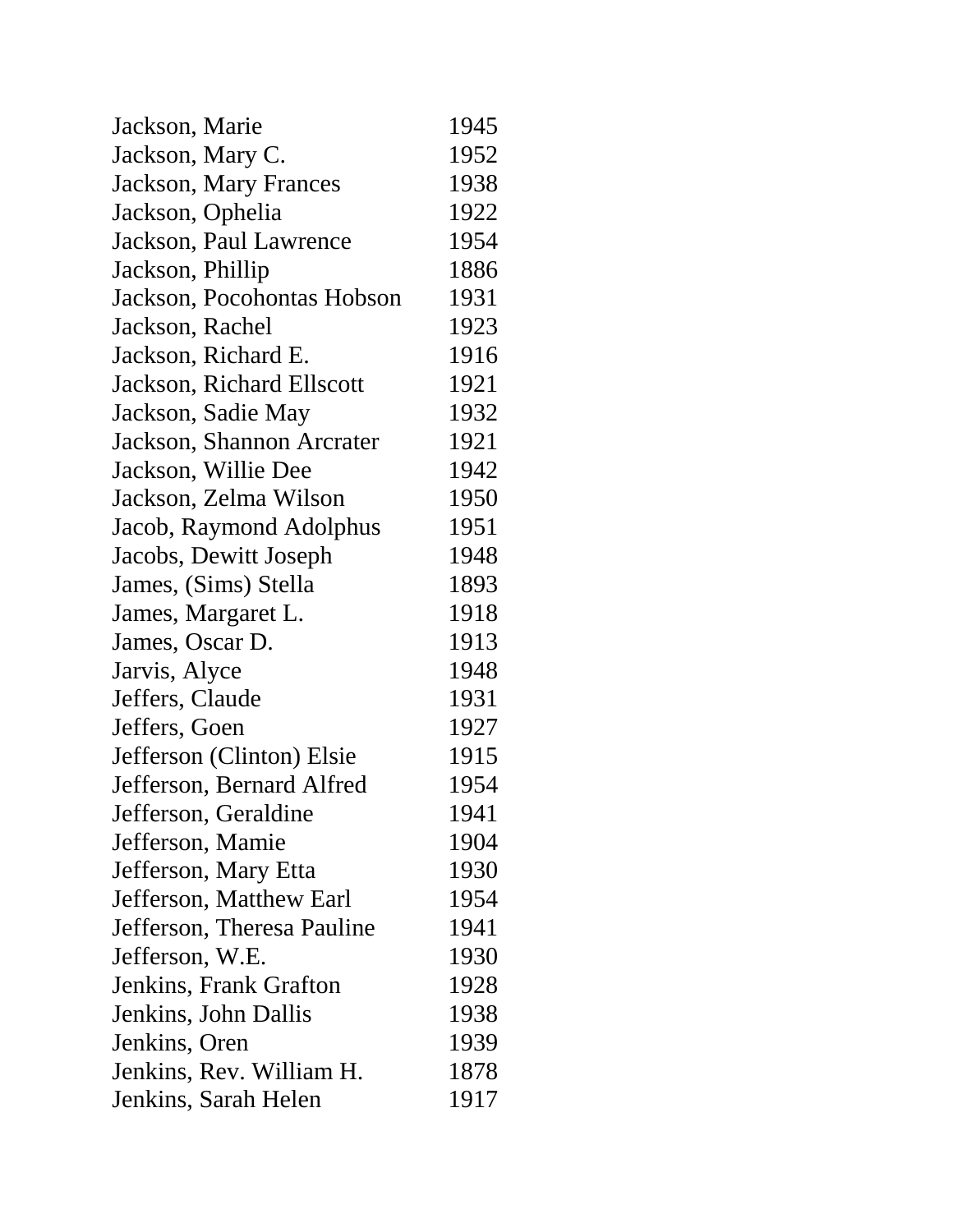| | |
|---|---|
| Jackson, Marie | 1945 |
| Jackson, Mary C. | 1952 |
| Jackson, Mary Frances | 1938 |
| Jackson, Ophelia | 1922 |
| Jackson, Paul Lawrence | 1954 |
| Jackson, Phillip | 1886 |
| Jackson, Pocohontas Hobson | 1931 |
| Jackson, Rachel | 1923 |
| Jackson, Richard E. | 1916 |
| Jackson, Richard Ellscott | 1921 |
| Jackson, Sadie May | 1932 |
| Jackson, Shannon Arcrater | 1921 |
| Jackson, Willie Dee | 1942 |
| Jackson, Zelma Wilson | 1950 |
| Jacob, Raymond Adolphus | 1951 |
| Jacobs, Dewitt Joseph | 1948 |
| James, (Sims) Stella | 1893 |
| James, Margaret L. | 1918 |
| James, Oscar D. | 1913 |
| Jarvis, Alyce | 1948 |
| Jeffers, Claude | 1931 |
| Jeffers, Goen | 1927 |
| Jefferson (Clinton) Elsie | 1915 |
| Jefferson, Bernard Alfred | 1954 |
| Jefferson, Geraldine | 1941 |
| Jefferson, Mamie | 1904 |
| Jefferson, Mary Etta | 1930 |
| Jefferson, Matthew Earl | 1954 |
| Jefferson, Theresa Pauline | 1941 |
| Jefferson, W.E. | 1930 |
| Jenkins, Frank Grafton | 1928 |
| Jenkins, John Dallis | 1938 |
| Jenkins, Oren | 1939 |
| Jenkins, Rev. William H. | 1878 |
| Jenkins, Sarah Helen | 1917 |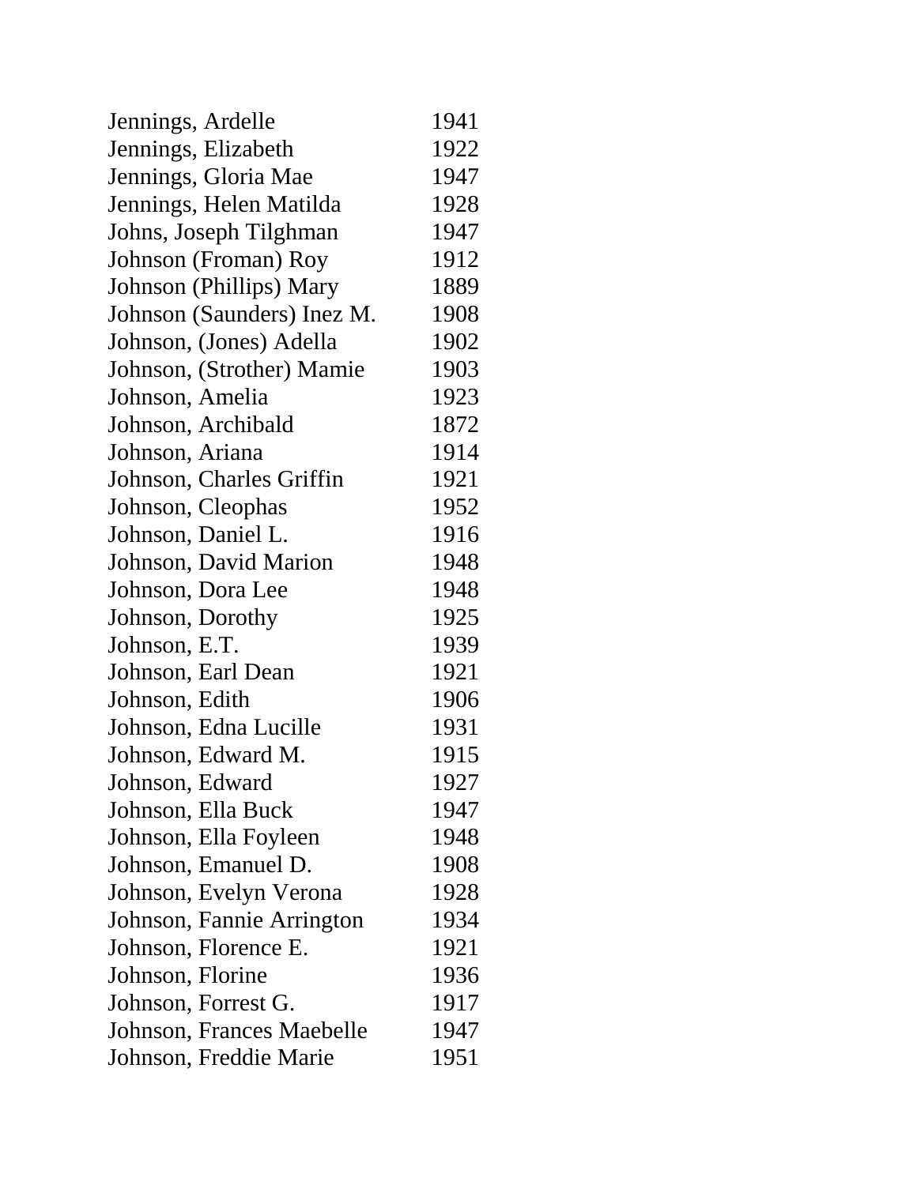| | |
|---|---|
| Jennings, Ardelle | 1941 |
| Jennings, Elizabeth | 1922 |
| Jennings, Gloria Mae | 1947 |
| Jennings, Helen Matilda | 1928 |
| Johns, Joseph Tilghman | 1947 |
| Johnson (Froman) Roy | 1912 |
| Johnson (Phillips) Mary | 1889 |
| Johnson (Saunders) Inez M. | 1908 |
| Johnson, (Jones) Adella | 1902 |
| Johnson, (Strother) Mamie | 1903 |
| Johnson, Amelia | 1923 |
| Johnson, Archibald | 1872 |
| Johnson, Ariana | 1914 |
| Johnson, Charles Griffin | 1921 |
| Johnson, Cleophas | 1952 |
| Johnson, Daniel L. | 1916 |
| Johnson, David Marion | 1948 |
| Johnson, Dora Lee | 1948 |
| Johnson, Dorothy | 1925 |
| Johnson, E.T. | 1939 |
| Johnson, Earl Dean | 1921 |
| Johnson, Edith | 1906 |
| Johnson, Edna Lucille | 1931 |
| Johnson, Edward M. | 1915 |
| Johnson, Edward | 1927 |
| Johnson, Ella Buck | 1947 |
| Johnson, Ella Foyleen | 1948 |
| Johnson, Emanuel D. | 1908 |
| Johnson, Evelyn Verona | 1928 |
| Johnson, Fannie Arrington | 1934 |
| Johnson, Florence E. | 1921 |
| Johnson, Florine | 1936 |
| Johnson, Forrest G. | 1917 |
| Johnson, Frances Maebelle | 1947 |
| Johnson, Freddie Marie | 1951 |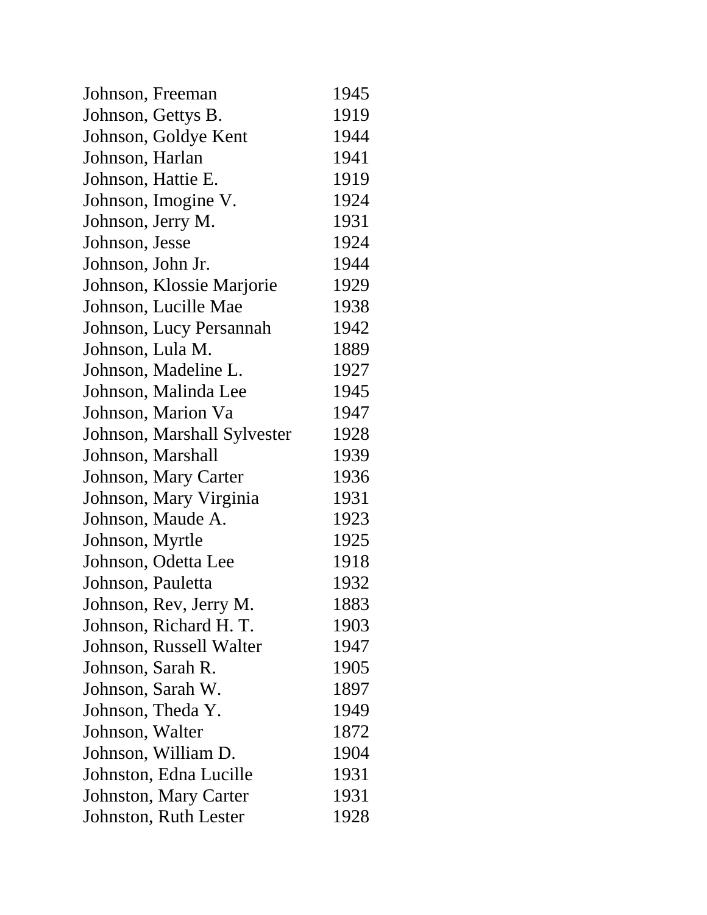| | |
|---|---|
| Johnson, Freeman | 1945 |
| Johnson, Gettys B. | 1919 |
| Johnson, Goldye Kent | 1944 |
| Johnson, Harlan | 1941 |
| Johnson, Hattie E. | 1919 |
| Johnson, Imogine V. | 1924 |
| Johnson, Jerry M. | 1931 |
| Johnson, Jesse | 1924 |
| Johnson, John Jr. | 1944 |
| Johnson, Klossie Marjorie | 1929 |
| Johnson, Lucille Mae | 1938 |
| Johnson, Lucy Persannah | 1942 |
| Johnson, Lula M. | 1889 |
| Johnson, Madeline L. | 1927 |
| Johnson, Malinda Lee | 1945 |
| Johnson, Marion Va | 1947 |
| Johnson, Marshall Sylvester | 1928 |
| Johnson, Marshall | 1939 |
| Johnson, Mary Carter | 1936 |
| Johnson, Mary Virginia | 1931 |
| Johnson, Maude A. | 1923 |
| Johnson, Myrtle | 1925 |
| Johnson, Odetta Lee | 1918 |
| Johnson, Pauletta | 1932 |
| Johnson, Rev, Jerry M. | 1883 |
| Johnson, Richard H. T. | 1903 |
| Johnson, Russell Walter | 1947 |
| Johnson, Sarah R. | 1905 |
| Johnson, Sarah W. | 1897 |
| Johnson, Theda Y. | 1949 |
| Johnson, Walter | 1872 |
| Johnson, William D. | 1904 |
| Johnston, Edna Lucille | 1931 |
| Johnston, Mary Carter | 1931 |
| Johnston, Ruth Lester | 1928 |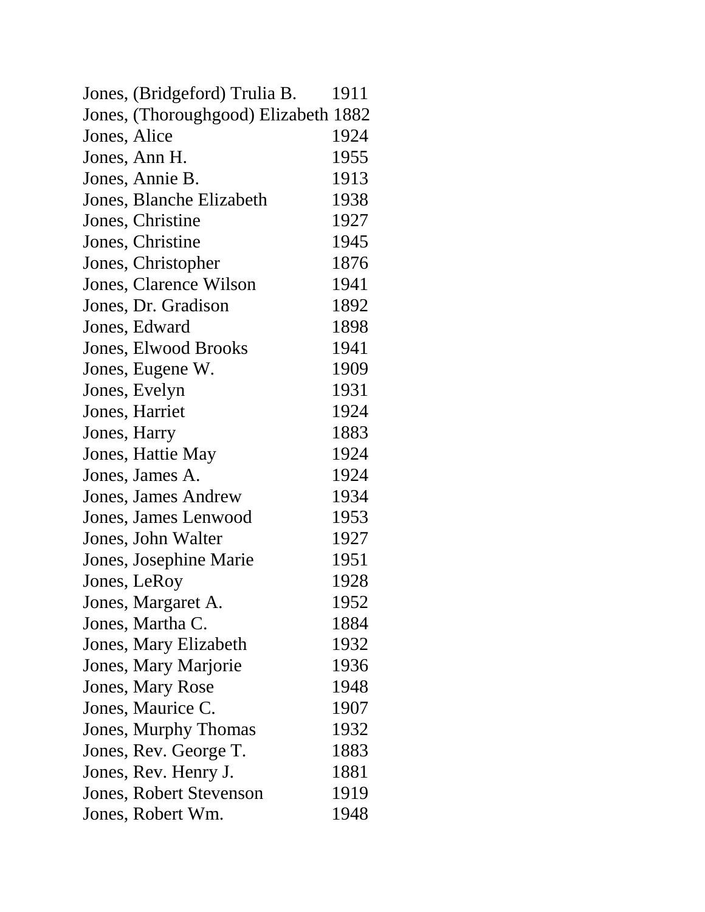| | |
|---|---|
| Jones, (Bridgeford) Trulia B. | 1911 |
| Jones, (Thoroughgood) Elizabeth | 1882 |
| Jones, Alice | 1924 |
| Jones, Ann H. | 1955 |
| Jones, Annie B. | 1913 |
| Jones, Blanche Elizabeth | 1938 |
| Jones, Christine | 1927 |
| Jones, Christine | 1945 |
| Jones, Christopher | 1876 |
| Jones, Clarence Wilson | 1941 |
| Jones, Dr. Gradison | 1892 |
| Jones, Edward | 1898 |
| Jones, Elwood Brooks | 1941 |
| Jones, Eugene W. | 1909 |
| Jones, Evelyn | 1931 |
| Jones, Harriet | 1924 |
| Jones, Harry | 1883 |
| Jones, Hattie May | 1924 |
| Jones, James A. | 1924 |
| Jones, James Andrew | 1934 |
| Jones, James Lenwood | 1953 |
| Jones, John Walter | 1927 |
| Jones, Josephine Marie | 1951 |
| Jones, LeRoy | 1928 |
| Jones, Margaret A. | 1952 |
| Jones, Martha C. | 1884 |
| Jones, Mary Elizabeth | 1932 |
| Jones, Mary Marjorie | 1936 |
| Jones, Mary Rose | 1948 |
| Jones, Maurice C. | 1907 |
| Jones, Murphy Thomas | 1932 |
| Jones, Rev. George T. | 1883 |
| Jones, Rev. Henry J. | 1881 |
| Jones, Robert Stevenson | 1919 |
| Jones, Robert Wm. | 1948 |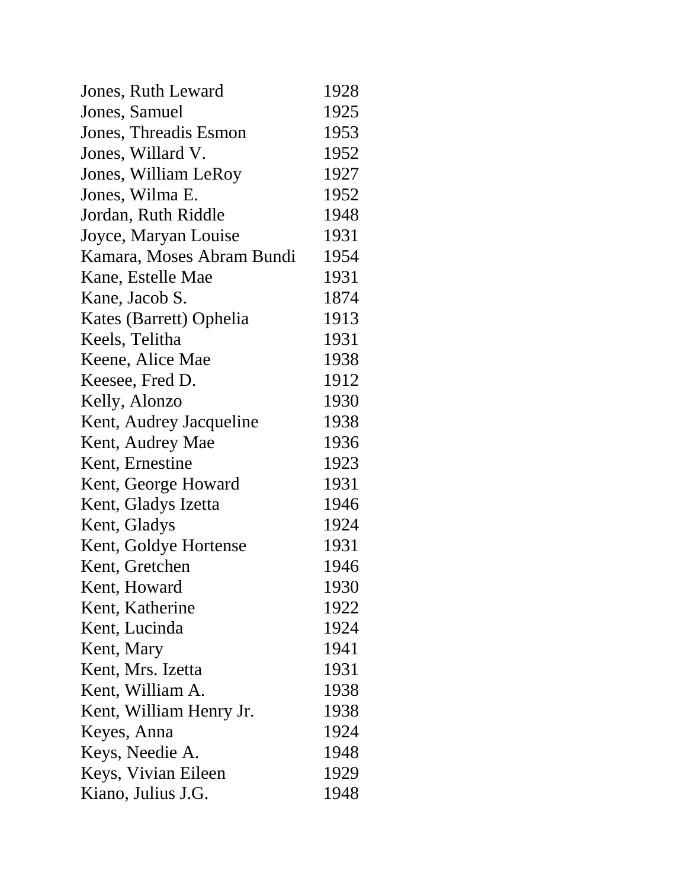| | |
|---|---|
| Jones, Ruth Leward | 1928 |
| Jones, Samuel | 1925 |
| Jones, Threadis Esmon | 1953 |
| Jones, Willard V. | 1952 |
| Jones, William LeRoy | 1927 |
| Jones, Wilma E. | 1952 |
| Jordan, Ruth Riddle | 1948 |
| Joyce, Maryan Louise | 1931 |
| Kamara, Moses Abram Bundi | 1954 |
| Kane, Estelle Mae | 1931 |
| Kane, Jacob S. | 1874 |
| Kates (Barrett) Ophelia | 1913 |
| Keels, Telitha | 1931 |
| Keene, Alice Mae | 1938 |
| Keesee, Fred D. | 1912 |
| Kelly, Alonzo | 1930 |
| Kent, Audrey Jacqueline | 1938 |
| Kent, Audrey Mae | 1936 |
| Kent, Ernestine | 1923 |
| Kent, George Howard | 1931 |
| Kent, Gladys Izetta | 1946 |
| Kent, Gladys | 1924 |
| Kent, Goldye Hortense | 1931 |
| Kent, Gretchen | 1946 |
| Kent, Howard | 1930 |
| Kent, Katherine | 1922 |
| Kent, Lucinda | 1924 |
| Kent, Mary | 1941 |
| Kent, Mrs. Izetta | 1931 |
| Kent, William A. | 1938 |
| Kent, William Henry Jr. | 1938 |
| Keyes, Anna | 1924 |
| Keys, Needie A. | 1948 |
| Keys, Vivian Eileen | 1929 |
| Kiano, Julius J.G. | 1948 |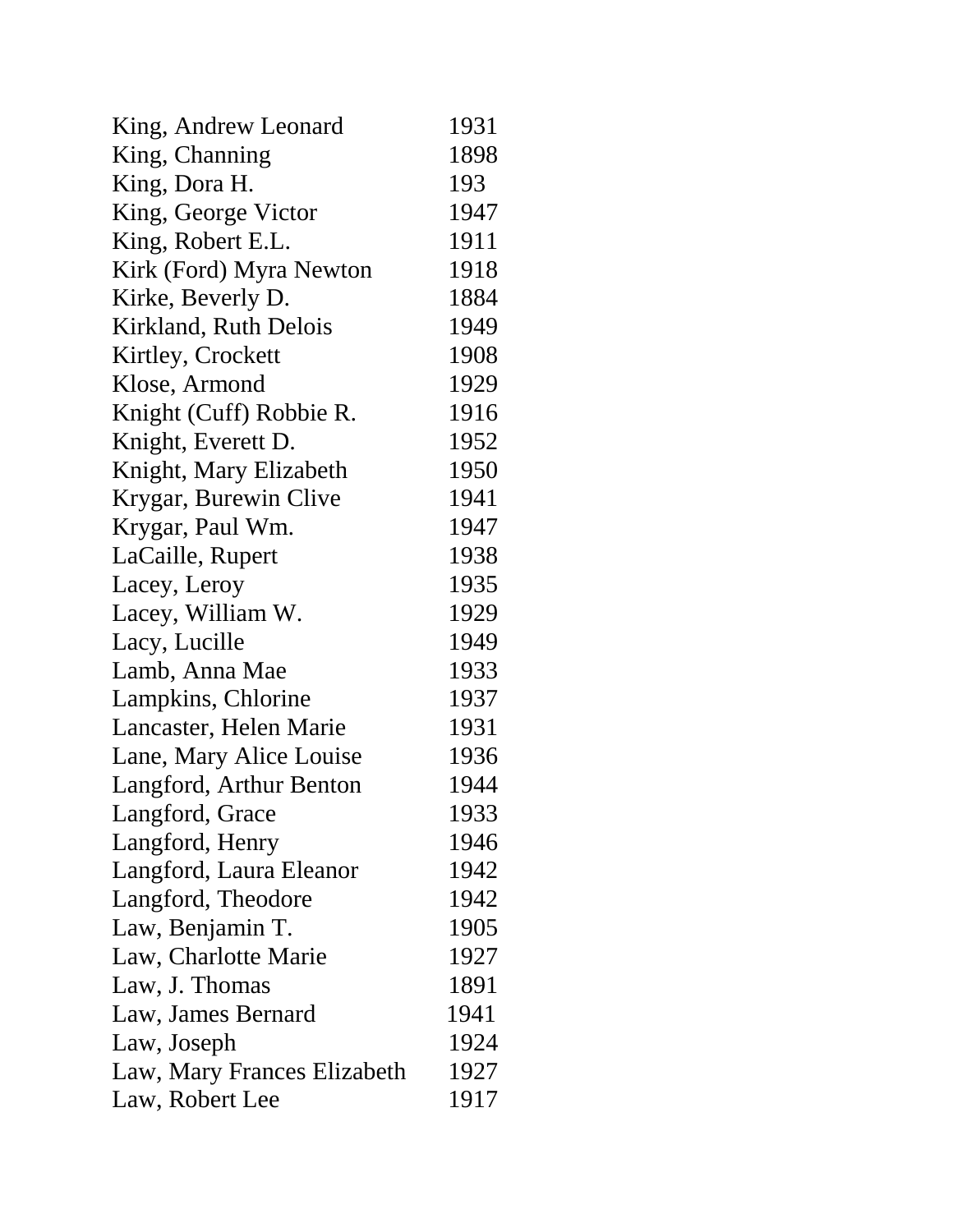| | |
|---|---|
| King, Andrew Leonard | 1931 |
| King, Channing | 1898 |
| King, Dora H. | 193 |
| King, George Victor | 1947 |
| King, Robert E.L. | 1911 |
| Kirk (Ford) Myra Newton | 1918 |
| Kirke, Beverly D. | 1884 |
| Kirkland, Ruth Delois | 1949 |
| Kirtley, Crockett | 1908 |
| Klose, Armond | 1929 |
| Knight (Cuff) Robbie R. | 1916 |
| Knight, Everett D. | 1952 |
| Knight, Mary Elizabeth | 1950 |
| Krygar, Burewin Clive | 1941 |
| Krygar, Paul Wm. | 1947 |
| LaCaille, Rupert | 1938 |
| Lacey, Leroy | 1935 |
| Lacey, William W. | 1929 |
| Lacy, Lucille | 1949 |
| Lamb, Anna Mae | 1933 |
| Lampkins, Chlorine | 1937 |
| Lancaster, Helen Marie | 1931 |
| Lane, Mary Alice Louise | 1936 |
| Langford, Arthur Benton | 1944 |
| Langford, Grace | 1933 |
| Langford, Henry | 1946 |
| Langford, Laura Eleanor | 1942 |
| Langford, Theodore | 1942 |
| Law, Benjamin T. | 1905 |
| Law, Charlotte Marie | 1927 |
| Law, J. Thomas | 1891 |
| Law, James Bernard | 1941 |
| Law, Joseph | 1924 |
| Law, Mary Frances Elizabeth | 1927 |
| Law, Robert Lee | 1917 |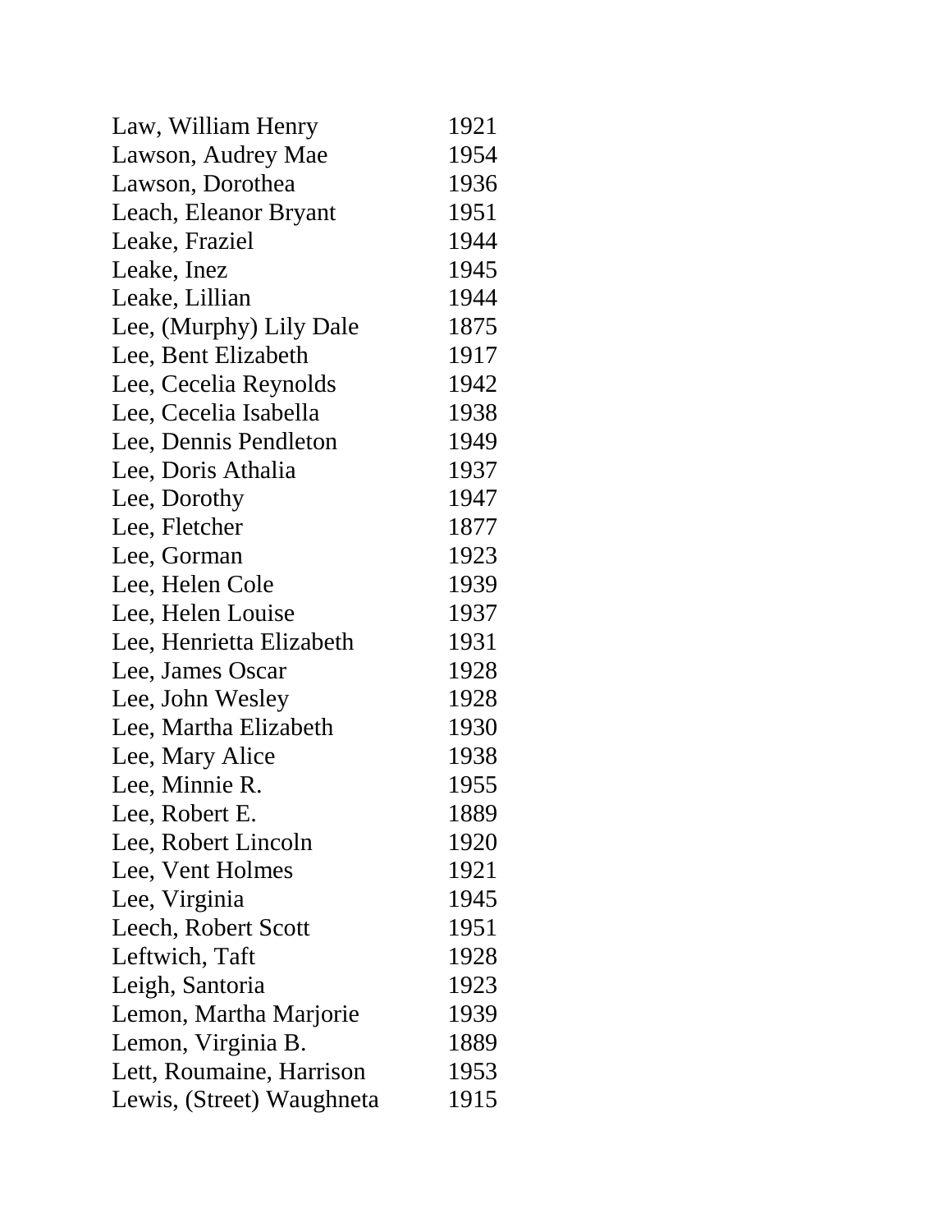| | |
|---|---|
| Law, William Henry | 1921 |
| Lawson, Audrey Mae | 1954 |
| Lawson, Dorothea | 1936 |
| Leach, Eleanor Bryant | 1951 |
| Leake, Fraziel | 1944 |
| Leake, Inez | 1945 |
| Leake, Lillian | 1944 |
| Lee, (Murphy) Lily Dale | 1875 |
| Lee, Bent Elizabeth | 1917 |
| Lee, Cecelia Reynolds | 1942 |
| Lee, Cecelia Isabella | 1938 |
| Lee, Dennis Pendleton | 1949 |
| Lee, Doris Athalia | 1937 |
| Lee, Dorothy | 1947 |
| Lee, Fletcher | 1877 |
| Lee, Gorman | 1923 |
| Lee, Helen Cole | 1939 |
| Lee, Helen Louise | 1937 |
| Lee, Henrietta Elizabeth | 1931 |
| Lee, James Oscar | 1928 |
| Lee, John Wesley | 1928 |
| Lee, Martha Elizabeth | 1930 |
| Lee, Mary Alice | 1938 |
| Lee, Minnie R. | 1955 |
| Lee, Robert E. | 1889 |
| Lee, Robert Lincoln | 1920 |
| Lee, Vent Holmes | 1921 |
| Lee, Virginia | 1945 |
| Leech, Robert Scott | 1951 |
| Leftwich, Taft | 1928 |
| Leigh, Santoria | 1923 |
| Lemon, Martha Marjorie | 1939 |
| Lemon, Virginia B. | 1889 |
| Lett, Roumaine, Harrison | 1953 |
| Lewis, (Street) Waughneta | 1915 |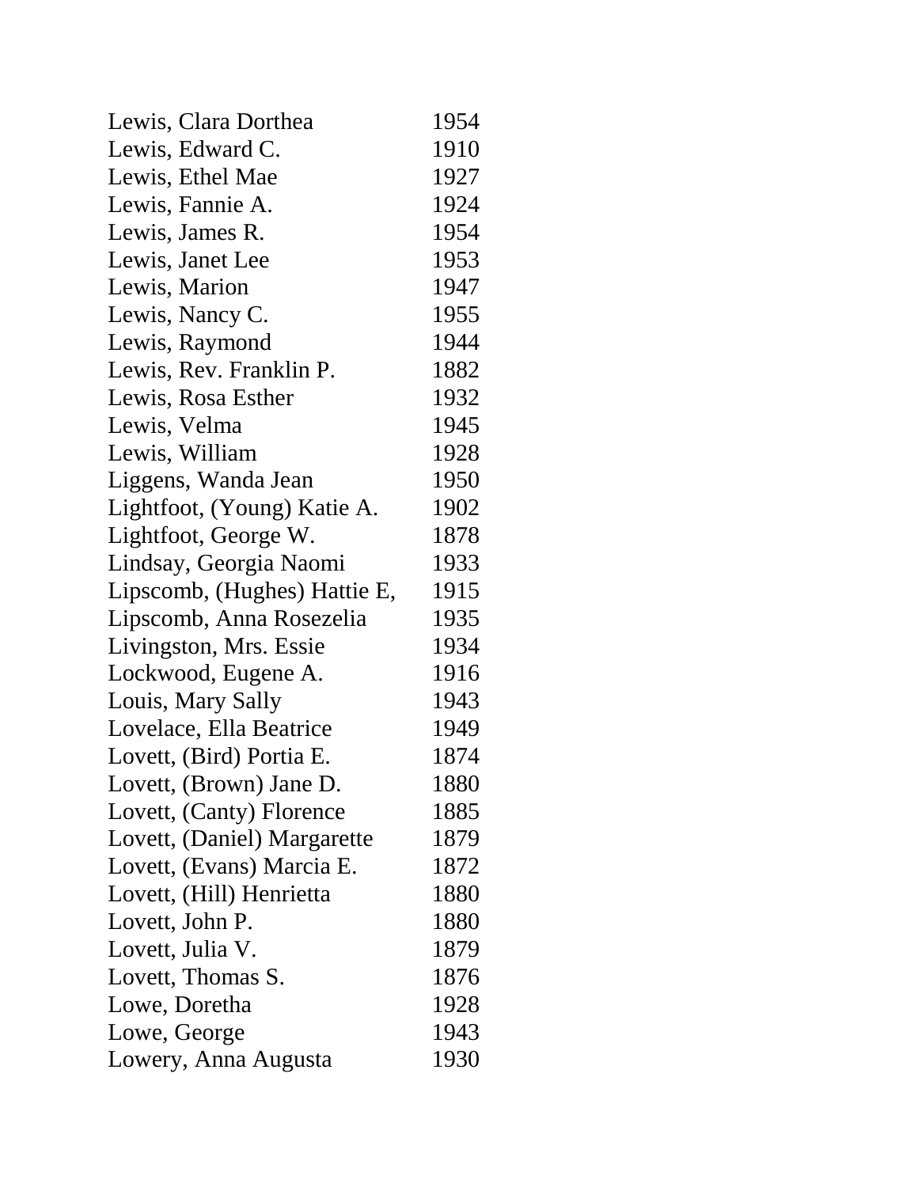| | |
|---|---|
| Lewis, Clara Dorthea | 1954 |
| Lewis, Edward C. | 1910 |
| Lewis, Ethel Mae | 1927 |
| Lewis, Fannie A. | 1924 |
| Lewis, James R. | 1954 |
| Lewis, Janet Lee | 1953 |
| Lewis, Marion | 1947 |
| Lewis, Nancy C. | 1955 |
| Lewis, Raymond | 1944 |
| Lewis, Rev. Franklin P. | 1882 |
| Lewis, Rosa Esther | 1932 |
| Lewis, Velma | 1945 |
| Lewis, William | 1928 |
| Liggens, Wanda Jean | 1950 |
| Lightfoot, (Young) Katie A. | 1902 |
| Lightfoot, George W. | 1878 |
| Lindsay, Georgia Naomi | 1933 |
| Lipscomb, (Hughes) Hattie E, | 1915 |
| Lipscomb, Anna Rosezelia | 1935 |
| Livingston, Mrs. Essie | 1934 |
| Lockwood, Eugene A. | 1916 |
| Louis, Mary Sally | 1943 |
| Lovelace, Ella Beatrice | 1949 |
| Lovett, (Bird) Portia E. | 1874 |
| Lovett, (Brown) Jane D. | 1880 |
| Lovett, (Canty) Florence | 1885 |
| Lovett, (Daniel) Margarette | 1879 |
| Lovett, (Evans) Marcia E. | 1872 |
| Lovett, (Hill) Henrietta | 1880 |
| Lovett, John P. | 1880 |
| Lovett, Julia V. | 1879 |
| Lovett, Thomas S. | 1876 |
| Lowe, Doretha | 1928 |
| Lowe, George | 1943 |
| Lowery, Anna Augusta | 1930 |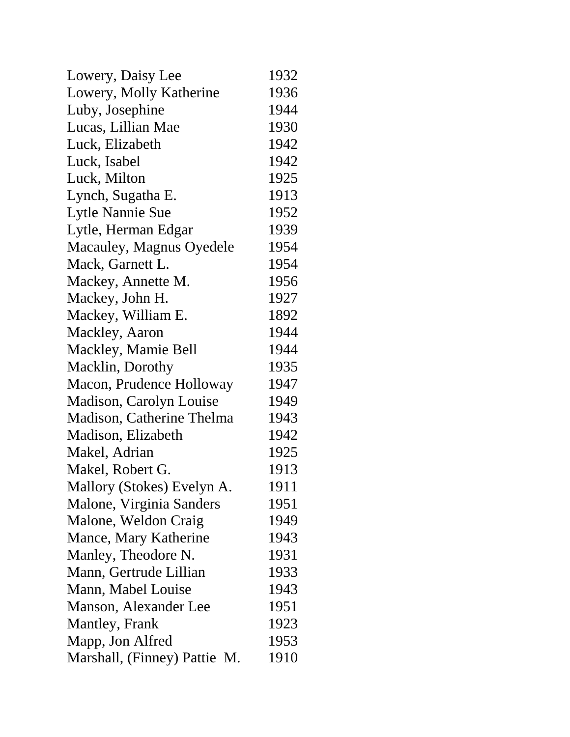| | |
|---|---|
| Lowery, Daisy Lee | 1932 |
| Lowery, Molly Katherine | 1936 |
| Luby, Josephine | 1944 |
| Lucas, Lillian Mae | 1930 |
| Luck, Elizabeth | 1942 |
| Luck, Isabel | 1942 |
| Luck, Milton | 1925 |
| Lynch, Sugatha E. | 1913 |
| Lytle Nannie Sue | 1952 |
| Lytle, Herman Edgar | 1939 |
| Macauley, Magnus Oyedele | 1954 |
| Mack, Garnett L. | 1954 |
| Mackey, Annette M. | 1956 |
| Mackey, John H. | 1927 |
| Mackey, William E. | 1892 |
| Mackley, Aaron | 1944 |
| Mackley, Mamie Bell | 1944 |
| Macklin, Dorothy | 1935 |
| Macon, Prudence Holloway | 1947 |
| Madison, Carolyn Louise | 1949 |
| Madison, Catherine Thelma | 1943 |
| Madison, Elizabeth | 1942 |
| Makel, Adrian | 1925 |
| Makel, Robert G. | 1913 |
| Mallory (Stokes) Evelyn A. | 1911 |
| Malone, Virginia Sanders | 1951 |
| Malone, Weldon Craig | 1949 |
| Mance, Mary Katherine | 1943 |
| Manley, Theodore N. | 1931 |
| Mann, Gertrude Lillian | 1933 |
| Mann, Mabel Louise | 1943 |
| Manson, Alexander Lee | 1951 |
| Mantley, Frank | 1923 |
| Mapp, Jon Alfred | 1953 |
| Marshall, (Finney) Pattie M. | 1910 |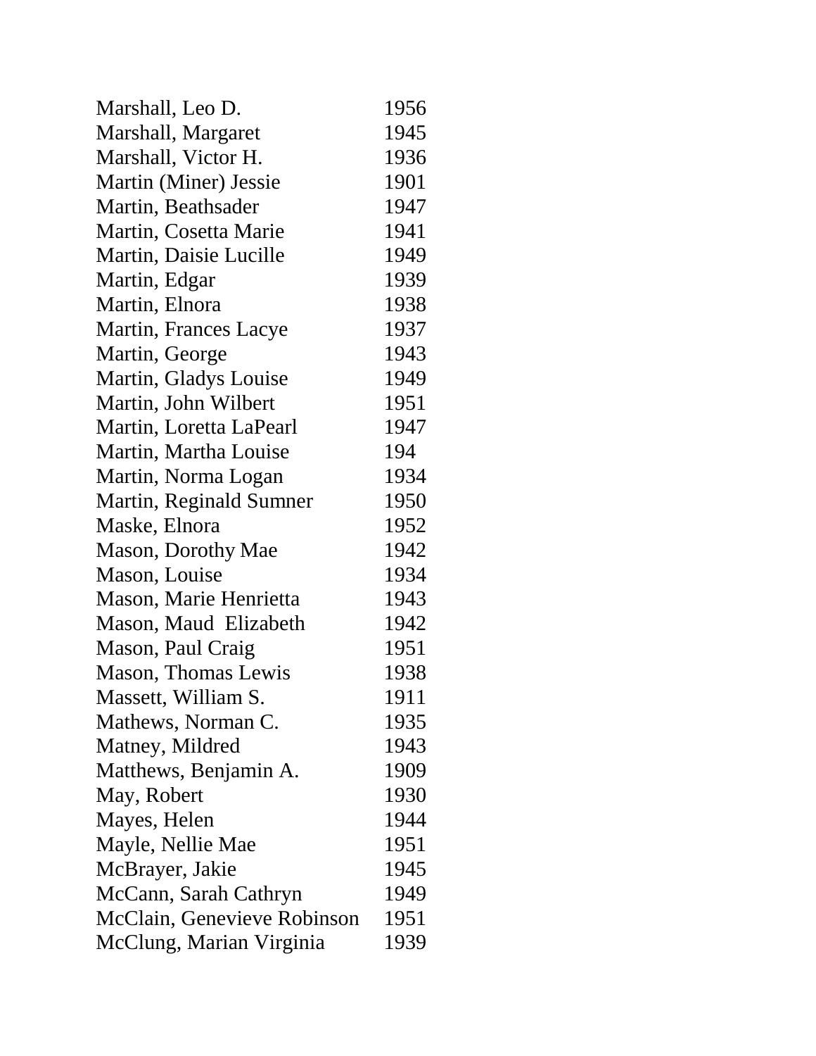| | |
|---|---|
| Marshall, Leo D. | 1956 |
| Marshall, Margaret | 1945 |
| Marshall, Victor H. | 1936 |
| Martin (Miner) Jessie | 1901 |
| Martin, Beathsader | 1947 |
| Martin, Cosetta Marie | 1941 |
| Martin, Daisie Lucille | 1949 |
| Martin, Edgar | 1939 |
| Martin, Elnora | 1938 |
| Martin, Frances Lacye | 1937 |
| Martin, George | 1943 |
| Martin, Gladys Louise | 1949 |
| Martin, John Wilbert | 1951 |
| Martin, Loretta LaPearl | 1947 |
| Martin, Martha Louise | 194 |
| Martin, Norma Logan | 1934 |
| Martin, Reginald Sumner | 1950 |
| Maske, Elnora | 1952 |
| Mason, Dorothy Mae | 1942 |
| Mason, Louise | 1934 |
| Mason, Marie Henrietta | 1943 |
| Mason, Maud Elizabeth | 1942 |
| Mason, Paul Craig | 1951 |
| Mason, Thomas Lewis | 1938 |
| Massett, William S. | 1911 |
| Mathews, Norman C. | 1935 |
| Matney, Mildred | 1943 |
| Matthews, Benjamin A. | 1909 |
| May, Robert | 1930 |
| Mayes, Helen | 1944 |
| Mayle, Nellie Mae | 1951 |
| McBrayer, Jakie | 1945 |
| McCann, Sarah Cathryn | 1949 |
| McClain, Genevieve Robinson | 1951 |
| McClung, Marian Virginia | 1939 |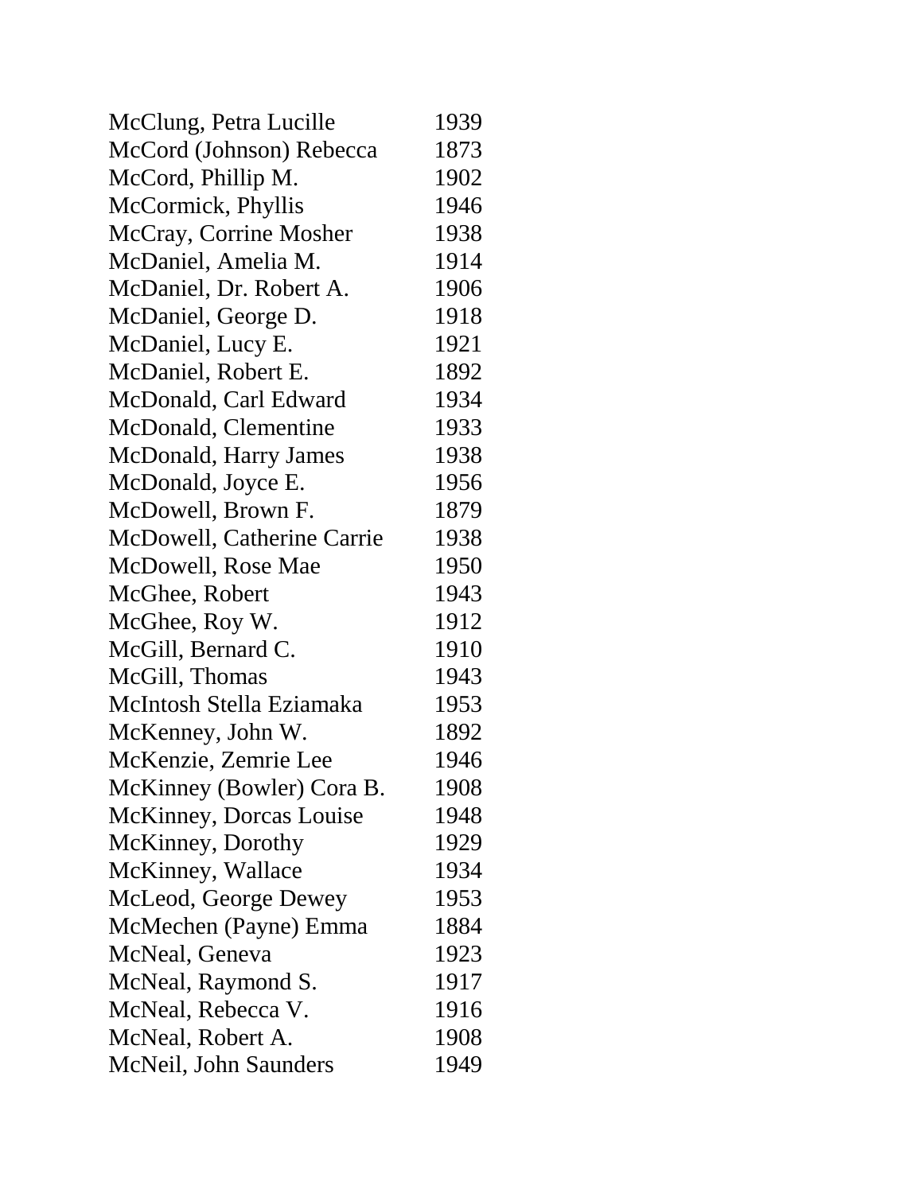| | |
|---|---|
| McClung, Petra Lucille | 1939 |
| McCord (Johnson) Rebecca | 1873 |
| McCord, Phillip M. | 1902 |
| McCormick, Phyllis | 1946 |
| McCray, Corrine Mosher | 1938 |
| McDaniel, Amelia M. | 1914 |
| McDaniel, Dr. Robert A. | 1906 |
| McDaniel, George D. | 1918 |
| McDaniel, Lucy E. | 1921 |
| McDaniel, Robert E. | 1892 |
| McDonald, Carl Edward | 1934 |
| McDonald, Clementine | 1933 |
| McDonald, Harry James | 1938 |
| McDonald, Joyce E. | 1956 |
| McDowell, Brown F. | 1879 |
| McDowell, Catherine Carrie | 1938 |
| McDowell, Rose Mae | 1950 |
| McGhee, Robert | 1943 |
| McGhee, Roy W. | 1912 |
| McGill, Bernard C. | 1910 |
| McGill, Thomas | 1943 |
| McIntosh Stella Eziamaka | 1953 |
| McKenney, John W. | 1892 |
| McKenzie, Zemrie Lee | 1946 |
| McKinney (Bowler) Cora B. | 1908 |
| McKinney, Dorcas Louise | 1948 |
| McKinney, Dorothy | 1929 |
| McKinney, Wallace | 1934 |
| McLeod, George Dewey | 1953 |
| McMechen (Payne) Emma | 1884 |
| McNeal, Geneva | 1923 |
| McNeal, Raymond S. | 1917 |
| McNeal, Rebecca V. | 1916 |
| McNeal, Robert A. | 1908 |
| McNeil, John Saunders | 1949 |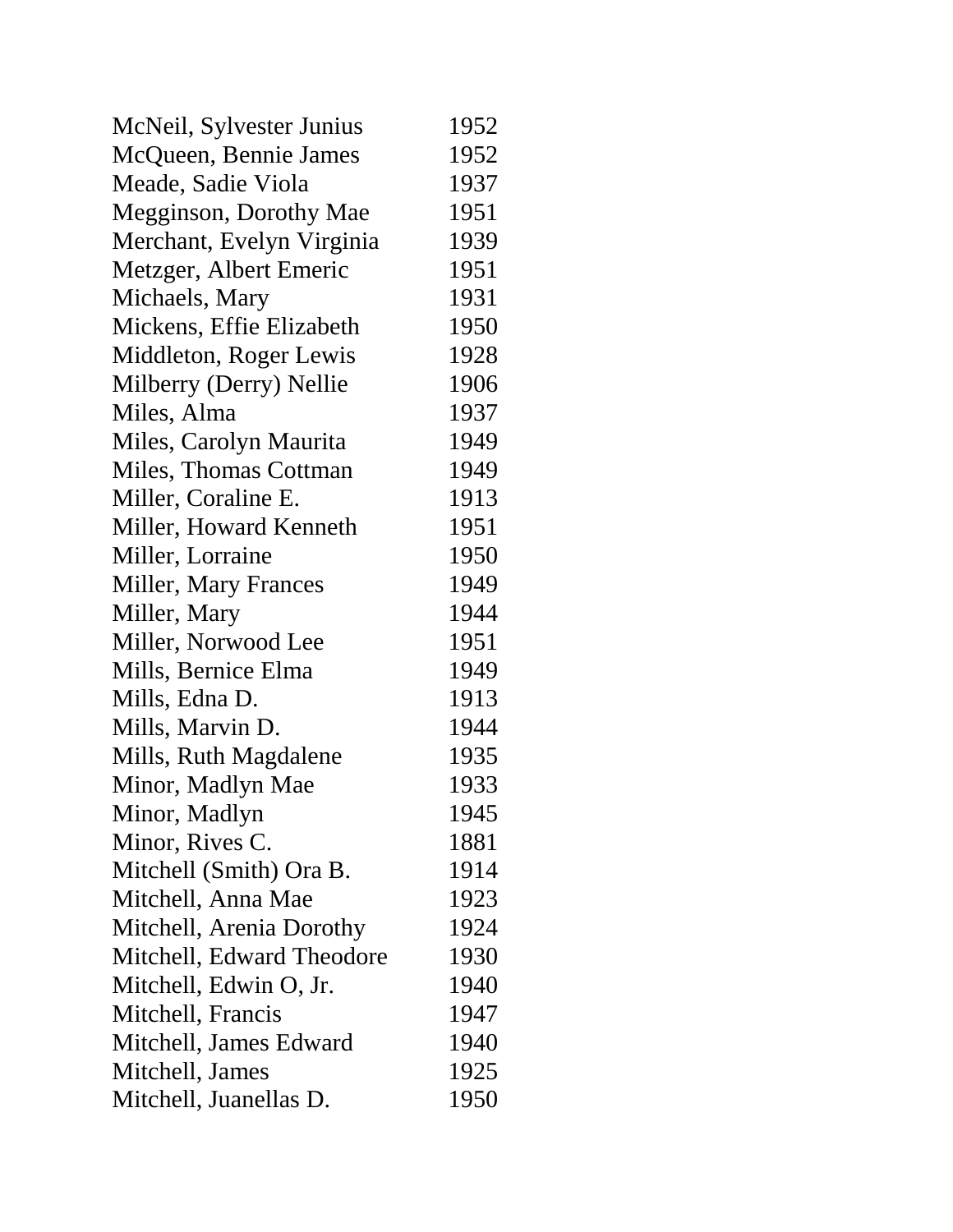| | |
|---|---|
| McNeil, Sylvester Junius | 1952 |
| McQueen, Bennie James | 1952 |
| Meade, Sadie Viola | 1937 |
| Megginson, Dorothy Mae | 1951 |
| Merchant, Evelyn Virginia | 1939 |
| Metzger, Albert Emeric | 1951 |
| Michaels, Mary | 1931 |
| Mickens, Effie Elizabeth | 1950 |
| Middleton, Roger Lewis | 1928 |
| Milberry (Derry) Nellie | 1906 |
| Miles, Alma | 1937 |
| Miles, Carolyn Maurita | 1949 |
| Miles, Thomas Cottman | 1949 |
| Miller, Coraline E. | 1913 |
| Miller, Howard Kenneth | 1951 |
| Miller, Lorraine | 1950 |
| Miller, Mary Frances | 1949 |
| Miller, Mary | 1944 |
| Miller, Norwood Lee | 1951 |
| Mills, Bernice Elma | 1949 |
| Mills, Edna D. | 1913 |
| Mills, Marvin D. | 1944 |
| Mills, Ruth Magdalene | 1935 |
| Minor, Madlyn Mae | 1933 |
| Minor, Madlyn | 1945 |
| Minor, Rives C. | 1881 |
| Mitchell (Smith) Ora B. | 1914 |
| Mitchell, Anna Mae | 1923 |
| Mitchell, Arenia Dorothy | 1924 |
| Mitchell, Edward Theodore | 1930 |
| Mitchell, Edwin O, Jr. | 1940 |
| Mitchell, Francis | 1947 |
| Mitchell, James Edward | 1940 |
| Mitchell, James | 1925 |
| Mitchell, Juanellas D. | 1950 |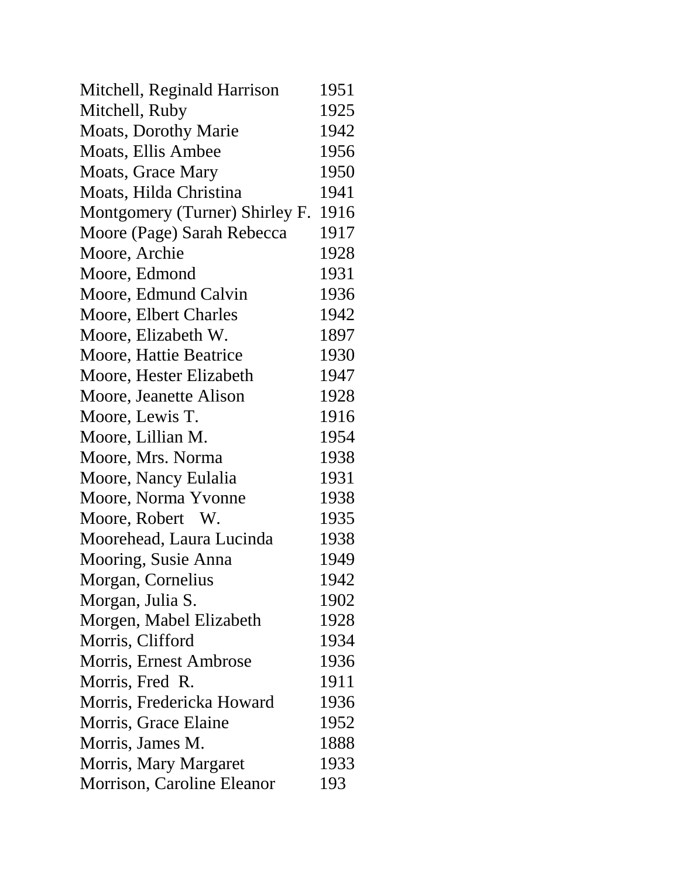| | |
|---|---|
| Mitchell, Reginald Harrison | 1951 |
| Mitchell, Ruby | 1925 |
| Moats, Dorothy Marie | 1942 |
| Moats, Ellis Ambee | 1956 |
| Moats, Grace Mary | 1950 |
| Moats, Hilda Christina | 1941 |
| Montgomery (Turner) Shirley F. | 1916 |
| Moore (Page) Sarah Rebecca | 1917 |
| Moore, Archie | 1928 |
| Moore, Edmond | 1931 |
| Moore, Edmund Calvin | 1936 |
| Moore, Elbert Charles | 1942 |
| Moore, Elizabeth W. | 1897 |
| Moore, Hattie Beatrice | 1930 |
| Moore, Hester Elizabeth | 1947 |
| Moore, Jeanette Alison | 1928 |
| Moore, Lewis T. | 1916 |
| Moore, Lillian M. | 1954 |
| Moore, Mrs. Norma | 1938 |
| Moore, Nancy Eulalia | 1931 |
| Moore, Norma Yvonne | 1938 |
| Moore, Robert W. | 1935 |
| Moorehead, Laura Lucinda | 1938 |
| Mooring, Susie Anna | 1949 |
| Morgan, Cornelius | 1942 |
| Morgan, Julia S. | 1902 |
| Morgen, Mabel Elizabeth | 1928 |
| Morris, Clifford | 1934 |
| Morris, Ernest Ambrose | 1936 |
| Morris, Fred R. | 1911 |
| Morris, Fredericka Howard | 1936 |
| Morris, Grace Elaine | 1952 |
| Morris, James M. | 1888 |
| Morris, Mary Margaret | 1933 |
| Morrison, Caroline Eleanor | 193 |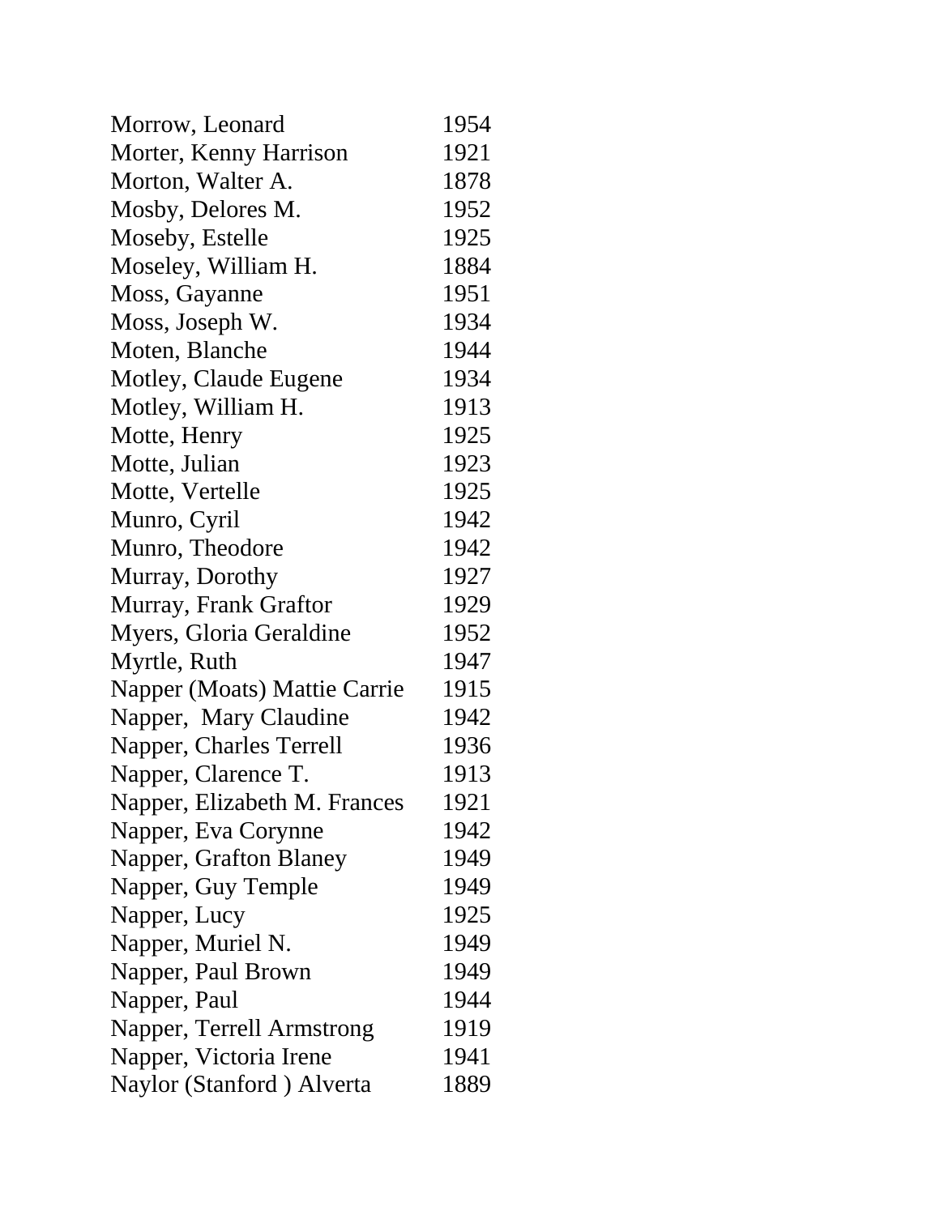| | |
|---|---|
| Morrow, Leonard | 1954 |
| Morter, Kenny Harrison | 1921 |
| Morton, Walter A. | 1878 |
| Mosby, Delores M. | 1952 |
| Moseby, Estelle | 1925 |
| Moseley, William H. | 1884 |
| Moss, Gayanne | 1951 |
| Moss, Joseph W. | 1934 |
| Moten, Blanche | 1944 |
| Motley, Claude Eugene | 1934 |
| Motley, William H. | 1913 |
| Motte, Henry | 1925 |
| Motte, Julian | 1923 |
| Motte, Vertelle | 1925 |
| Munro, Cyril | 1942 |
| Munro, Theodore | 1942 |
| Murray, Dorothy | 1927 |
| Murray, Frank Graftor | 1929 |
| Myers, Gloria Geraldine | 1952 |
| Myrtle, Ruth | 1947 |
| Napper (Moats) Mattie Carrie | 1915 |
| Napper,  Mary Claudine | 1942 |
| Napper, Charles Terrell | 1936 |
| Napper, Clarence T. | 1913 |
| Napper, Elizabeth M. Frances | 1921 |
| Napper, Eva Corynne | 1942 |
| Napper, Grafton Blaney | 1949 |
| Napper, Guy Temple | 1949 |
| Napper, Lucy | 1925 |
| Napper, Muriel N. | 1949 |
| Napper, Paul Brown | 1949 |
| Napper, Paul | 1944 |
| Napper, Terrell Armstrong | 1919 |
| Napper, Victoria Irene | 1941 |
| Naylor (Stanford ) Alverta | 1889 |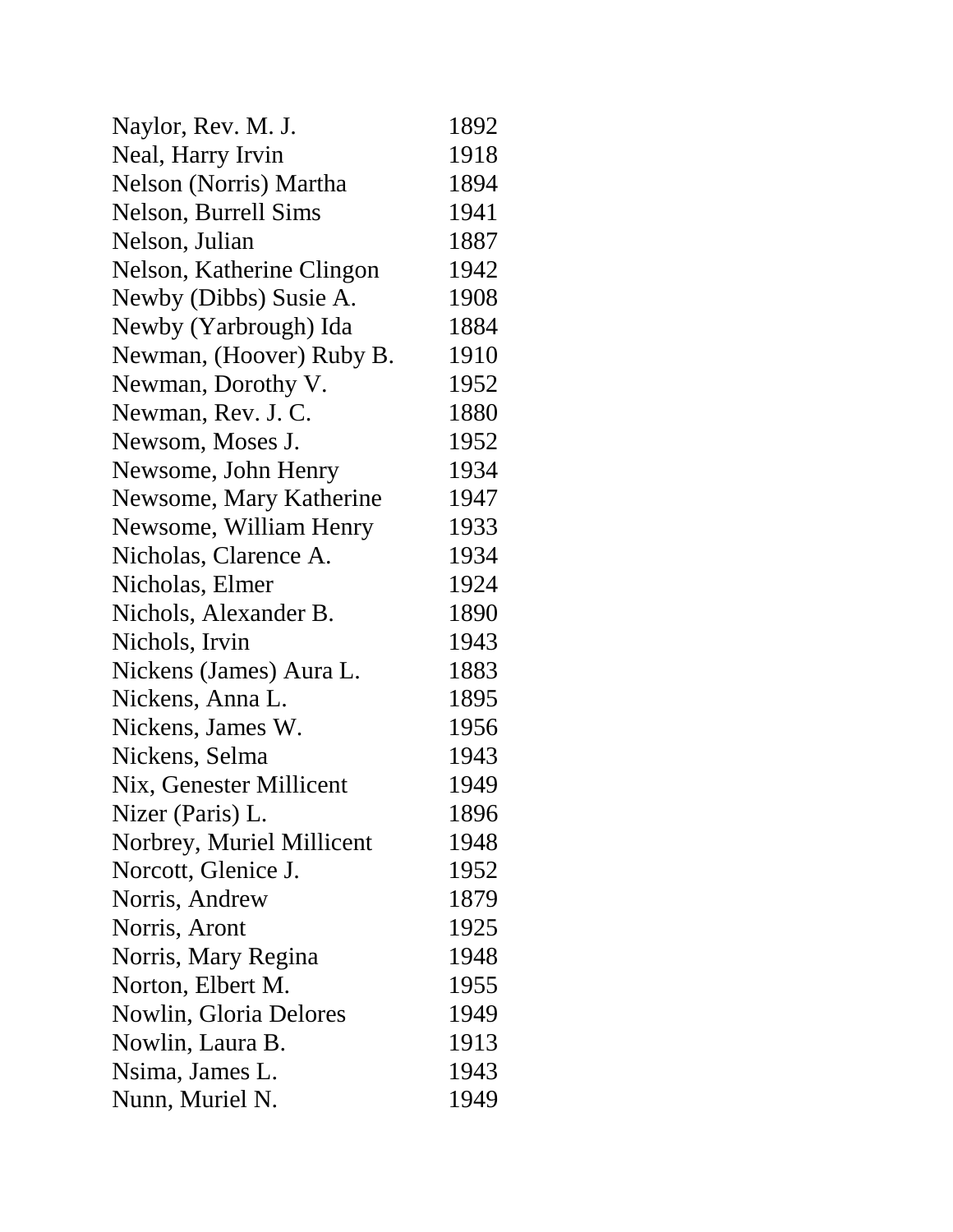| | |
|---|---|
| Naylor, Rev. M. J. | 1892 |
| Neal, Harry Irvin | 1918 |
| Nelson (Norris) Martha | 1894 |
| Nelson, Burrell Sims | 1941 |
| Nelson, Julian | 1887 |
| Nelson, Katherine Clingon | 1942 |
| Newby (Dibbs) Susie A. | 1908 |
| Newby (Yarbrough) Ida | 1884 |
| Newman, (Hoover) Ruby B. | 1910 |
| Newman, Dorothy V. | 1952 |
| Newman, Rev. J. C. | 1880 |
| Newsom, Moses J. | 1952 |
| Newsome, John Henry | 1934 |
| Newsome, Mary Katherine | 1947 |
| Newsome, William Henry | 1933 |
| Nicholas, Clarence A. | 1934 |
| Nicholas, Elmer | 1924 |
| Nichols, Alexander B. | 1890 |
| Nichols, Irvin | 1943 |
| Nickens (James) Aura L. | 1883 |
| Nickens, Anna L. | 1895 |
| Nickens, James W. | 1956 |
| Nickens, Selma | 1943 |
| Nix, Genester Millicent | 1949 |
| Nizer (Paris) L. | 1896 |
| Norbrey, Muriel Millicent | 1948 |
| Norcott, Glenice J. | 1952 |
| Norris, Andrew | 1879 |
| Norris, Aront | 1925 |
| Norris, Mary Regina | 1948 |
| Norton, Elbert M. | 1955 |
| Nowlin, Gloria Delores | 1949 |
| Nowlin, Laura B. | 1913 |
| Nsima, James L. | 1943 |
| Nunn, Muriel N. | 1949 |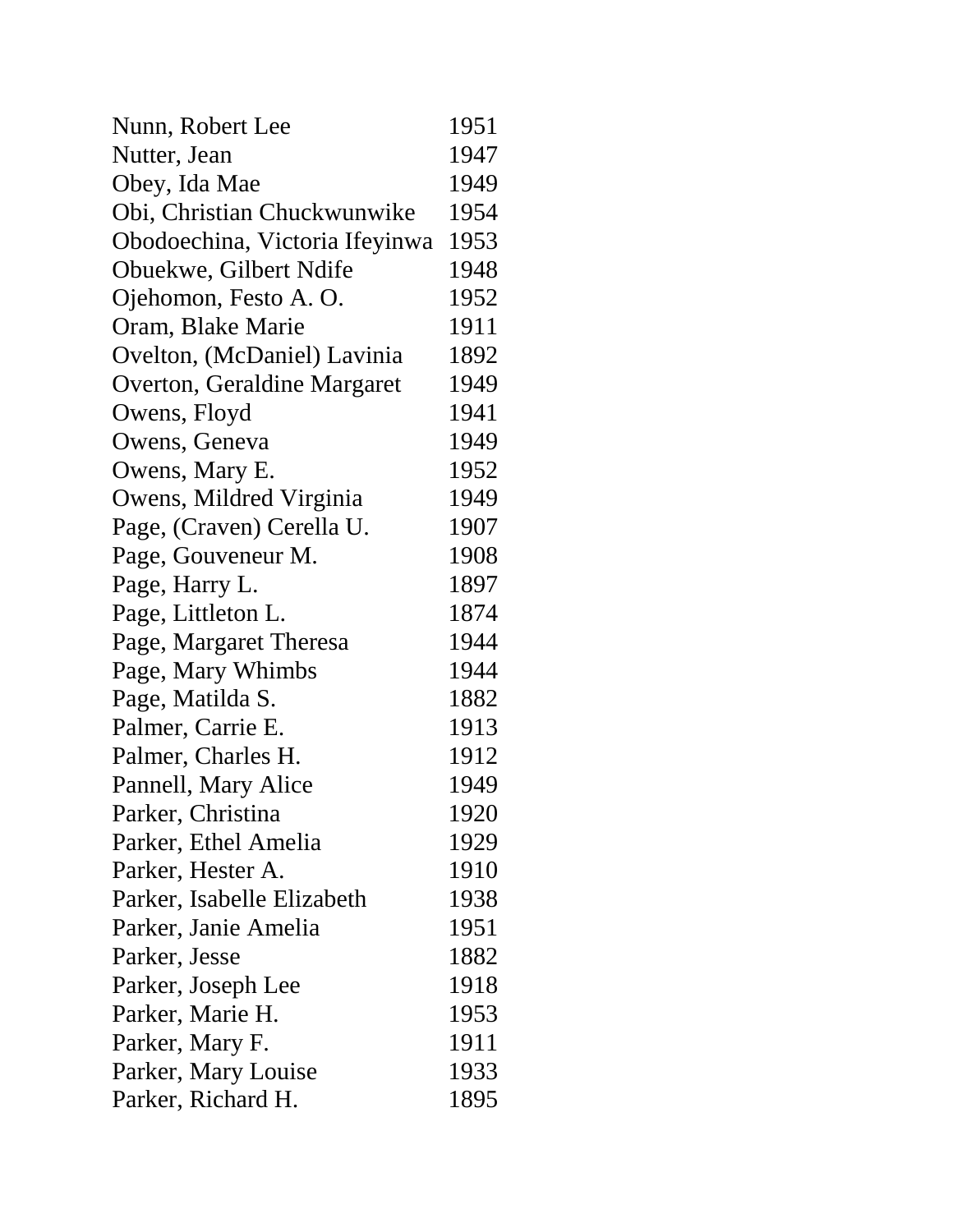| | |
|---|---|
| Nunn, Robert Lee | 1951 |
| Nutter, Jean | 1947 |
| Obey, Ida Mae | 1949 |
| Obi, Christian Chuckwunwike | 1954 |
| Obodoechina, Victoria Ifeyinwa | 1953 |
| Obuekwe, Gilbert Ndife | 1948 |
| Ojehomon, Festo A. O. | 1952 |
| Oram, Blake Marie | 1911 |
| Ovelton, (McDaniel) Lavinia | 1892 |
| Overton, Geraldine Margaret | 1949 |
| Owens, Floyd | 1941 |
| Owens, Geneva | 1949 |
| Owens, Mary E. | 1952 |
| Owens, Mildred Virginia | 1949 |
| Page, (Craven) Cerella U. | 1907 |
| Page, Gouveneur M. | 1908 |
| Page, Harry L. | 1897 |
| Page, Littleton L. | 1874 |
| Page, Margaret Theresa | 1944 |
| Page, Mary Whimbs | 1944 |
| Page, Matilda S. | 1882 |
| Palmer, Carrie E. | 1913 |
| Palmer, Charles H. | 1912 |
| Pannell, Mary Alice | 1949 |
| Parker, Christina | 1920 |
| Parker, Ethel Amelia | 1929 |
| Parker, Hester A. | 1910 |
| Parker, Isabelle Elizabeth | 1938 |
| Parker, Janie Amelia | 1951 |
| Parker, Jesse | 1882 |
| Parker, Joseph Lee | 1918 |
| Parker, Marie H. | 1953 |
| Parker, Mary F. | 1911 |
| Parker, Mary Louise | 1933 |
| Parker, Richard H. | 1895 |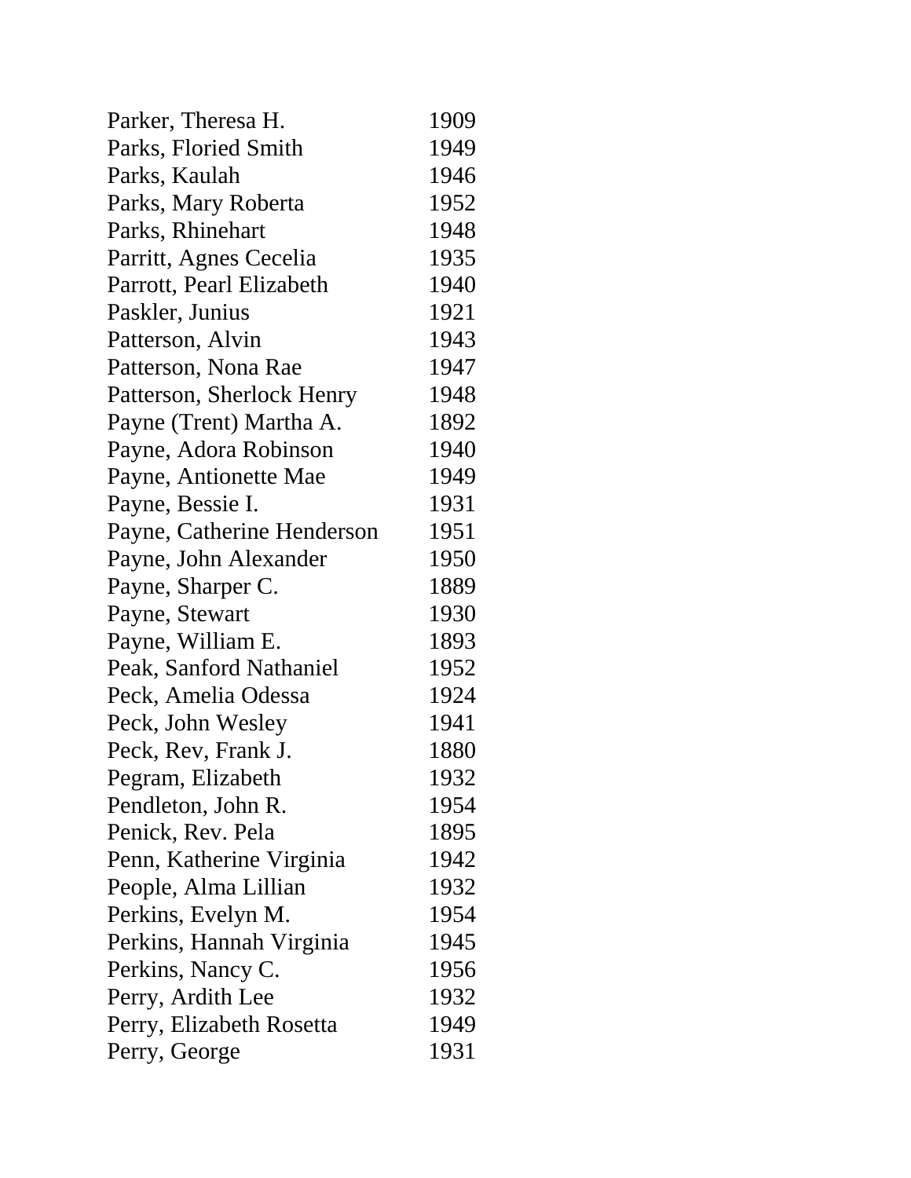| | |
|---|---|
| Parker, Theresa H. | 1909 |
| Parks, Floried Smith | 1949 |
| Parks, Kaulah | 1946 |
| Parks, Mary Roberta | 1952 |
| Parks, Rhinehart | 1948 |
| Parritt, Agnes Cecelia | 1935 |
| Parrott, Pearl Elizabeth | 1940 |
| Paskler, Junius | 1921 |
| Patterson, Alvin | 1943 |
| Patterson, Nona Rae | 1947 |
| Patterson, Sherlock Henry | 1948 |
| Payne (Trent) Martha A. | 1892 |
| Payne, Adora Robinson | 1940 |
| Payne, Antionette Mae | 1949 |
| Payne, Bessie I. | 1931 |
| Payne, Catherine Henderson | 1951 |
| Payne, John Alexander | 1950 |
| Payne, Sharper C. | 1889 |
| Payne, Stewart | 1930 |
| Payne, William E. | 1893 |
| Peak, Sanford Nathaniel | 1952 |
| Peck, Amelia Odessa | 1924 |
| Peck, John Wesley | 1941 |
| Peck, Rev, Frank J. | 1880 |
| Pegram, Elizabeth | 1932 |
| Pendleton, John R. | 1954 |
| Penick, Rev. Pela | 1895 |
| Penn, Katherine Virginia | 1942 |
| People, Alma Lillian | 1932 |
| Perkins, Evelyn M. | 1954 |
| Perkins, Hannah Virginia | 1945 |
| Perkins, Nancy C. | 1956 |
| Perry, Ardith Lee | 1932 |
| Perry, Elizabeth Rosetta | 1949 |
| Perry, George | 1931 |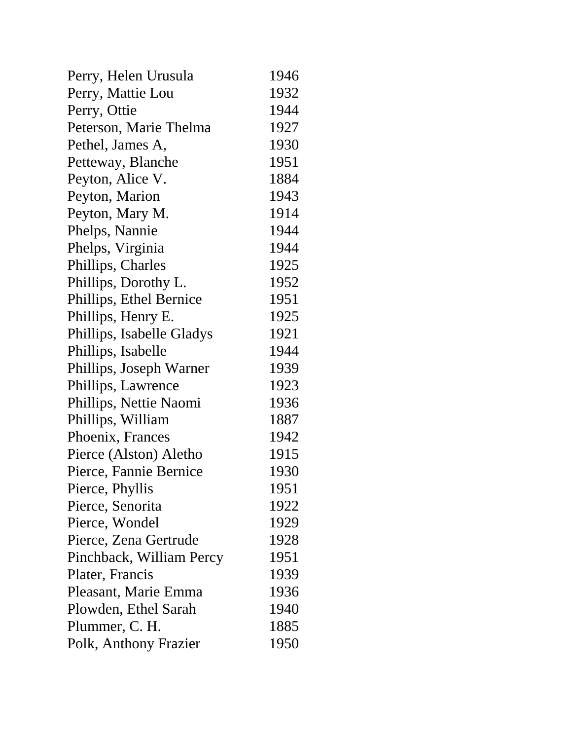| | |
|---|---|
| Perry, Helen Urusula | 1946 |
| Perry, Mattie Lou | 1932 |
| Perry, Ottie | 1944 |
| Peterson, Marie Thelma | 1927 |
| Pethel, James A, | 1930 |
| Petteway, Blanche | 1951 |
| Peyton, Alice V. | 1884 |
| Peyton, Marion | 1943 |
| Peyton, Mary M. | 1914 |
| Phelps, Nannie | 1944 |
| Phelps, Virginia | 1944 |
| Phillips, Charles | 1925 |
| Phillips, Dorothy L. | 1952 |
| Phillips, Ethel Bernice | 1951 |
| Phillips, Henry E. | 1925 |
| Phillips, Isabelle Gladys | 1921 |
| Phillips, Isabelle | 1944 |
| Phillips, Joseph Warner | 1939 |
| Phillips, Lawrence | 1923 |
| Phillips, Nettie Naomi | 1936 |
| Phillips, William | 1887 |
| Phoenix, Frances | 1942 |
| Pierce (Alston) Aletho | 1915 |
| Pierce, Fannie Bernice | 1930 |
| Pierce, Phyllis | 1951 |
| Pierce, Senorita | 1922 |
| Pierce, Wondel | 1929 |
| Pierce, Zena Gertrude | 1928 |
| Pinchback, William Percy | 1951 |
| Plater, Francis | 1939 |
| Pleasant, Marie Emma | 1936 |
| Plowden, Ethel Sarah | 1940 |
| Plummer, C. H. | 1885 |
| Polk, Anthony Frazier | 1950 |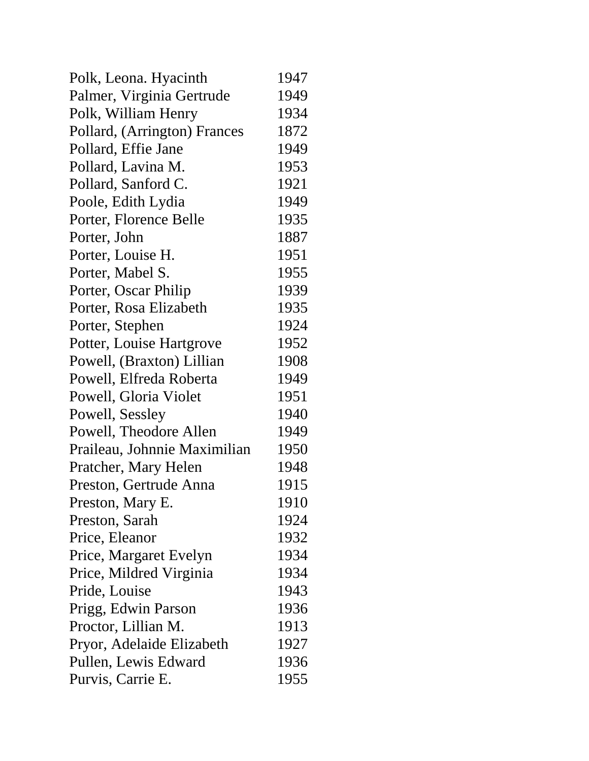| | |
|---|---|
| Polk, Leona. Hyacinth | 1947 |
| Palmer, Virginia Gertrude | 1949 |
| Polk, William Henry | 1934 |
| Pollard, (Arrington) Frances | 1872 |
| Pollard, Effie Jane | 1949 |
| Pollard, Lavina M. | 1953 |
| Pollard, Sanford C. | 1921 |
| Poole, Edith Lydia | 1949 |
| Porter, Florence Belle | 1935 |
| Porter, John | 1887 |
| Porter, Louise H. | 1951 |
| Porter, Mabel S. | 1955 |
| Porter, Oscar Philip | 1939 |
| Porter, Rosa Elizabeth | 1935 |
| Porter, Stephen | 1924 |
| Potter, Louise Hartgrove | 1952 |
| Powell, (Braxton) Lillian | 1908 |
| Powell, Elfreda Roberta | 1949 |
| Powell, Gloria Violet | 1951 |
| Powell, Sessley | 1940 |
| Powell, Theodore Allen | 1949 |
| Praileau, Johnnie Maximilian | 1950 |
| Pratcher, Mary Helen | 1948 |
| Preston, Gertrude Anna | 1915 |
| Preston, Mary E. | 1910 |
| Preston, Sarah | 1924 |
| Price, Eleanor | 1932 |
| Price, Margaret Evelyn | 1934 |
| Price, Mildred Virginia | 1934 |
| Pride, Louise | 1943 |
| Prigg, Edwin Parson | 1936 |
| Proctor, Lillian M. | 1913 |
| Pryor, Adelaide Elizabeth | 1927 |
| Pullen, Lewis Edward | 1936 |
| Purvis, Carrie E. | 1955 |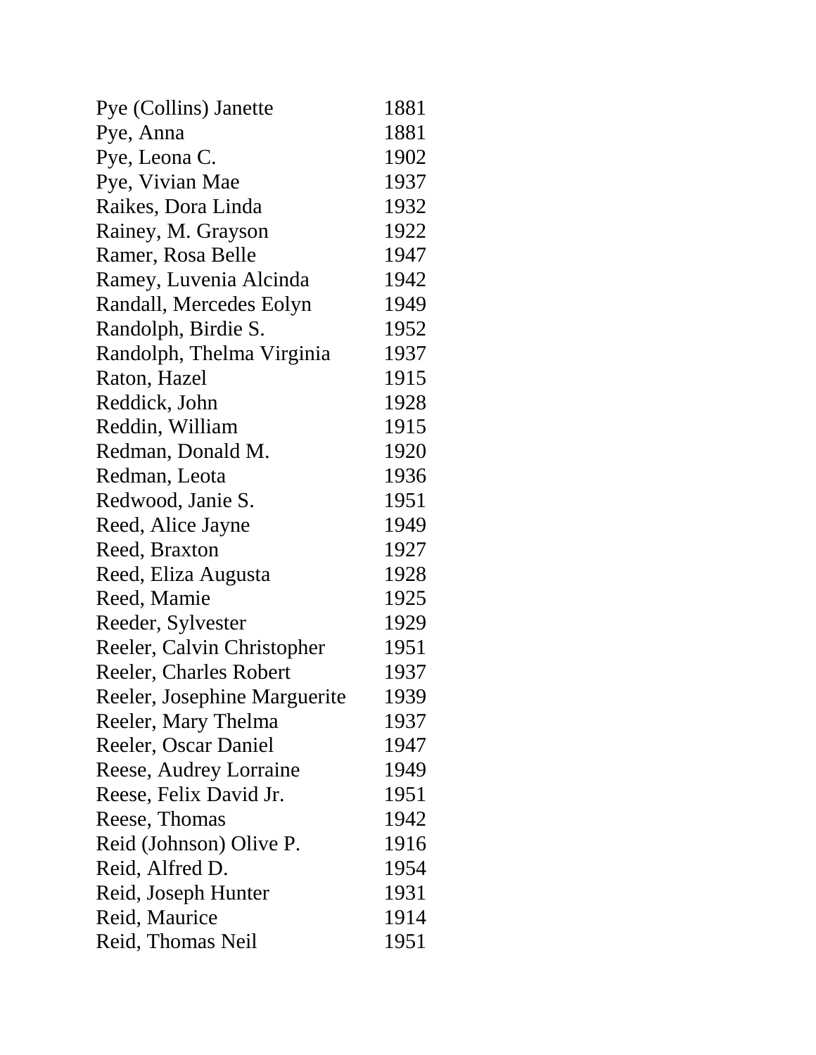| | |
|---|---|
| Pye (Collins) Janette | 1881 |
| Pye, Anna | 1881 |
| Pye, Leona C. | 1902 |
| Pye, Vivian Mae | 1937 |
| Raikes, Dora Linda | 1932 |
| Rainey, M. Grayson | 1922 |
| Ramer, Rosa Belle | 1947 |
| Ramey, Luvenia Alcinda | 1942 |
| Randall, Mercedes Eolyn | 1949 |
| Randolph, Birdie S. | 1952 |
| Randolph, Thelma Virginia | 1937 |
| Raton, Hazel | 1915 |
| Reddick, John | 1928 |
| Reddin, William | 1915 |
| Redman, Donald M. | 1920 |
| Redman, Leota | 1936 |
| Redwood, Janie S. | 1951 |
| Reed, Alice Jayne | 1949 |
| Reed, Braxton | 1927 |
| Reed, Eliza Augusta | 1928 |
| Reed, Mamie | 1925 |
| Reeder, Sylvester | 1929 |
| Reeler, Calvin Christopher | 1951 |
| Reeler, Charles Robert | 1937 |
| Reeler, Josephine Marguerite | 1939 |
| Reeler, Mary Thelma | 1937 |
| Reeler, Oscar Daniel | 1947 |
| Reese, Audrey Lorraine | 1949 |
| Reese, Felix David Jr. | 1951 |
| Reese, Thomas | 1942 |
| Reid (Johnson) Olive P. | 1916 |
| Reid, Alfred D. | 1954 |
| Reid, Joseph Hunter | 1931 |
| Reid, Maurice | 1914 |
| Reid, Thomas Neil | 1951 |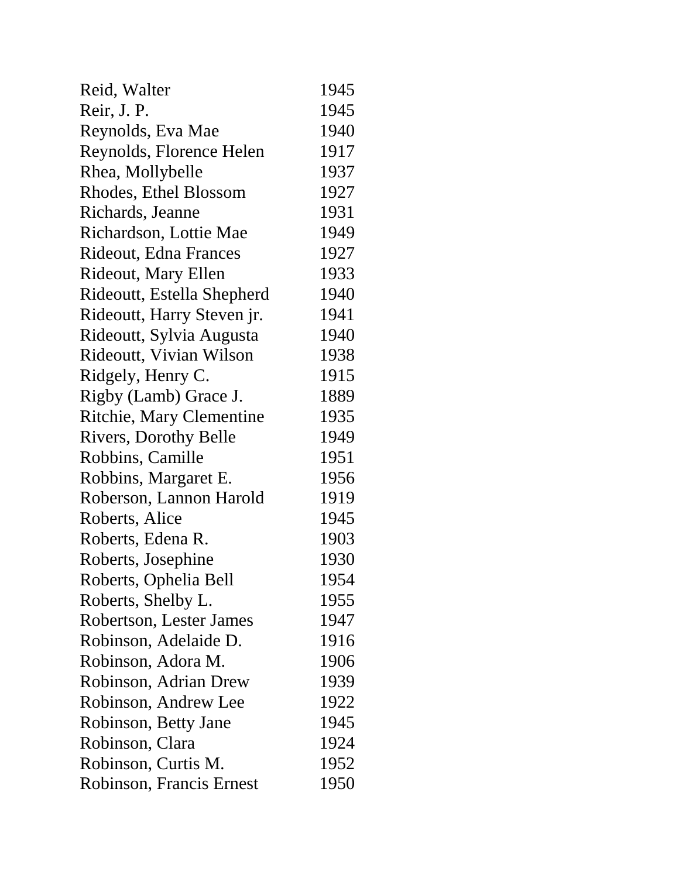| | |
|---|---|
| Reid, Walter | 1945 |
| Reir, J. P. | 1945 |
| Reynolds, Eva Mae | 1940 |
| Reynolds, Florence Helen | 1917 |
| Rhea, Mollybelle | 1937 |
| Rhodes, Ethel Blossom | 1927 |
| Richards, Jeanne | 1931 |
| Richardson, Lottie Mae | 1949 |
| Rideout, Edna Frances | 1927 |
| Rideout, Mary Ellen | 1933 |
| Rideoutt, Estella Shepherd | 1940 |
| Rideoutt, Harry Steven jr. | 1941 |
| Rideoutt, Sylvia Augusta | 1940 |
| Rideoutt, Vivian Wilson | 1938 |
| Ridgely, Henry C. | 1915 |
| Rigby (Lamb) Grace J. | 1889 |
| Ritchie, Mary Clementine | 1935 |
| Rivers, Dorothy Belle | 1949 |
| Robbins, Camille | 1951 |
| Robbins, Margaret E. | 1956 |
| Roberson, Lannon Harold | 1919 |
| Roberts, Alice | 1945 |
| Roberts, Edena R. | 1903 |
| Roberts, Josephine | 1930 |
| Roberts, Ophelia Bell | 1954 |
| Roberts, Shelby L. | 1955 |
| Robertson, Lester James | 1947 |
| Robinson, Adelaide D. | 1916 |
| Robinson, Adora M. | 1906 |
| Robinson, Adrian Drew | 1939 |
| Robinson, Andrew Lee | 1922 |
| Robinson, Betty Jane | 1945 |
| Robinson, Clara | 1924 |
| Robinson, Curtis M. | 1952 |
| Robinson, Francis Ernest | 1950 |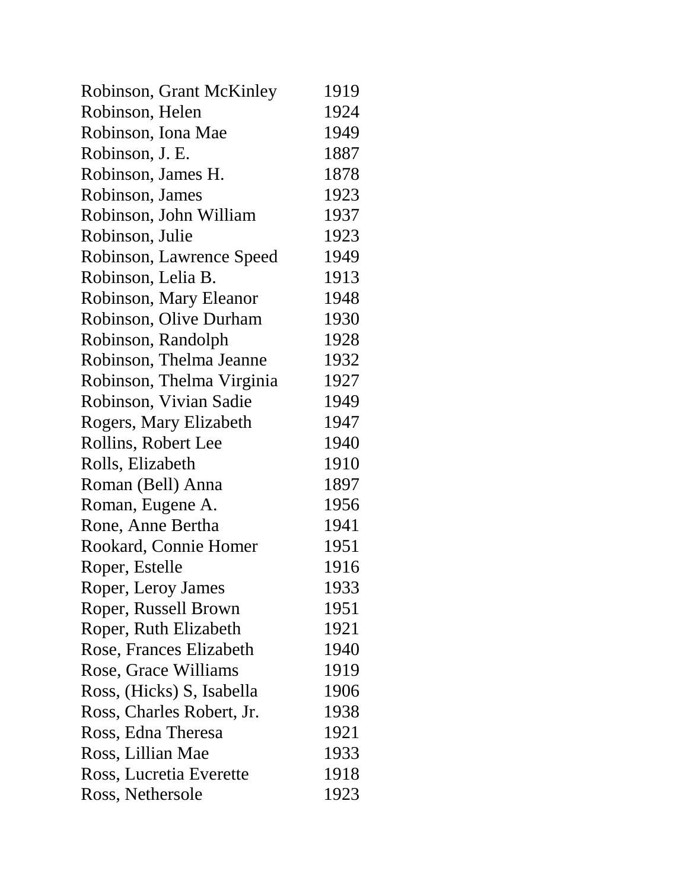| | |
|---|---|
| Robinson, Grant McKinley | 1919 |
| Robinson, Helen | 1924 |
| Robinson, Iona Mae | 1949 |
| Robinson, J. E. | 1887 |
| Robinson, James H. | 1878 |
| Robinson, James | 1923 |
| Robinson, John William | 1937 |
| Robinson, Julie | 1923 |
| Robinson, Lawrence Speed | 1949 |
| Robinson, Lelia B. | 1913 |
| Robinson, Mary Eleanor | 1948 |
| Robinson, Olive Durham | 1930 |
| Robinson, Randolph | 1928 |
| Robinson, Thelma Jeanne | 1932 |
| Robinson, Thelma Virginia | 1927 |
| Robinson, Vivian Sadie | 1949 |
| Rogers, Mary Elizabeth | 1947 |
| Rollins, Robert Lee | 1940 |
| Rolls, Elizabeth | 1910 |
| Roman (Bell) Anna | 1897 |
| Roman, Eugene A. | 1956 |
| Rone, Anne Bertha | 1941 |
| Rookard, Connie Homer | 1951 |
| Roper, Estelle | 1916 |
| Roper, Leroy James | 1933 |
| Roper, Russell Brown | 1951 |
| Roper, Ruth Elizabeth | 1921 |
| Rose, Frances Elizabeth | 1940 |
| Rose, Grace Williams | 1919 |
| Ross, (Hicks) S, Isabella | 1906 |
| Ross, Charles Robert, Jr. | 1938 |
| Ross, Edna Theresa | 1921 |
| Ross, Lillian Mae | 1933 |
| Ross, Lucretia Everette | 1918 |
| Ross, Nethersole | 1923 |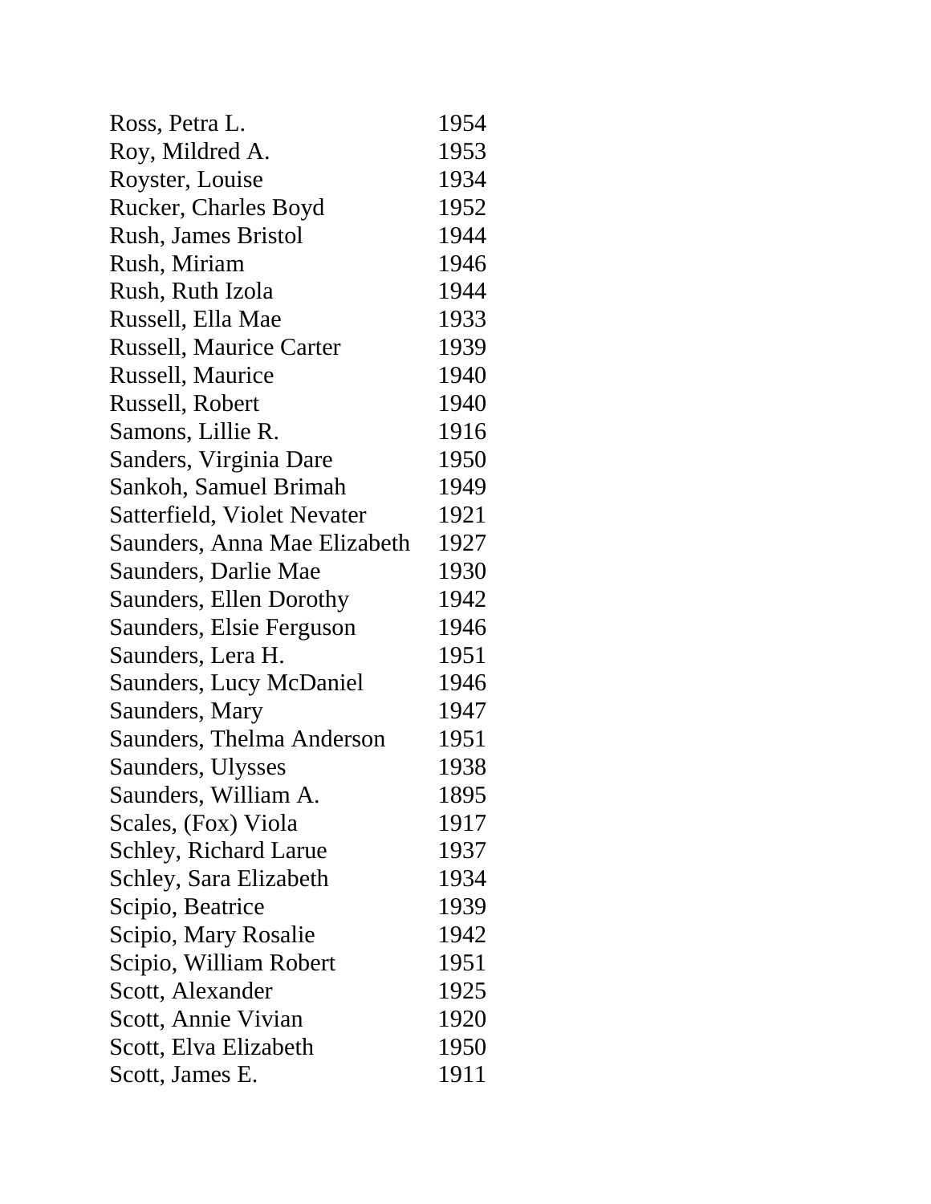| | |
|---|---|
| Ross, Petra L. | 1954 |
| Roy, Mildred A. | 1953 |
| Royster, Louise | 1934 |
| Rucker, Charles Boyd | 1952 |
| Rush, James Bristol | 1944 |
| Rush, Miriam | 1946 |
| Rush, Ruth Izola | 1944 |
| Russell, Ella Mae | 1933 |
| Russell, Maurice Carter | 1939 |
| Russell, Maurice | 1940 |
| Russell, Robert | 1940 |
| Samons, Lillie R. | 1916 |
| Sanders, Virginia Dare | 1950 |
| Sankoh, Samuel Brimah | 1949 |
| Satterfield, Violet Nevater | 1921 |
| Saunders, Anna Mae Elizabeth | 1927 |
| Saunders, Darlie Mae | 1930 |
| Saunders, Ellen Dorothy | 1942 |
| Saunders, Elsie Ferguson | 1946 |
| Saunders, Lera H. | 1951 |
| Saunders, Lucy McDaniel | 1946 |
| Saunders, Mary | 1947 |
| Saunders, Thelma Anderson | 1951 |
| Saunders, Ulysses | 1938 |
| Saunders, William A. | 1895 |
| Scales, (Fox) Viola | 1917 |
| Schley, Richard Larue | 1937 |
| Schley, Sara Elizabeth | 1934 |
| Scipio, Beatrice | 1939 |
| Scipio, Mary Rosalie | 1942 |
| Scipio, William Robert | 1951 |
| Scott, Alexander | 1925 |
| Scott, Annie Vivian | 1920 |
| Scott, Elva Elizabeth | 1950 |
| Scott, James E. | 1911 |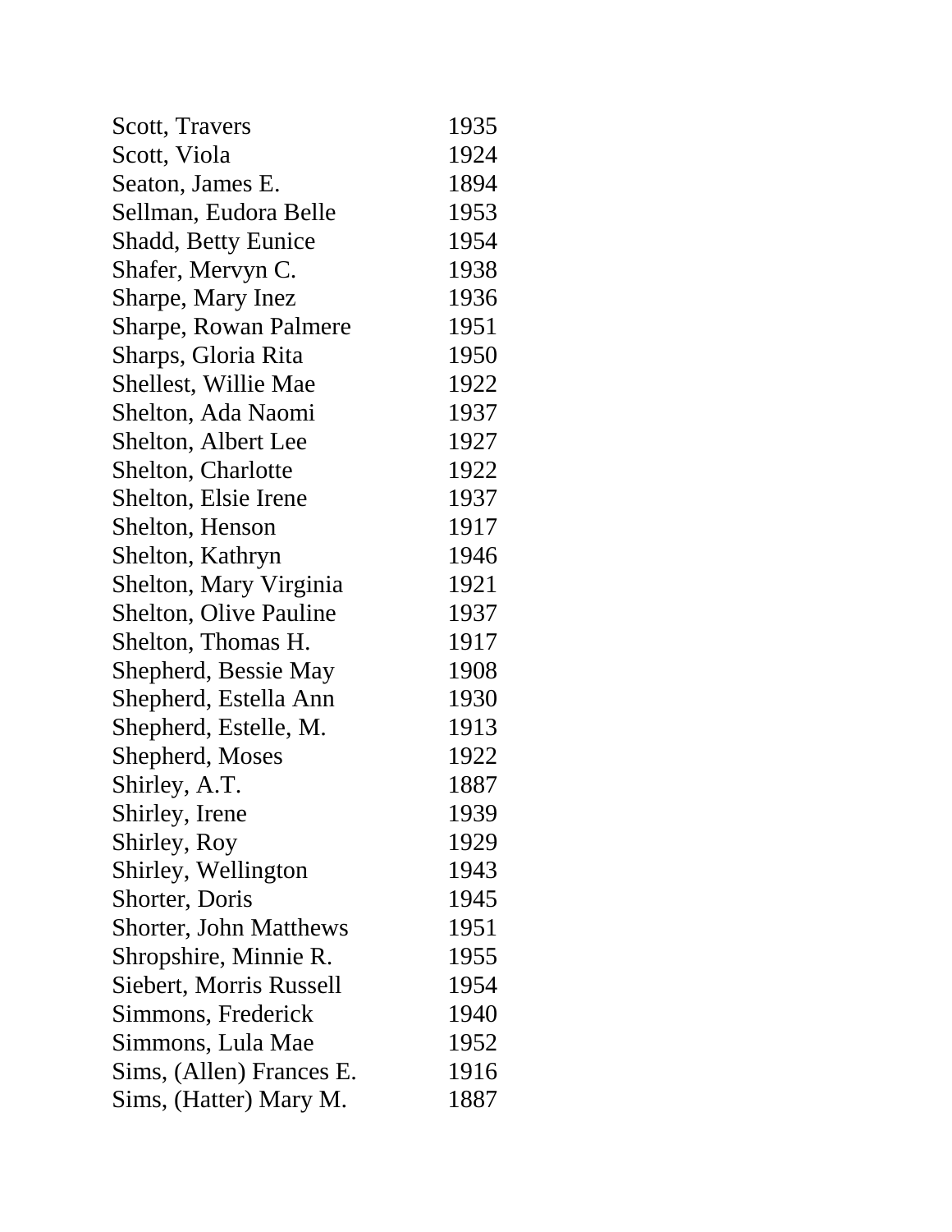| | |
|---|---|
| Scott, Travers | 1935 |
| Scott, Viola | 1924 |
| Seaton, James E. | 1894 |
| Sellman, Eudora Belle | 1953 |
| Shadd, Betty Eunice | 1954 |
| Shafer, Mervyn C. | 1938 |
| Sharpe, Mary Inez | 1936 |
| Sharpe, Rowan Palmere | 1951 |
| Sharps, Gloria Rita | 1950 |
| Shellest, Willie Mae | 1922 |
| Shelton, Ada Naomi | 1937 |
| Shelton, Albert Lee | 1927 |
| Shelton, Charlotte | 1922 |
| Shelton, Elsie Irene | 1937 |
| Shelton, Henson | 1917 |
| Shelton, Kathryn | 1946 |
| Shelton, Mary Virginia | 1921 |
| Shelton, Olive Pauline | 1937 |
| Shelton, Thomas H. | 1917 |
| Shepherd, Bessie May | 1908 |
| Shepherd, Estella Ann | 1930 |
| Shepherd, Estelle, M. | 1913 |
| Shepherd, Moses | 1922 |
| Shirley, A.T. | 1887 |
| Shirley, Irene | 1939 |
| Shirley, Roy | 1929 |
| Shirley, Wellington | 1943 |
| Shorter, Doris | 1945 |
| Shorter, John Matthews | 1951 |
| Shropshire, Minnie R. | 1955 |
| Siebert, Morris Russell | 1954 |
| Simmons, Frederick | 1940 |
| Simmons, Lula Mae | 1952 |
| Sims, (Allen) Frances E. | 1916 |
| Sims, (Hatter) Mary M. | 1887 |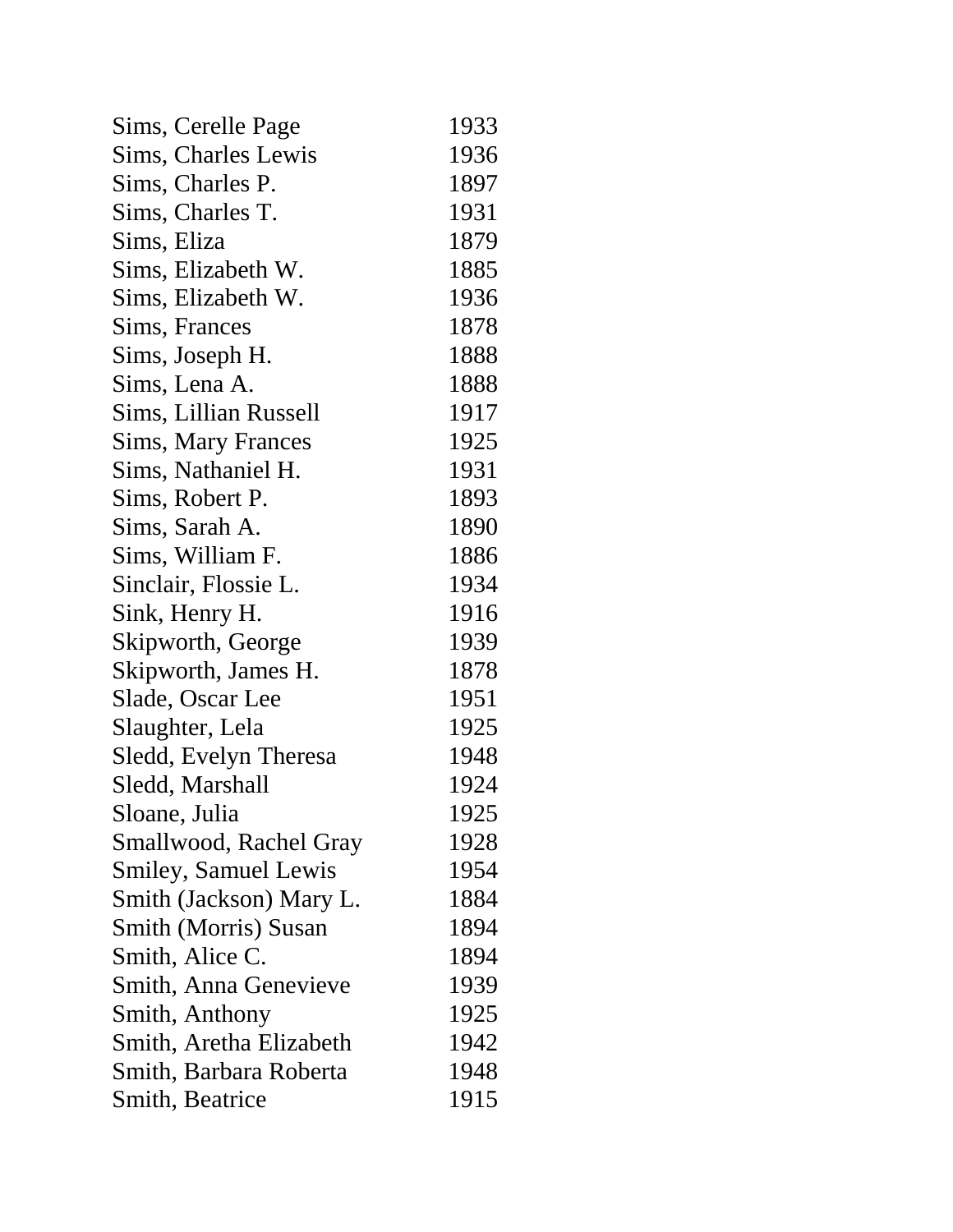| | |
|---|---|
| Sims, Cerelle Page | 1933 |
| Sims, Charles Lewis | 1936 |
| Sims, Charles P. | 1897 |
| Sims, Charles T. | 1931 |
| Sims, Eliza | 1879 |
| Sims, Elizabeth W. | 1885 |
| Sims, Elizabeth W. | 1936 |
| Sims, Frances | 1878 |
| Sims, Joseph H. | 1888 |
| Sims, Lena A. | 1888 |
| Sims, Lillian Russell | 1917 |
| Sims, Mary Frances | 1925 |
| Sims, Nathaniel H. | 1931 |
| Sims, Robert P. | 1893 |
| Sims, Sarah A. | 1890 |
| Sims, William F. | 1886 |
| Sinclair, Flossie L. | 1934 |
| Sink, Henry H. | 1916 |
| Skipworth, George | 1939 |
| Skipworth, James H. | 1878 |
| Slade, Oscar Lee | 1951 |
| Slaughter, Lela | 1925 |
| Sledd, Evelyn Theresa | 1948 |
| Sledd, Marshall | 1924 |
| Sloane, Julia | 1925 |
| Smallwood, Rachel Gray | 1928 |
| Smiley, Samuel Lewis | 1954 |
| Smith (Jackson) Mary L. | 1884 |
| Smith (Morris) Susan | 1894 |
| Smith, Alice C. | 1894 |
| Smith, Anna Genevieve | 1939 |
| Smith, Anthony | 1925 |
| Smith, Aretha Elizabeth | 1942 |
| Smith, Barbara Roberta | 1948 |
| Smith, Beatrice | 1915 |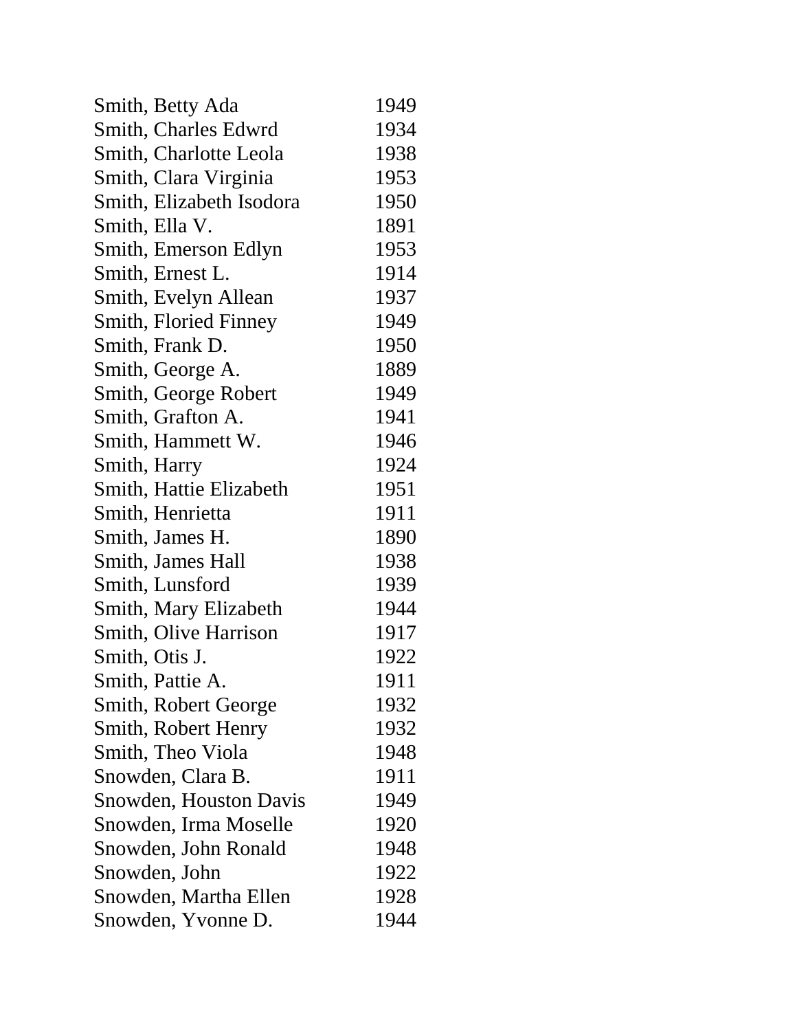| | |
|---|---|
| Smith, Betty Ada | 1949 |
| Smith, Charles Edwrd | 1934 |
| Smith, Charlotte Leola | 1938 |
| Smith, Clara Virginia | 1953 |
| Smith, Elizabeth Isodora | 1950 |
| Smith, Ella V. | 1891 |
| Smith, Emerson Edlyn | 1953 |
| Smith, Ernest L. | 1914 |
| Smith, Evelyn Allean | 1937 |
| Smith, Floried Finney | 1949 |
| Smith, Frank D. | 1950 |
| Smith, George A. | 1889 |
| Smith, George Robert | 1949 |
| Smith, Grafton A. | 1941 |
| Smith, Hammett W. | 1946 |
| Smith, Harry | 1924 |
| Smith, Hattie Elizabeth | 1951 |
| Smith, Henrietta | 1911 |
| Smith, James H. | 1890 |
| Smith, James Hall | 1938 |
| Smith, Lunsford | 1939 |
| Smith, Mary Elizabeth | 1944 |
| Smith, Olive Harrison | 1917 |
| Smith, Otis J. | 1922 |
| Smith, Pattie A. | 1911 |
| Smith, Robert George | 1932 |
| Smith, Robert Henry | 1932 |
| Smith, Theo Viola | 1948 |
| Snowden, Clara B. | 1911 |
| Snowden, Houston Davis | 1949 |
| Snowden, Irma Moselle | 1920 |
| Snowden, John Ronald | 1948 |
| Snowden, John | 1922 |
| Snowden, Martha Ellen | 1928 |
| Snowden, Yvonne D. | 1944 |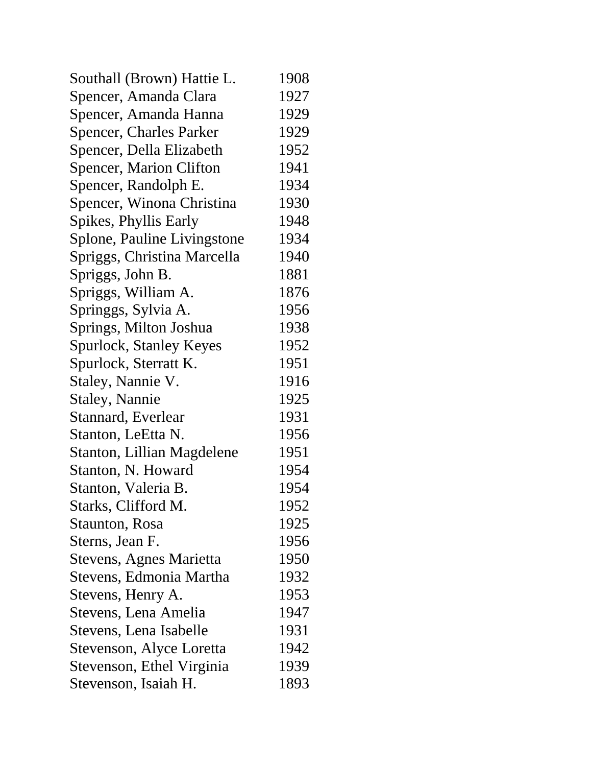| | |
|---|---|
| Southall (Brown) Hattie L. | 1908 |
| Spencer, Amanda Clara | 1927 |
| Spencer, Amanda Hanna | 1929 |
| Spencer, Charles Parker | 1929 |
| Spencer, Della Elizabeth | 1952 |
| Spencer, Marion Clifton | 1941 |
| Spencer, Randolph E. | 1934 |
| Spencer, Winona Christina | 1930 |
| Spikes, Phyllis Early | 1948 |
| Splone, Pauline Livingstone | 1934 |
| Spriggs, Christina Marcella | 1940 |
| Spriggs, John B. | 1881 |
| Spriggs, William A. | 1876 |
| Springgs, Sylvia A. | 1956 |
| Springs, Milton Joshua | 1938 |
| Spurlock, Stanley Keyes | 1952 |
| Spurlock, Sterratt K. | 1951 |
| Staley, Nannie V. | 1916 |
| Staley, Nannie | 1925 |
| Stannard, Everlear | 1931 |
| Stanton, LeEtta N. | 1956 |
| Stanton, Lillian Magdelene | 1951 |
| Stanton, N. Howard | 1954 |
| Stanton, Valeria B. | 1954 |
| Starks, Clifford M. | 1952 |
| Staunton, Rosa | 1925 |
| Sterns, Jean F. | 1956 |
| Stevens, Agnes Marietta | 1950 |
| Stevens, Edmonia Martha | 1932 |
| Stevens, Henry A. | 1953 |
| Stevens, Lena Amelia | 1947 |
| Stevens, Lena Isabelle | 1931 |
| Stevenson, Alyce Loretta | 1942 |
| Stevenson, Ethel Virginia | 1939 |
| Stevenson, Isaiah H. | 1893 |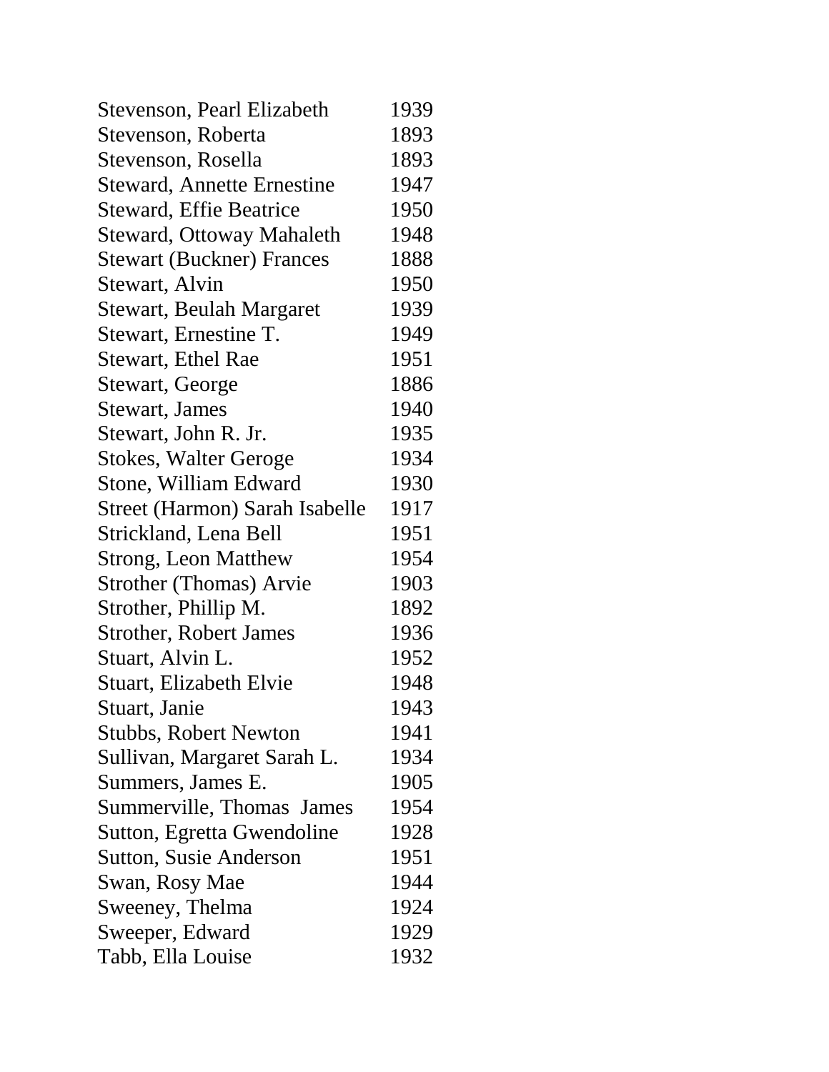| | |
|---|---|
| Stevenson, Pearl Elizabeth | 1939 |
| Stevenson, Roberta | 1893 |
| Stevenson, Rosella | 1893 |
| Steward, Annette Ernestine | 1947 |
| Steward, Effie Beatrice | 1950 |
| Steward, Ottoway Mahaleth | 1948 |
| Stewart (Buckner) Frances | 1888 |
| Stewart, Alvin | 1950 |
| Stewart, Beulah Margaret | 1939 |
| Stewart, Ernestine T. | 1949 |
| Stewart, Ethel Rae | 1951 |
| Stewart, George | 1886 |
| Stewart, James | 1940 |
| Stewart, John R. Jr. | 1935 |
| Stokes, Walter Geroge | 1934 |
| Stone, William Edward | 1930 |
| Street (Harmon) Sarah Isabelle | 1917 |
| Strickland, Lena Bell | 1951 |
| Strong, Leon Matthew | 1954 |
| Strother (Thomas) Arvie | 1903 |
| Strother, Phillip M. | 1892 |
| Strother, Robert James | 1936 |
| Stuart, Alvin L. | 1952 |
| Stuart, Elizabeth Elvie | 1948 |
| Stuart, Janie | 1943 |
| Stubbs, Robert Newton | 1941 |
| Sullivan, Margaret Sarah L. | 1934 |
| Summers, James E. | 1905 |
| Summerville, Thomas James | 1954 |
| Sutton, Egretta Gwendoline | 1928 |
| Sutton, Susie Anderson | 1951 |
| Swan, Rosy Mae | 1944 |
| Sweeney, Thelma | 1924 |
| Sweeper, Edward | 1929 |
| Tabb, Ella Louise | 1932 |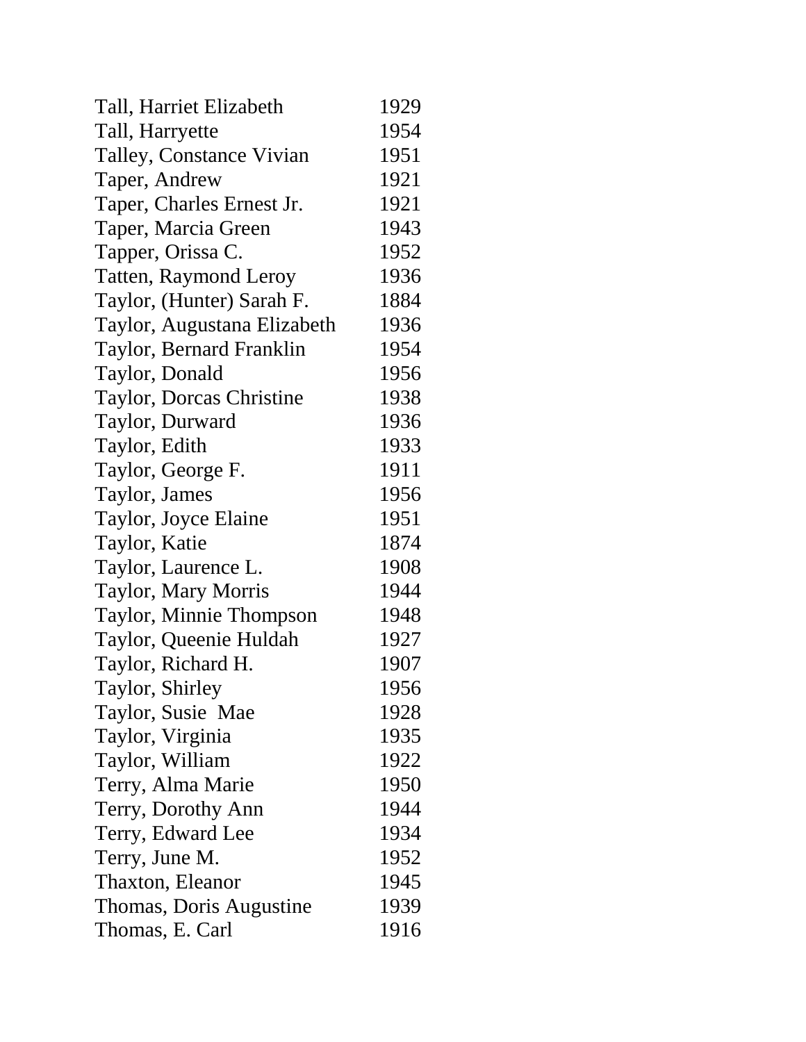| | |
|---|---|
| Tall, Harriet Elizabeth | 1929 |
| Tall, Harryette | 1954 |
| Talley, Constance Vivian | 1951 |
| Taper, Andrew | 1921 |
| Taper, Charles Ernest Jr. | 1921 |
| Taper, Marcia Green | 1943 |
| Tapper, Orissa C. | 1952 |
| Tatten, Raymond Leroy | 1936 |
| Taylor, (Hunter) Sarah F. | 1884 |
| Taylor, Augustana Elizabeth | 1936 |
| Taylor, Bernard Franklin | 1954 |
| Taylor, Donald | 1956 |
| Taylor, Dorcas Christine | 1938 |
| Taylor, Durward | 1936 |
| Taylor, Edith | 1933 |
| Taylor, George F. | 1911 |
| Taylor, James | 1956 |
| Taylor, Joyce Elaine | 1951 |
| Taylor, Katie | 1874 |
| Taylor, Laurence L. | 1908 |
| Taylor, Mary Morris | 1944 |
| Taylor, Minnie Thompson | 1948 |
| Taylor, Queenie Huldah | 1927 |
| Taylor, Richard H. | 1907 |
| Taylor, Shirley | 1956 |
| Taylor, Susie Mae | 1928 |
| Taylor, Virginia | 1935 |
| Taylor, William | 1922 |
| Terry, Alma Marie | 1950 |
| Terry, Dorothy Ann | 1944 |
| Terry, Edward Lee | 1934 |
| Terry, June M. | 1952 |
| Thaxton, Eleanor | 1945 |
| Thomas, Doris Augustine | 1939 |
| Thomas, E. Carl | 1916 |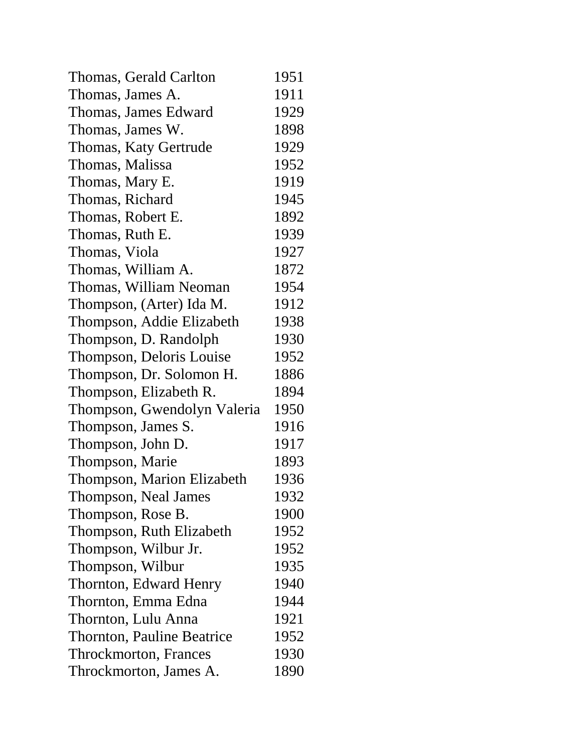| | |
|---|---|
| Thomas, Gerald Carlton | 1951 |
| Thomas, James A. | 1911 |
| Thomas, James Edward | 1929 |
| Thomas, James W. | 1898 |
| Thomas, Katy Gertrude | 1929 |
| Thomas, Malissa | 1952 |
| Thomas, Mary E. | 1919 |
| Thomas, Richard | 1945 |
| Thomas, Robert E. | 1892 |
| Thomas, Ruth E. | 1939 |
| Thomas, Viola | 1927 |
| Thomas, William A. | 1872 |
| Thomas, William Neoman | 1954 |
| Thompson, (Arter) Ida M. | 1912 |
| Thompson, Addie Elizabeth | 1938 |
| Thompson, D. Randolph | 1930 |
| Thompson, Deloris Louise | 1952 |
| Thompson, Dr. Solomon H. | 1886 |
| Thompson, Elizabeth R. | 1894 |
| Thompson, Gwendolyn Valeria | 1950 |
| Thompson, James S. | 1916 |
| Thompson, John D. | 1917 |
| Thompson, Marie | 1893 |
| Thompson, Marion Elizabeth | 1936 |
| Thompson, Neal James | 1932 |
| Thompson, Rose B. | 1900 |
| Thompson, Ruth Elizabeth | 1952 |
| Thompson, Wilbur Jr. | 1952 |
| Thompson, Wilbur | 1935 |
| Thornton, Edward Henry | 1940 |
| Thornton, Emma Edna | 1944 |
| Thornton, Lulu Anna | 1921 |
| Thornton, Pauline Beatrice | 1952 |
| Throckmorton, Frances | 1930 |
| Throckmorton, James A. | 1890 |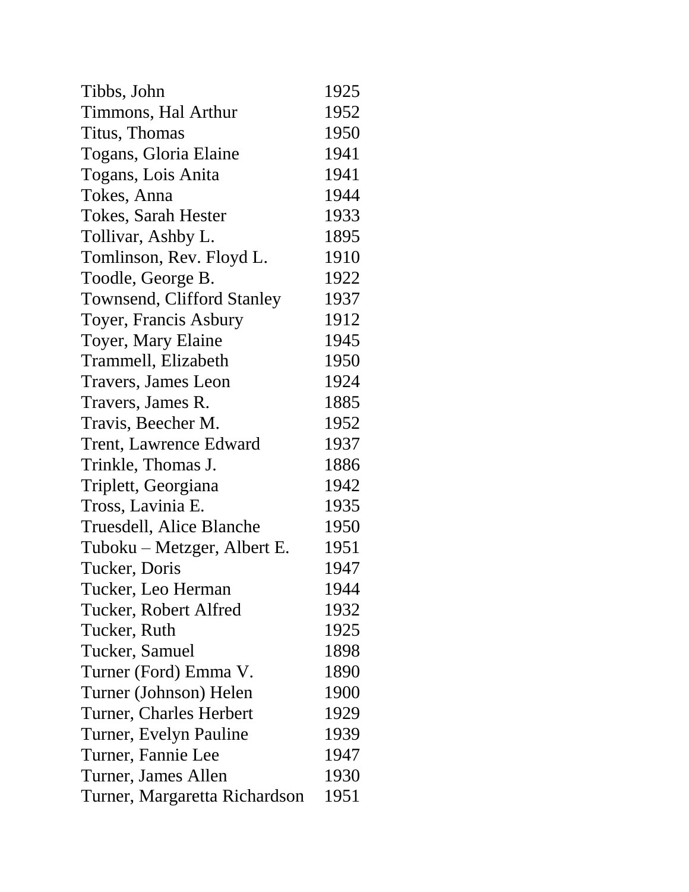| | |
|---|---|
| Tibbs, John | 1925 |
| Timmons, Hal Arthur | 1952 |
| Titus, Thomas | 1950 |
| Togans, Gloria Elaine | 1941 |
| Togans, Lois Anita | 1941 |
| Tokes, Anna | 1944 |
| Tokes, Sarah Hester | 1933 |
| Tollivar, Ashby L. | 1895 |
| Tomlinson, Rev. Floyd L. | 1910 |
| Toodle, George B. | 1922 |
| Townsend, Clifford Stanley | 1937 |
| Toyer, Francis Asbury | 1912 |
| Toyer, Mary Elaine | 1945 |
| Trammell, Elizabeth | 1950 |
| Travers, James Leon | 1924 |
| Travers, James R. | 1885 |
| Travis, Beecher M. | 1952 |
| Trent, Lawrence Edward | 1937 |
| Trinkle, Thomas J. | 1886 |
| Triplett, Georgiana | 1942 |
| Tross, Lavinia E. | 1935 |
| Truesdell, Alice Blanche | 1950 |
| Tuboku – Metzger, Albert E. | 1951 |
| Tucker, Doris | 1947 |
| Tucker, Leo Herman | 1944 |
| Tucker, Robert Alfred | 1932 |
| Tucker, Ruth | 1925 |
| Tucker, Samuel | 1898 |
| Turner (Ford) Emma V. | 1890 |
| Turner (Johnson) Helen | 1900 |
| Turner, Charles Herbert | 1929 |
| Turner, Evelyn Pauline | 1939 |
| Turner, Fannie Lee | 1947 |
| Turner, James Allen | 1930 |
| Turner, Margaretta Richardson | 1951 |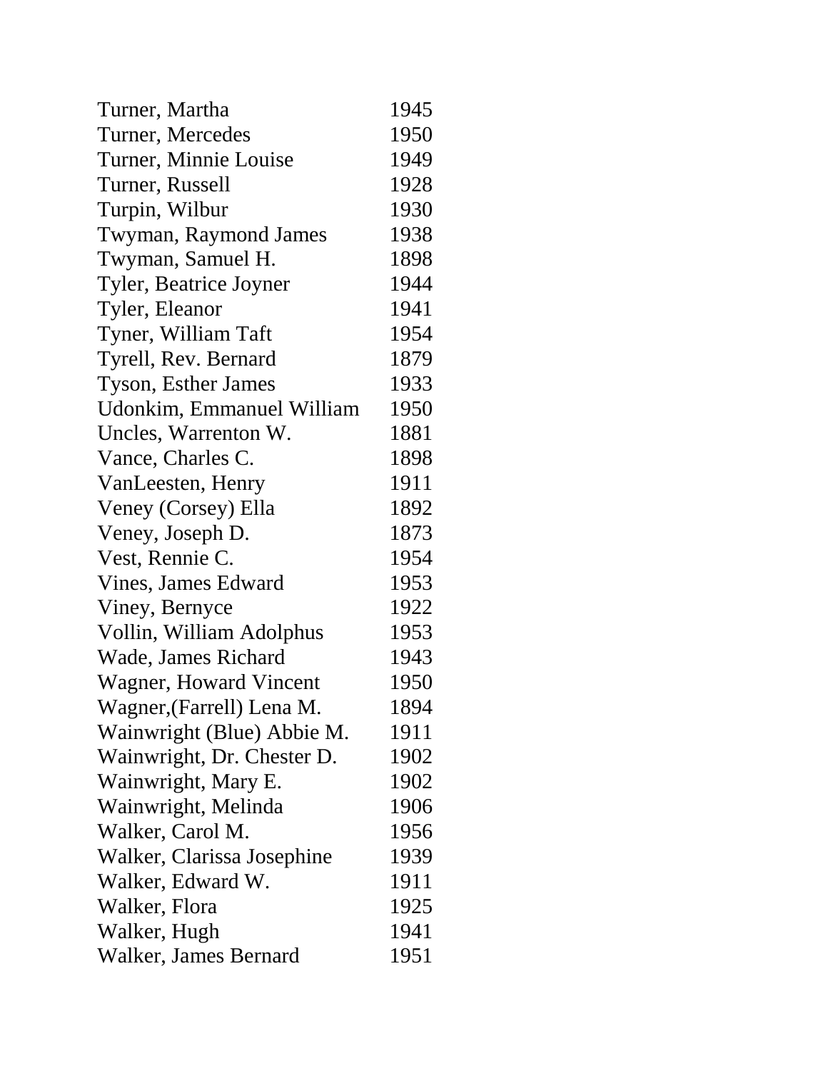| | |
|---|---|
| Turner, Martha | 1945 |
| Turner, Mercedes | 1950 |
| Turner, Minnie Louise | 1949 |
| Turner, Russell | 1928 |
| Turpin, Wilbur | 1930 |
| Twyman, Raymond James | 1938 |
| Twyman, Samuel H. | 1898 |
| Tyler, Beatrice Joyner | 1944 |
| Tyler, Eleanor | 1941 |
| Tyner, William Taft | 1954 |
| Tyrell, Rev. Bernard | 1879 |
| Tyson, Esther James | 1933 |
| Udonkim, Emmanuel William | 1950 |
| Uncles, Warrenton W. | 1881 |
| Vance, Charles C. | 1898 |
| VanLeesten, Henry | 1911 |
| Veney (Corsey) Ella | 1892 |
| Veney, Joseph D. | 1873 |
| Vest, Rennie C. | 1954 |
| Vines, James Edward | 1953 |
| Viney, Bernyce | 1922 |
| Vollin, William Adolphus | 1953 |
| Wade, James Richard | 1943 |
| Wagner, Howard Vincent | 1950 |
| Wagner,(Farrell) Lena M. | 1894 |
| Wainwright (Blue) Abbie M. | 1911 |
| Wainwright, Dr. Chester D. | 1902 |
| Wainwright, Mary E. | 1902 |
| Wainwright, Melinda | 1906 |
| Walker, Carol M. | 1956 |
| Walker, Clarissa Josephine | 1939 |
| Walker, Edward W. | 1911 |
| Walker, Flora | 1925 |
| Walker, Hugh | 1941 |
| Walker, James Bernard | 1951 |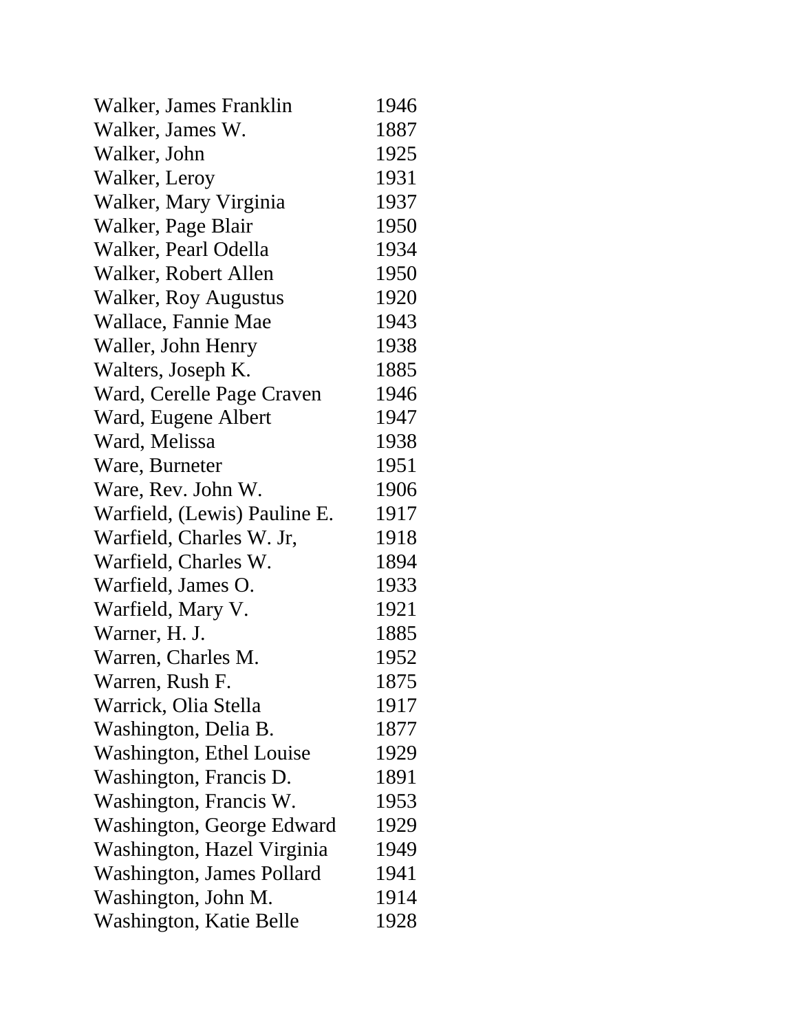| | |
|---|---|
| Walker, James Franklin | 1946 |
| Walker, James W. | 1887 |
| Walker, John | 1925 |
| Walker, Leroy | 1931 |
| Walker, Mary Virginia | 1937 |
| Walker, Page Blair | 1950 |
| Walker, Pearl Odella | 1934 |
| Walker, Robert Allen | 1950 |
| Walker, Roy Augustus | 1920 |
| Wallace, Fannie Mae | 1943 |
| Waller, John Henry | 1938 |
| Walters, Joseph K. | 1885 |
| Ward, Cerelle Page Craven | 1946 |
| Ward, Eugene Albert | 1947 |
| Ward, Melissa | 1938 |
| Ware, Burneter | 1951 |
| Ware, Rev. John W. | 1906 |
| Warfield, (Lewis) Pauline E. | 1917 |
| Warfield, Charles W. Jr, | 1918 |
| Warfield, Charles W. | 1894 |
| Warfield, James O. | 1933 |
| Warfield, Mary V. | 1921 |
| Warner, H. J. | 1885 |
| Warren, Charles M. | 1952 |
| Warren, Rush F. | 1875 |
| Warrick, Olia Stella | 1917 |
| Washington, Delia B. | 1877 |
| Washington, Ethel Louise | 1929 |
| Washington, Francis D. | 1891 |
| Washington, Francis W. | 1953 |
| Washington, George Edward | 1929 |
| Washington, Hazel Virginia | 1949 |
| Washington, James Pollard | 1941 |
| Washington, John M. | 1914 |
| Washington, Katie Belle | 1928 |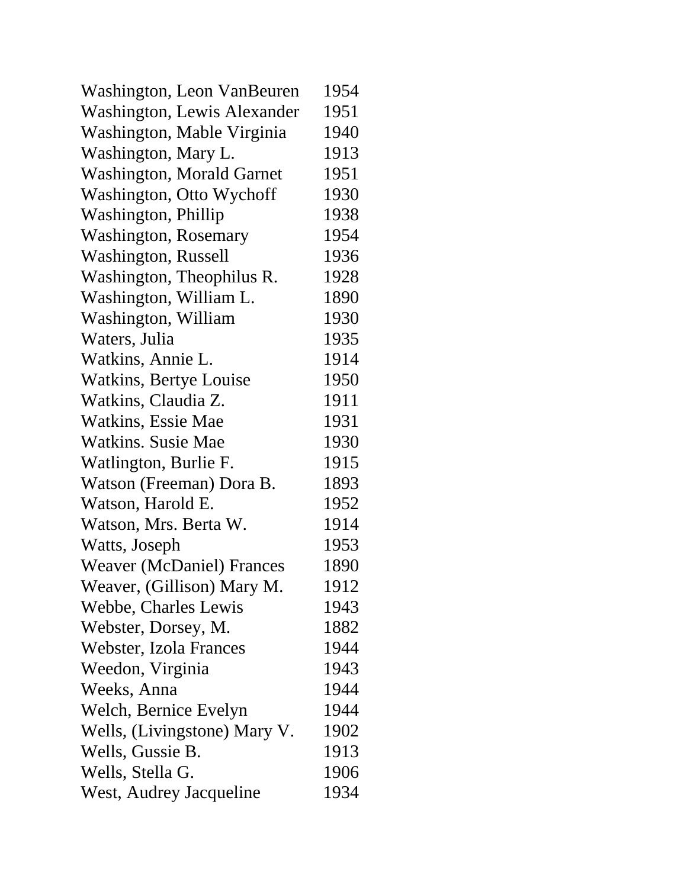| | |
|---|---|
| Washington, Leon VanBeuren | 1954 |
| Washington, Lewis Alexander | 1951 |
| Washington, Mable Virginia | 1940 |
| Washington, Mary L. | 1913 |
| Washington, Morald Garnet | 1951 |
| Washington, Otto Wychoff | 1930 |
| Washington, Phillip | 1938 |
| Washington, Rosemary | 1954 |
| Washington, Russell | 1936 |
| Washington, Theophilus R. | 1928 |
| Washington, William L. | 1890 |
| Washington, William | 1930 |
| Waters, Julia | 1935 |
| Watkins, Annie L. | 1914 |
| Watkins, Bertye Louise | 1950 |
| Watkins, Claudia Z. | 1911 |
| Watkins, Essie Mae | 1931 |
| Watkins. Susie Mae | 1930 |
| Watlington, Burlie F. | 1915 |
| Watson (Freeman) Dora B. | 1893 |
| Watson, Harold E. | 1952 |
| Watson, Mrs. Berta W. | 1914 |
| Watts, Joseph | 1953 |
| Weaver (McDaniel) Frances | 1890 |
| Weaver, (Gillison) Mary M. | 1912 |
| Webbe, Charles Lewis | 1943 |
| Webster, Dorsey, M. | 1882 |
| Webster, Izola Frances | 1944 |
| Weedon, Virginia | 1943 |
| Weeks, Anna | 1944 |
| Welch, Bernice Evelyn | 1944 |
| Wells, (Livingstone) Mary V. | 1902 |
| Wells, Gussie B. | 1913 |
| Wells, Stella G. | 1906 |
| West, Audrey Jacqueline | 1934 |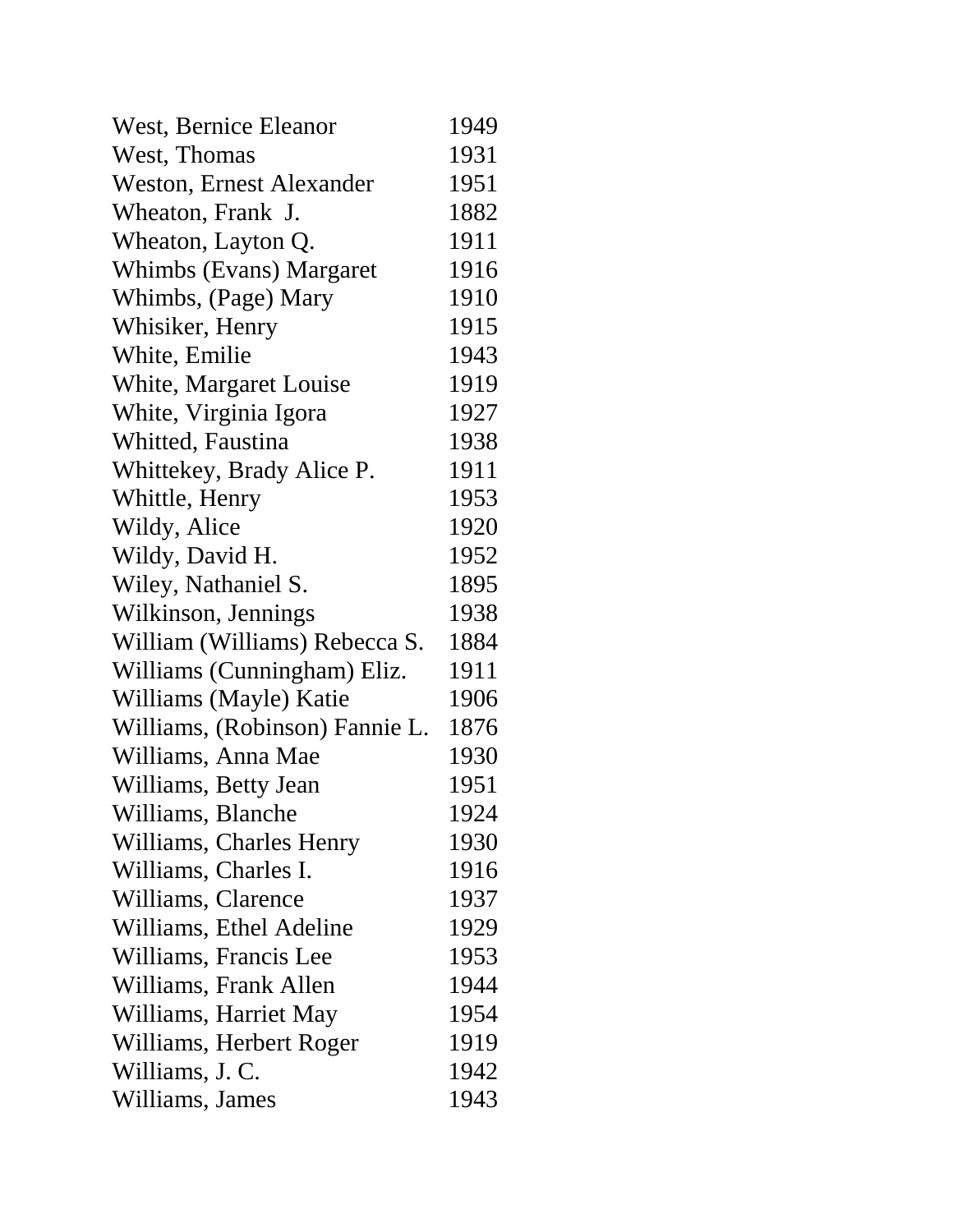| | |
|---|---|
| West, Bernice Eleanor | 1949 |
| West, Thomas | 1931 |
| Weston, Ernest Alexander | 1951 |
| Wheaton, Frank J. | 1882 |
| Wheaton, Layton Q. | 1911 |
| Whimbs (Evans) Margaret | 1916 |
| Whimbs, (Page) Mary | 1910 |
| Whisiker, Henry | 1915 |
| White, Emilie | 1943 |
| White, Margaret Louise | 1919 |
| White, Virginia Igora | 1927 |
| Whitted, Faustina | 1938 |
| Whittekey, Brady Alice P. | 1911 |
| Whittle, Henry | 1953 |
| Wildy, Alice | 1920 |
| Wildy, David H. | 1952 |
| Wiley, Nathaniel S. | 1895 |
| Wilkinson, Jennings | 1938 |
| William (Williams) Rebecca S. | 1884 |
| Williams (Cunningham) Eliz. | 1911 |
| Williams (Mayle) Katie | 1906 |
| Williams, (Robinson) Fannie L. | 1876 |
| Williams, Anna Mae | 1930 |
| Williams, Betty Jean | 1951 |
| Williams, Blanche | 1924 |
| Williams, Charles Henry | 1930 |
| Williams, Charles I. | 1916 |
| Williams, Clarence | 1937 |
| Williams, Ethel Adeline | 1929 |
| Williams, Francis Lee | 1953 |
| Williams, Frank Allen | 1944 |
| Williams, Harriet May | 1954 |
| Williams, Herbert Roger | 1919 |
| Williams, J. C. | 1942 |
| Williams, James | 1943 |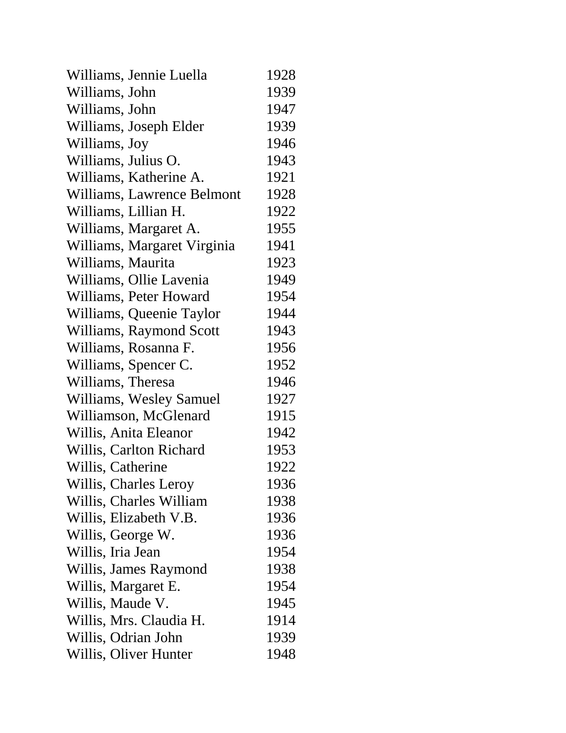| | |
|---|---|
| Williams, Jennie Luella | 1928 |
| Williams, John | 1939 |
| Williams, John | 1947 |
| Williams, Joseph Elder | 1939 |
| Williams, Joy | 1946 |
| Williams, Julius O. | 1943 |
| Williams, Katherine A. | 1921 |
| Williams, Lawrence Belmont | 1928 |
| Williams, Lillian H. | 1922 |
| Williams, Margaret A. | 1955 |
| Williams, Margaret Virginia | 1941 |
| Williams, Maurita | 1923 |
| Williams, Ollie Lavenia | 1949 |
| Williams, Peter Howard | 1954 |
| Williams, Queenie Taylor | 1944 |
| Williams, Raymond Scott | 1943 |
| Williams, Rosanna F. | 1956 |
| Williams, Spencer C. | 1952 |
| Williams, Theresa | 1946 |
| Williams, Wesley Samuel | 1927 |
| Williamson, McGlenard | 1915 |
| Willis, Anita Eleanor | 1942 |
| Willis, Carlton Richard | 1953 |
| Willis, Catherine | 1922 |
| Willis, Charles Leroy | 1936 |
| Willis, Charles William | 1938 |
| Willis, Elizabeth V.B. | 1936 |
| Willis, George W. | 1936 |
| Willis, Iria Jean | 1954 |
| Willis, James Raymond | 1938 |
| Willis, Margaret E. | 1954 |
| Willis, Maude V. | 1945 |
| Willis, Mrs. Claudia H. | 1914 |
| Willis, Odrian John | 1939 |
| Willis, Oliver Hunter | 1948 |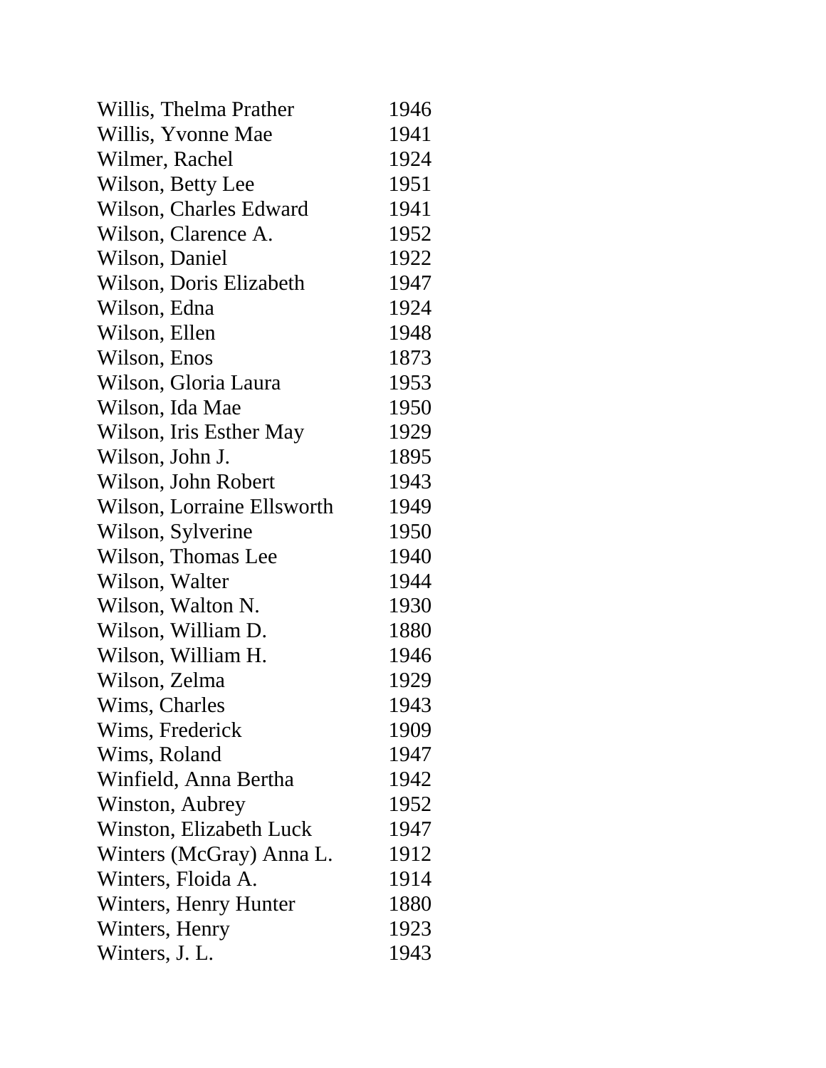| | |
|---|---|
| Willis, Thelma Prather | 1946 |
| Willis, Yvonne Mae | 1941 |
| Wilmer, Rachel | 1924 |
| Wilson, Betty Lee | 1951 |
| Wilson, Charles Edward | 1941 |
| Wilson, Clarence A. | 1952 |
| Wilson, Daniel | 1922 |
| Wilson, Doris Elizabeth | 1947 |
| Wilson, Edna | 1924 |
| Wilson, Ellen | 1948 |
| Wilson, Enos | 1873 |
| Wilson, Gloria Laura | 1953 |
| Wilson, Ida Mae | 1950 |
| Wilson, Iris Esther May | 1929 |
| Wilson, John J. | 1895 |
| Wilson, John Robert | 1943 |
| Wilson, Lorraine Ellsworth | 1949 |
| Wilson, Sylverine | 1950 |
| Wilson, Thomas Lee | 1940 |
| Wilson, Walter | 1944 |
| Wilson, Walton N. | 1930 |
| Wilson, William D. | 1880 |
| Wilson, William H. | 1946 |
| Wilson, Zelma | 1929 |
| Wims, Charles | 1943 |
| Wims, Frederick | 1909 |
| Wims, Roland | 1947 |
| Winfield, Anna Bertha | 1942 |
| Winston, Aubrey | 1952 |
| Winston, Elizabeth Luck | 1947 |
| Winters (McGray) Anna L. | 1912 |
| Winters, Floida A. | 1914 |
| Winters, Henry Hunter | 1880 |
| Winters, Henry | 1923 |
| Winters, J. L. | 1943 |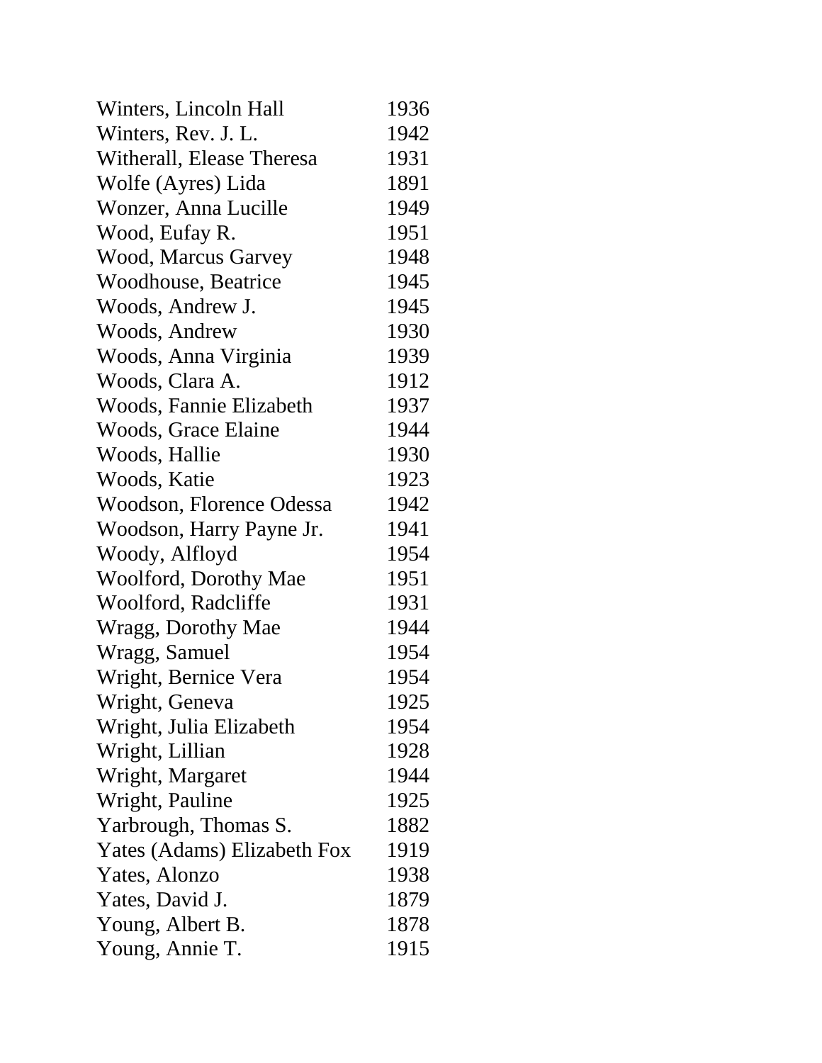| | |
|---|---|
| Winters, Lincoln Hall | 1936 |
| Winters, Rev. J. L. | 1942 |
| Witherall, Elease Theresa | 1931 |
| Wolfe (Ayres) Lida | 1891 |
| Wonzer, Anna Lucille | 1949 |
| Wood, Eufay R. | 1951 |
| Wood, Marcus Garvey | 1948 |
| Woodhouse, Beatrice | 1945 |
| Woods, Andrew J. | 1945 |
| Woods, Andrew | 1930 |
| Woods, Anna Virginia | 1939 |
| Woods, Clara A. | 1912 |
| Woods, Fannie Elizabeth | 1937 |
| Woods, Grace Elaine | 1944 |
| Woods, Hallie | 1930 |
| Woods, Katie | 1923 |
| Woodson, Florence Odessa | 1942 |
| Woodson, Harry Payne Jr. | 1941 |
| Woody, Alfloyd | 1954 |
| Woolford, Dorothy Mae | 1951 |
| Woolford, Radcliffe | 1931 |
| Wragg, Dorothy Mae | 1944 |
| Wragg, Samuel | 1954 |
| Wright, Bernice Vera | 1954 |
| Wright, Geneva | 1925 |
| Wright, Julia Elizabeth | 1954 |
| Wright, Lillian | 1928 |
| Wright, Margaret | 1944 |
| Wright, Pauline | 1925 |
| Yarbrough, Thomas S. | 1882 |
| Yates (Adams) Elizabeth Fox | 1919 |
| Yates, Alonzo | 1938 |
| Yates, David J. | 1879 |
| Young, Albert B. | 1878 |
| Young, Annie T. | 1915 |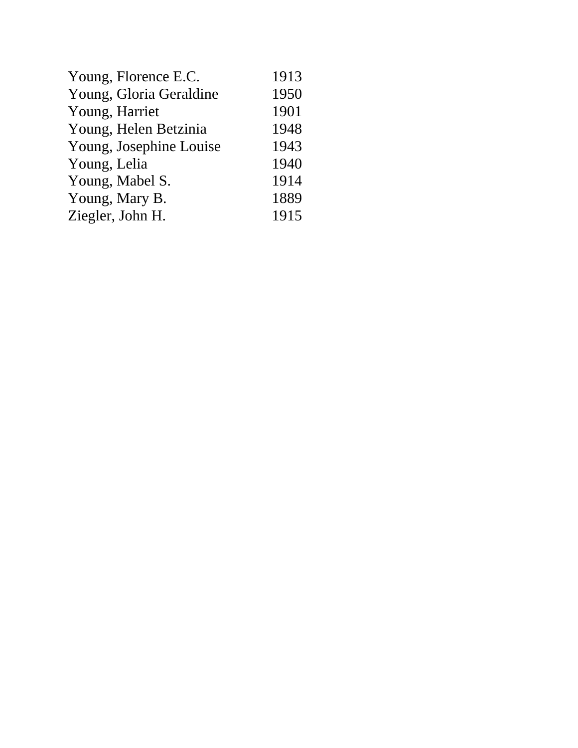| | |
|---|---|
| Young, Florence E.C. | 1913 |
| Young, Gloria Geraldine | 1950 |
| Young, Harriet | 1901 |
| Young, Helen Betzinia | 1948 |
| Young, Josephine Louise | 1943 |
| Young, Lelia | 1940 |
| Young, Mabel S. | 1914 |
| Young, Mary B. | 1889 |
| Ziegler, John H. | 1915 |